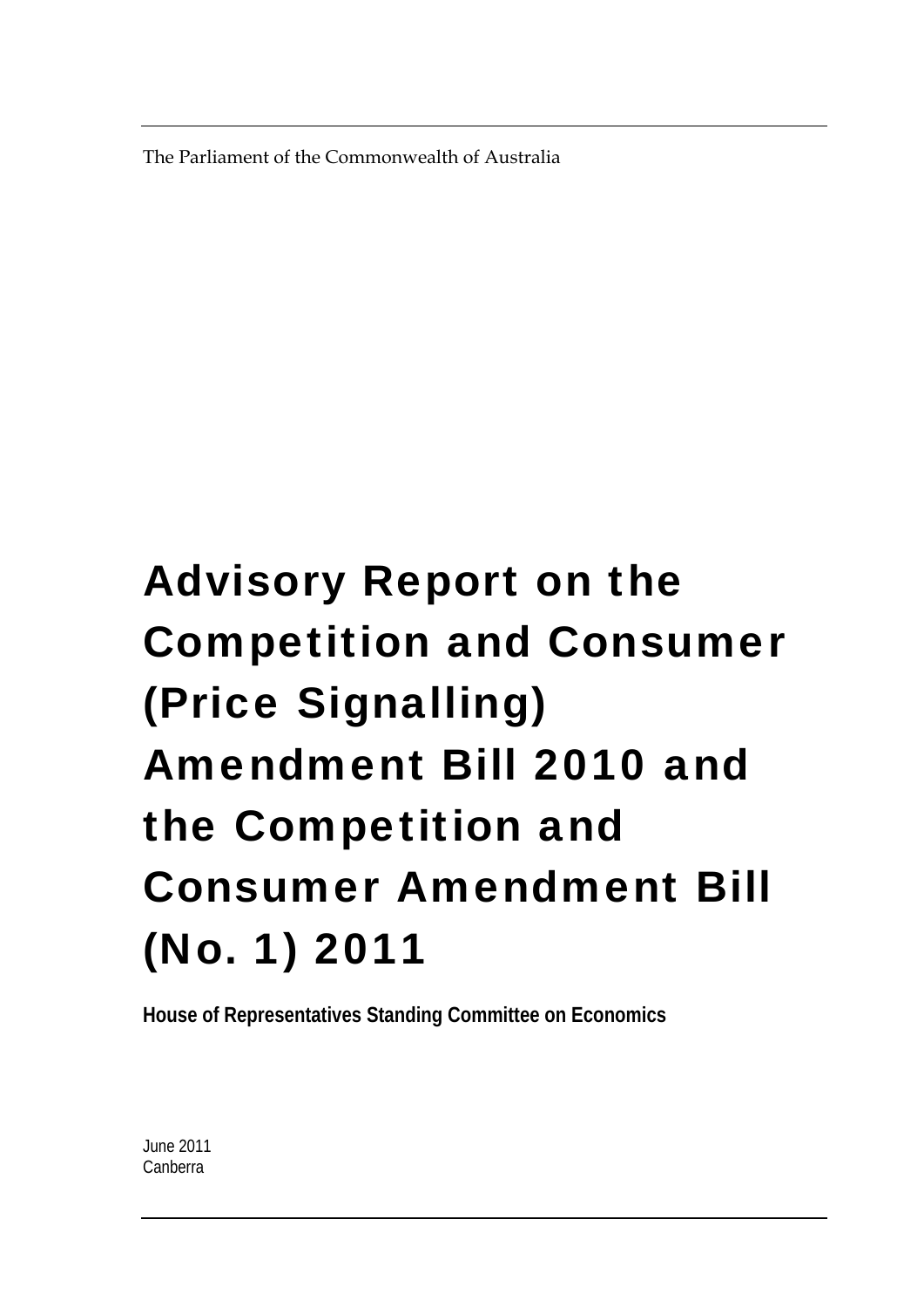The Parliament of the Commonwealth of Australia

# Advisory Report on the Competition and Consumer (Price Signalling) Amendment Bill 2010 and the Competition and Consumer Amendment Bill (No. 1) 2011

**House of Representatives Standing Committee on Economics**

June 2011
Canberra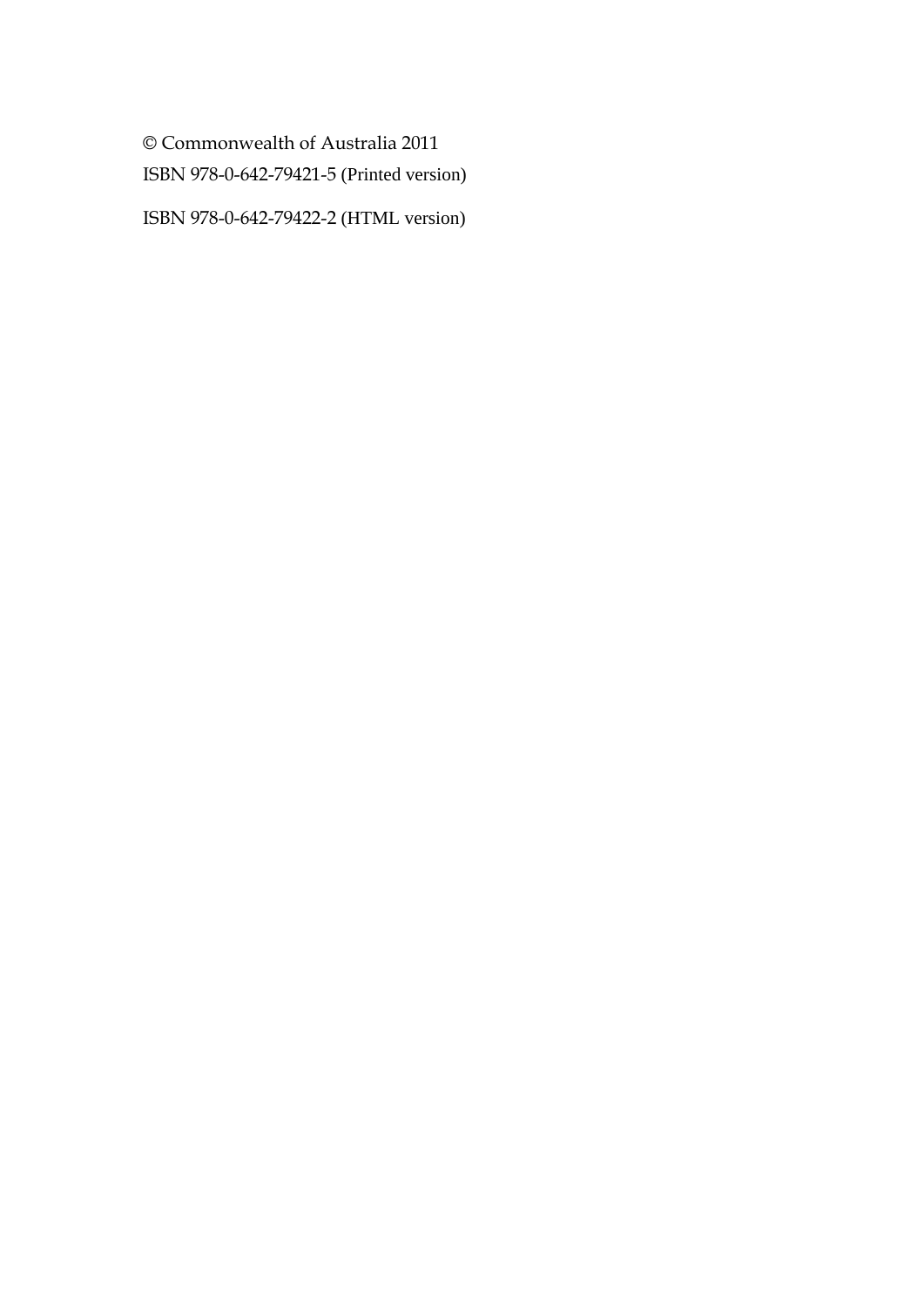© Commonwealth of Australia 2011

ISBN 978-0-642-79421-5 (Printed version)

ISBN 978-0-642-79422-2 (HTML version)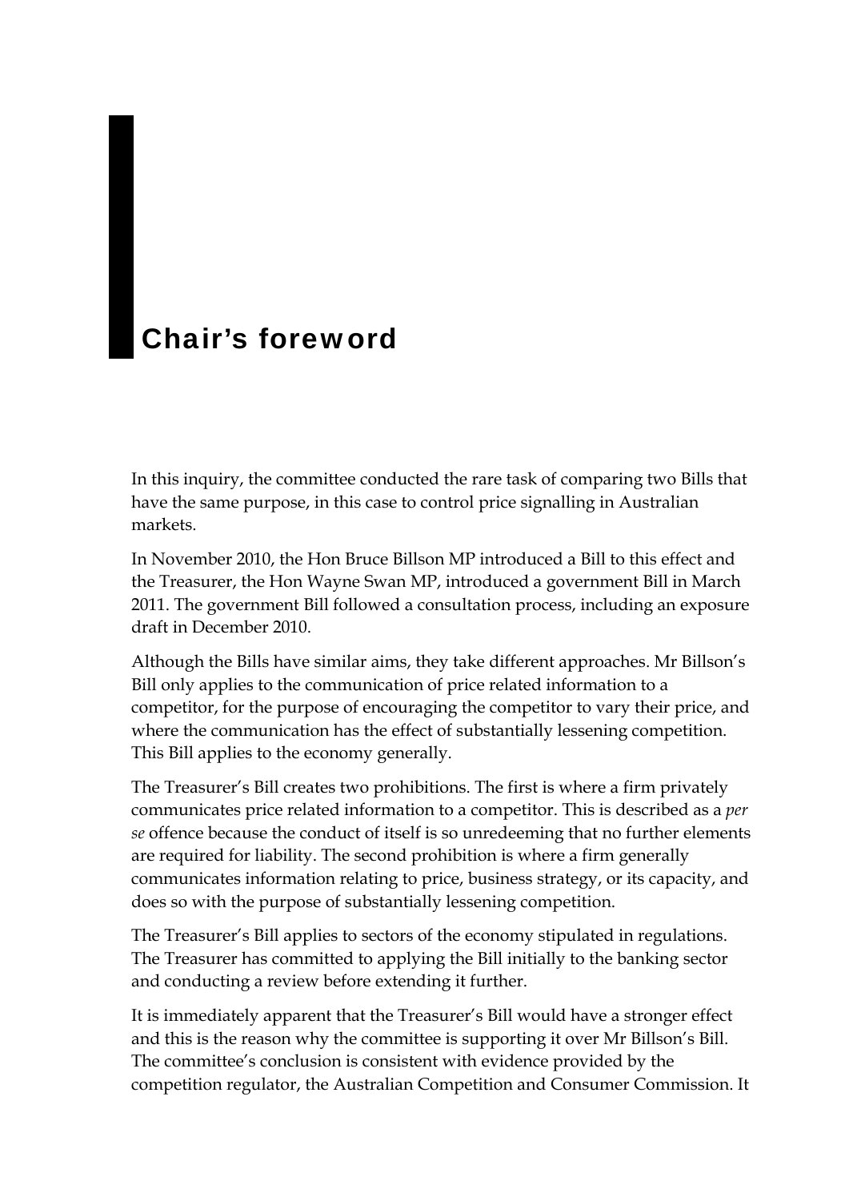# Chair's foreword

In this inquiry, the committee conducted the rare task of comparing two Bills that have the same purpose, in this case to control price signalling in Australian markets.

In November 2010, the Hon Bruce Billson MP introduced a Bill to this effect and the Treasurer, the Hon Wayne Swan MP, introduced a government Bill in March 2011. The government Bill followed a consultation process, including an exposure draft in December 2010.

Although the Bills have similar aims, they take different approaches. Mr Billson's Bill only applies to the communication of price related information to a competitor, for the purpose of encouraging the competitor to vary their price, and where the communication has the effect of substantially lessening competition. This Bill applies to the economy generally.

The Treasurer's Bill creates two prohibitions. The first is where a firm privately communicates price related information to a competitor. This is described as a *per se* offence because the conduct of itself is so unredeeming that no further elements are required for liability. The second prohibition is where a firm generally communicates information relating to price, business strategy, or its capacity, and does so with the purpose of substantially lessening competition.

The Treasurer's Bill applies to sectors of the economy stipulated in regulations. The Treasurer has committed to applying the Bill initially to the banking sector and conducting a review before extending it further.

It is immediately apparent that the Treasurer's Bill would have a stronger effect and this is the reason why the committee is supporting it over Mr Billson's Bill. The committee's conclusion is consistent with evidence provided by the competition regulator, the Australian Competition and Consumer Commission. It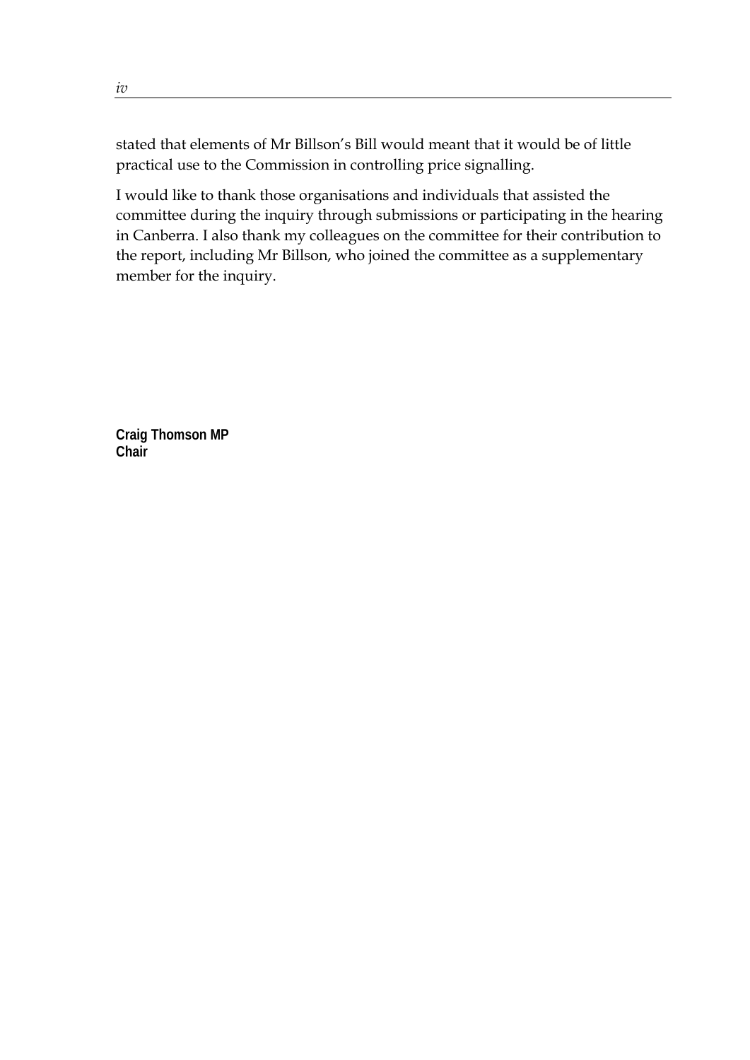stated that elements of Mr Billson's Bill would meant that it would be of little practical use to the Commission in controlling price signalling.

I would like to thank those organisations and individuals that assisted the committee during the inquiry through submissions or participating in the hearing in Canberra. I also thank my colleagues on the committee for their contribution to the report, including Mr Billson, who joined the committee as a supplementary member for the inquiry.

**Craig Thomson MP**
**Chair**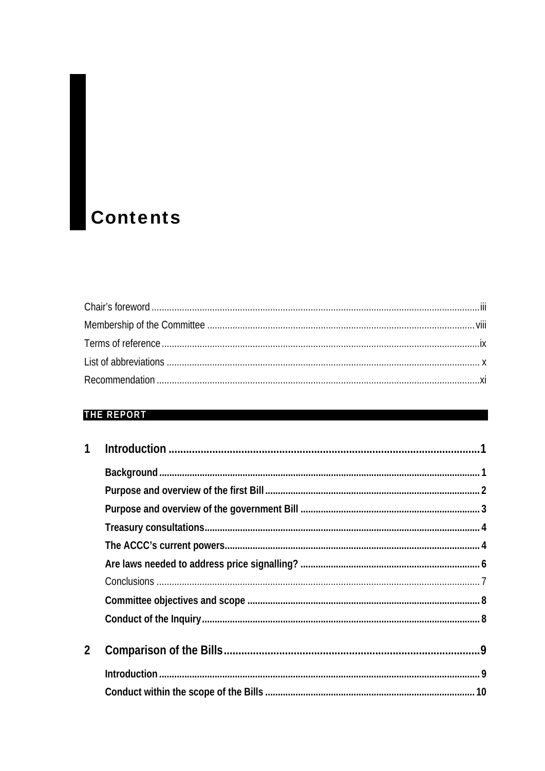# Contents

Chair's foreword ........................................................................................................................iii

Membership of the Committee ................................................................................................viii

Terms of reference ......................................................................................................................ix

List of abbreviations .................................................................................................................... x

Recommendation .........................................................................................................................xi

**THE REPORT**

## 1 Introduction ..........................................................................................................1

**Background** ............................................................................................................................1

**Purpose and overview of the first Bill** ..................................................................................2

**Purpose and overview of the government Bill** ....................................................................3

**Treasury consultations** ..........................................................................................................4

**The ACCC's current powers** ..................................................................................................4

**Are laws needed to address price signalling?** ......................................................................6

Conclusions ...............................................................................................................................7

**Committee objectives and scope** ...........................................................................................8

**Conduct of the Inquiry** ............................................................................................................8

## 2 Comparison of the Bills ........................................................................................9

**Introduction** .............................................................................................................................9

**Conduct within the scope of the Bills** ..................................................................................10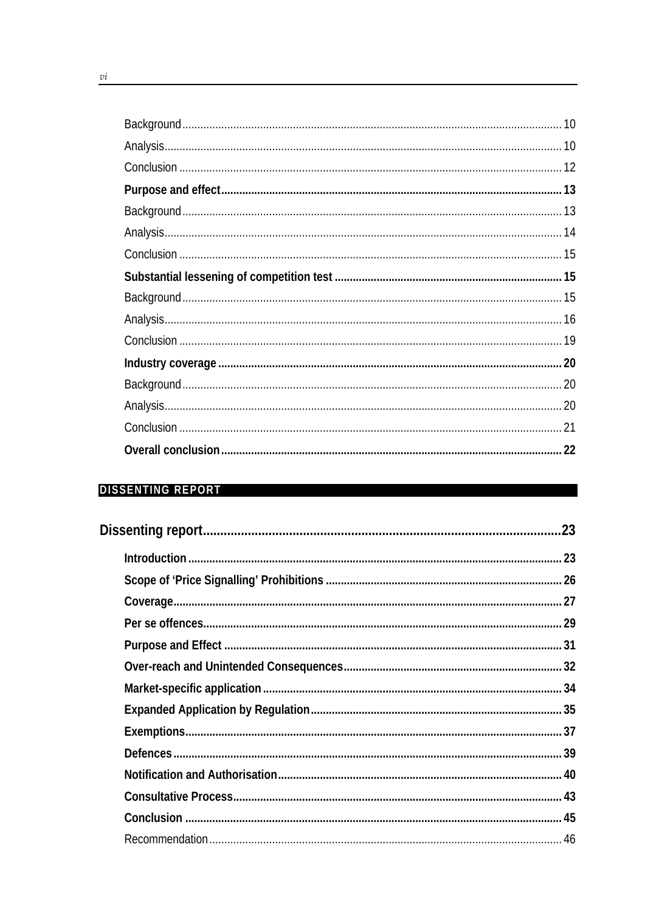Background ..... 10

Analysis ..... 10

Conclusion ..... 12

**Purpose and effect ..... 13**

Background ..... 13

Analysis ..... 14

Conclusion ..... 15

**Substantial lessening of competition test ..... 15**

Background ..... 15

Analysis ..... 16

Conclusion ..... 19

**Industry coverage ..... 20**

Background ..... 20

Analysis ..... 20

Conclusion ..... 21

**Overall conclusion ..... 22**

## DISSENTING REPORT

### Dissenting report ..... 23

**Introduction ..... 23**

**Scope of 'Price Signalling' Prohibitions ..... 26**

**Coverage ..... 27**

**Per se offences ..... 29**

**Purpose and Effect ..... 31**

**Over-reach and Unintended Consequences ..... 32**

**Market-specific application ..... 34**

**Expanded Application by Regulation ..... 35**

**Exemptions ..... 37**

**Defences ..... 39**

**Notification and Authorisation ..... 40**

**Consultative Process ..... 43**

**Conclusion ..... 45**

Recommendation ..... 46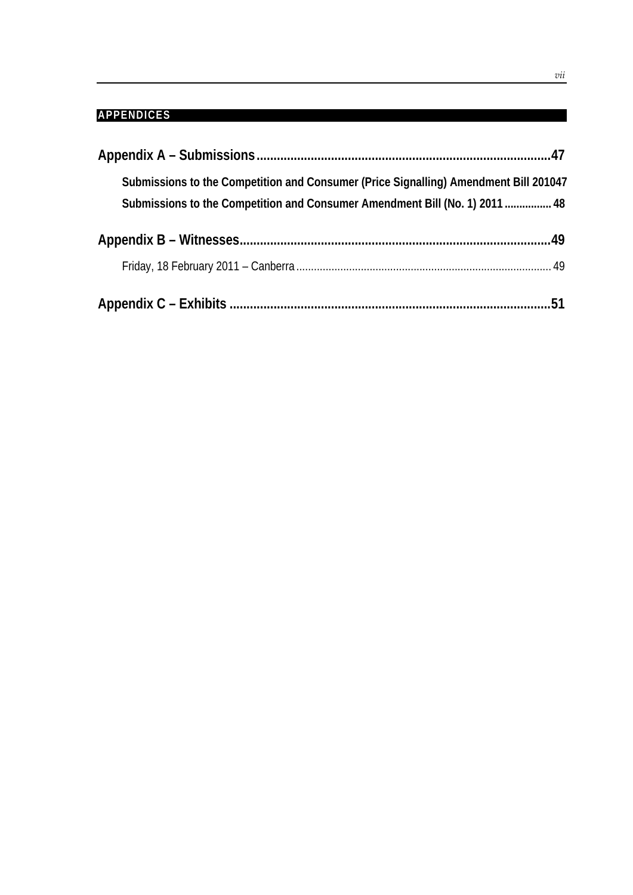## APPENDICES

**Appendix A – Submissions.......................................................................................47**

**Submissions to the Competition and Consumer (Price Signalling) Amendment Bill 201047**

**Submissions to the Competition and Consumer Amendment Bill (No. 1) 2011 ................ 48**

**Appendix B – Witnesses..........................................................................................49**

Friday, 18 February 2011 – Canberra ..................................................................................... 49

**Appendix C – Exhibits .............................................................................................51**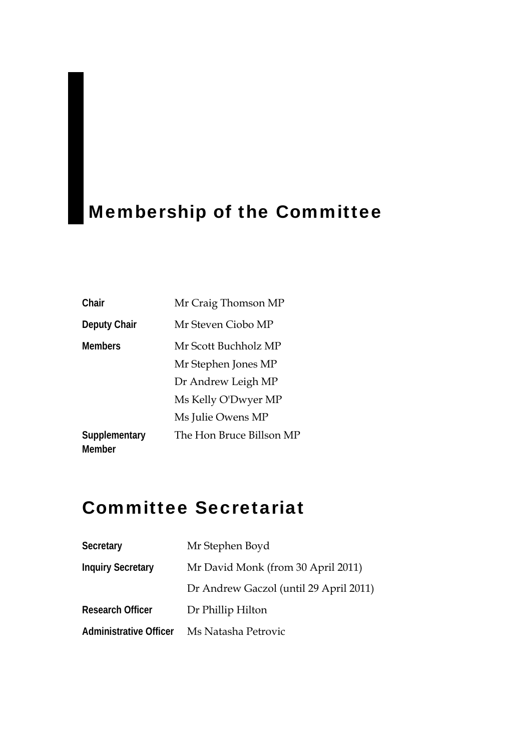# Membership of the Committee

| | |
|---|---|
| **Chair** | Mr Craig Thomson MP |
| **Deputy Chair** | Mr Steven Ciobo MP |
| **Members** | Mr Scott Buchholz MP |
| | Mr Stephen Jones MP |
| | Dr Andrew Leigh MP |
| | Ms Kelly O'Dwyer MP |
| | Ms Julie Owens MP |
| **Supplementary Member** | The Hon Bruce Billson MP |

# Committee Secretariat

| | |
|---|---|
| **Secretary** | Mr Stephen Boyd |
| **Inquiry Secretary** | Mr David Monk (from 30 April 2011) |
| | Dr Andrew Gaczol (until 29 April 2011) |
| **Research Officer** | Dr Phillip Hilton |
| **Administrative Officer** | Ms Natasha Petrovic |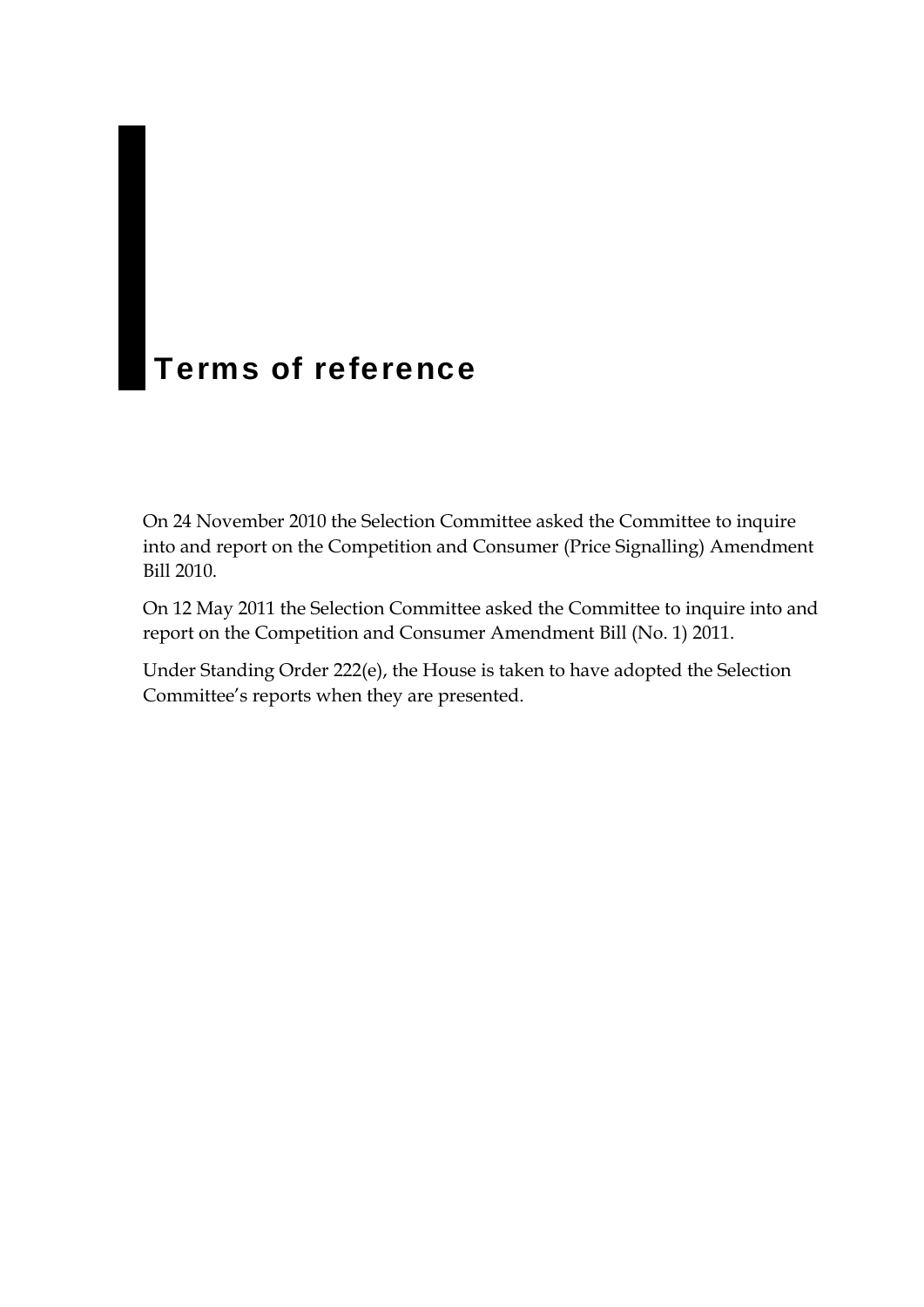# Terms of reference

On 24 November 2010 the Selection Committee asked the Committee to inquire into and report on the Competition and Consumer (Price Signalling) Amendment Bill 2010.

On 12 May 2011 the Selection Committee asked the Committee to inquire into and report on the Competition and Consumer Amendment Bill (No. 1) 2011.

Under Standing Order 222(e), the House is taken to have adopted the Selection Committee's reports when they are presented.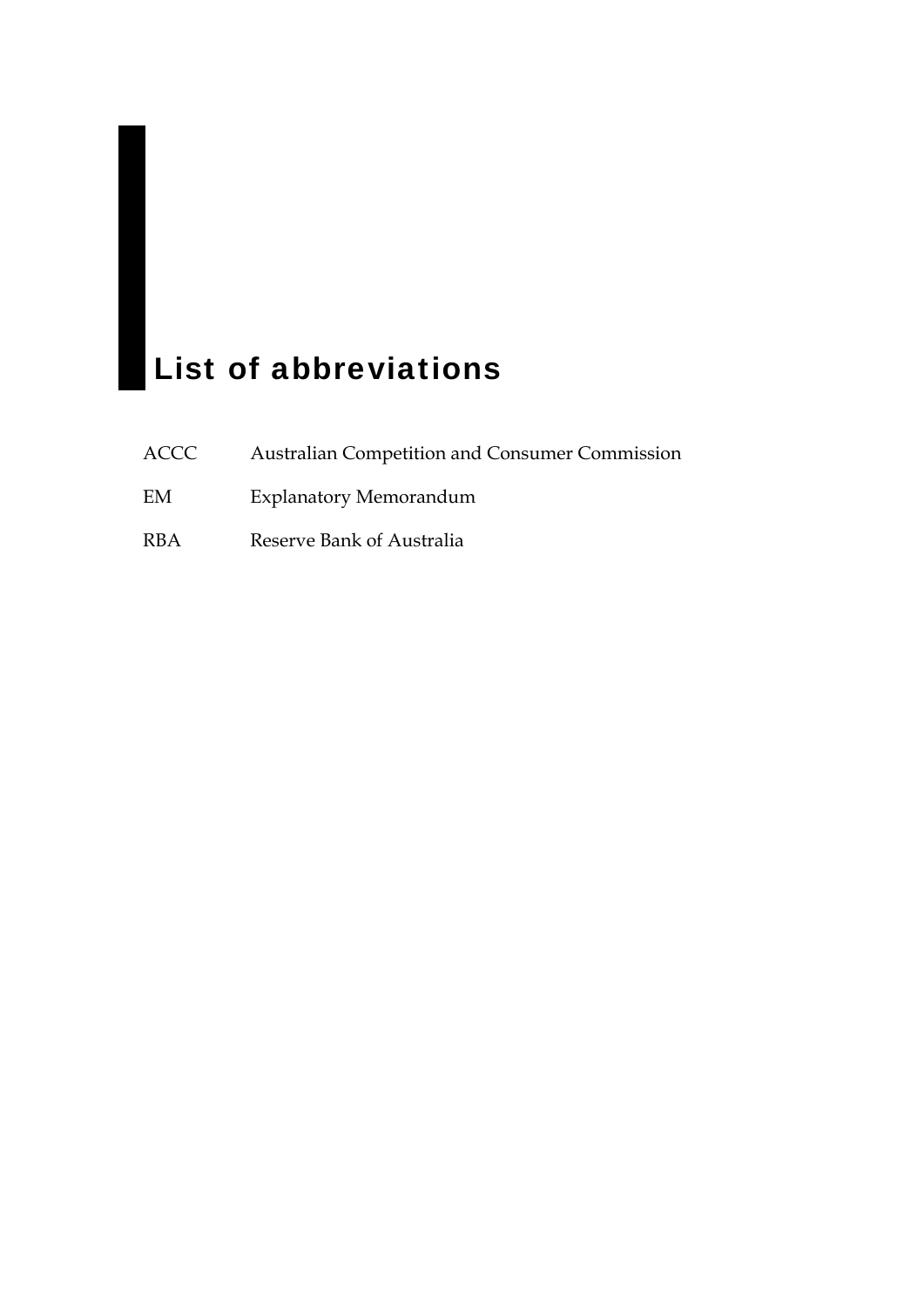# List of abbreviations

| | |
|---|---|
| ACCC | Australian Competition and Consumer Commission |
| EM | Explanatory Memorandum |
| RBA | Reserve Bank of Australia |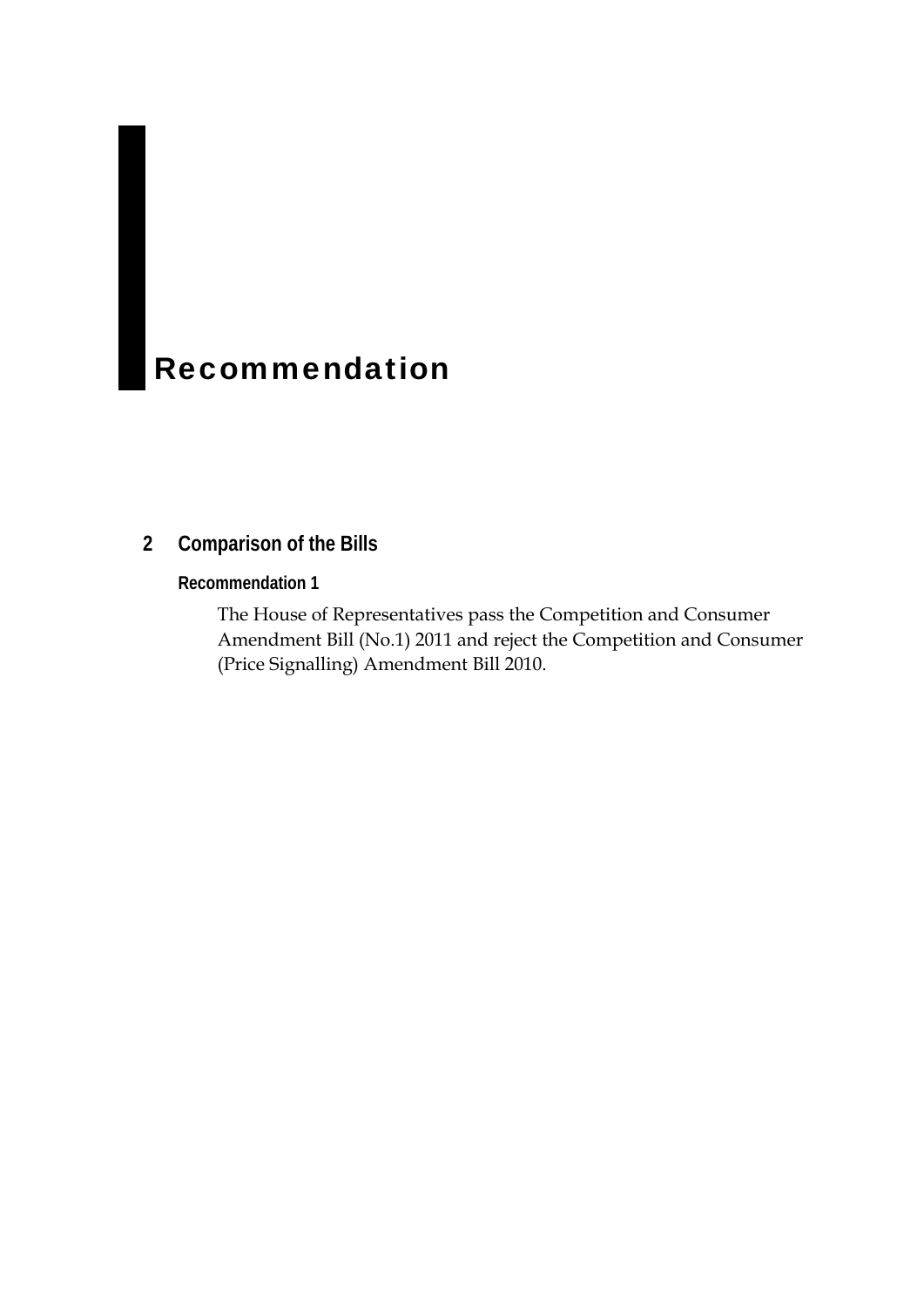# Recommendation

## 2 Comparison of the Bills

### Recommendation 1

The House of Representatives pass the Competition and Consumer Amendment Bill (No.1) 2011 and reject the Competition and Consumer (Price Signalling) Amendment Bill 2010.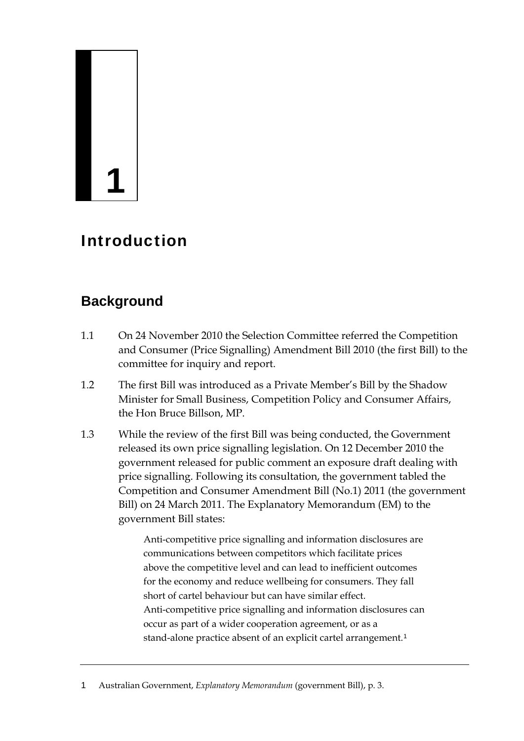# 1

# Introduction

## Background

1.1 On 24 November 2010 the Selection Committee referred the Competition and Consumer (Price Signalling) Amendment Bill 2010 (the first Bill) to the committee for inquiry and report.

1.2 The first Bill was introduced as a Private Member's Bill by the Shadow Minister for Small Business, Competition Policy and Consumer Affairs, the Hon Bruce Billson, MP.

1.3 While the review of the first Bill was being conducted, the Government released its own price signalling legislation. On 12 December 2010 the government released for public comment an exposure draft dealing with price signalling. Following its consultation, the government tabled the Competition and Consumer Amendment Bill (No.1) 2011 (the government Bill) on 24 March 2011. The Explanatory Memorandum (EM) to the government Bill states:

> Anti-competitive price signalling and information disclosures are communications between competitors which facilitate prices above the competitive level and can lead to inefficient outcomes for the economy and reduce wellbeing for consumers. They fall short of cartel behaviour but can have similar effect. Anti-competitive price signalling and information disclosures can occur as part of a wider cooperation agreement, or as a stand-alone practice absent of an explicit cartel arrangement.[1]

---

1 Australian Government, *Explanatory Memorandum* (government Bill), p. 3.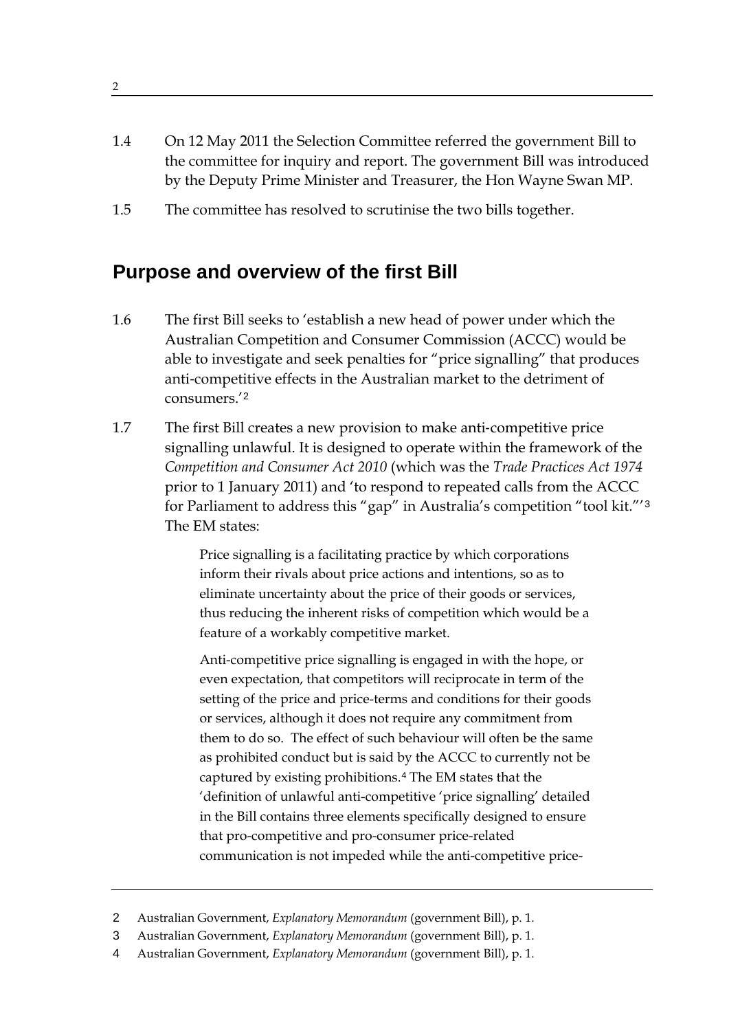1.4 On 12 May 2011 the Selection Committee referred the government Bill to the committee for inquiry and report. The government Bill was introduced by the Deputy Prime Minister and Treasurer, the Hon Wayne Swan MP.

1.5 The committee has resolved to scrutinise the two bills together.

## Purpose and overview of the first Bill

1.6 The first Bill seeks to 'establish a new head of power under which the Australian Competition and Consumer Commission (ACCC) would be able to investigate and seek penalties for "price signalling" that produces anti-competitive effects in the Australian market to the detriment of consumers.'[2]

1.7 The first Bill creates a new provision to make anti-competitive price signalling unlawful. It is designed to operate within the framework of the *Competition and Consumer Act 2010* (which was the *Trade Practices Act 1974* prior to 1 January 2011) and 'to respond to repeated calls from the ACCC for Parliament to address this "gap" in Australia's competition "tool kit."'[3] The EM states:

> Price signalling is a facilitating practice by which corporations inform their rivals about price actions and intentions, so as to eliminate uncertainty about the price of their goods or services, thus reducing the inherent risks of competition which would be a feature of a workably competitive market.
>
> Anti-competitive price signalling is engaged in with the hope, or even expectation, that competitors will reciprocate in term of the setting of the price and price-terms and conditions for their goods or services, although it does not require any commitment from them to do so. The effect of such behaviour will often be the same as prohibited conduct but is said by the ACCC to currently not be captured by existing prohibitions.[4] The EM states that the 'definition of unlawful anti-competitive 'price signalling' detailed in the Bill contains three elements specifically designed to ensure that pro-competitive and pro-consumer price-related communication is not impeded while the anti-competitive price-

2 Australian Government, *Explanatory Memorandum* (government Bill), p. 1.

3 Australian Government, *Explanatory Memorandum* (government Bill), p. 1.

4 Australian Government, *Explanatory Memorandum* (government Bill), p. 1.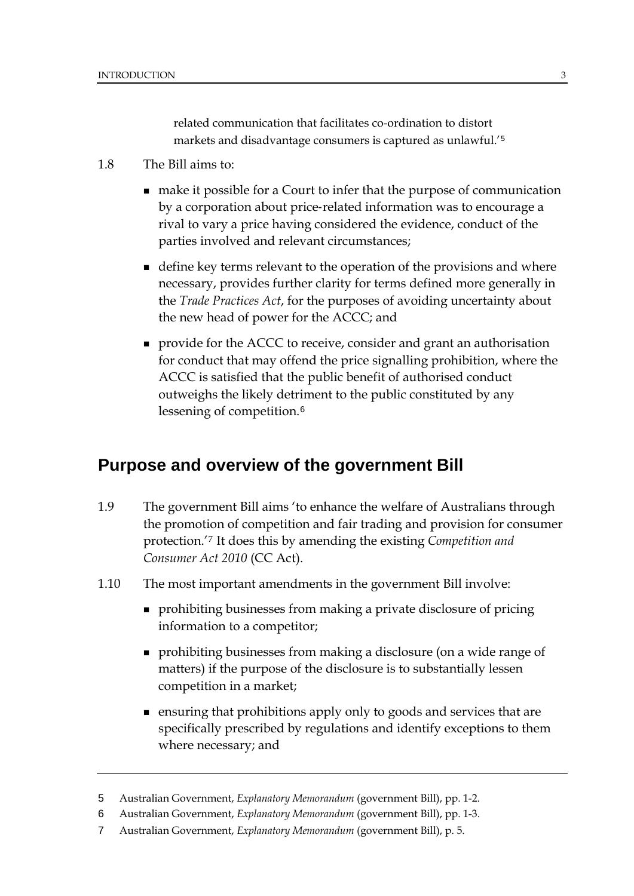related communication that facilitates co-ordination to distort markets and disadvantage consumers is captured as unlawful.'[5]

1.8 The Bill aims to:

- make it possible for a Court to infer that the purpose of communication by a corporation about price-related information was to encourage a rival to vary a price having considered the evidence, conduct of the parties involved and relevant circumstances;
- define key terms relevant to the operation of the provisions and where necessary, provides further clarity for terms defined more generally in the *Trade Practices Act*, for the purposes of avoiding uncertainty about the new head of power for the ACCC; and
- provide for the ACCC to receive, consider and grant an authorisation for conduct that may offend the price signalling prohibition, where the ACCC is satisfied that the public benefit of authorised conduct outweighs the likely detriment to the public constituted by any lessening of competition.[6]

## Purpose and overview of the government Bill

1.9 The government Bill aims 'to enhance the welfare of Australians through the promotion of competition and fair trading and provision for consumer protection.'[7] It does this by amending the existing *Competition and Consumer Act 2010* (CC Act).

1.10 The most important amendments in the government Bill involve:

- prohibiting businesses from making a private disclosure of pricing information to a competitor;
- prohibiting businesses from making a disclosure (on a wide range of matters) if the purpose of the disclosure is to substantially lessen competition in a market;
- ensuring that prohibitions apply only to goods and services that are specifically prescribed by regulations and identify exceptions to them where necessary; and

---

5 Australian Government, *Explanatory Memorandum* (government Bill), pp. 1-2.

6 Australian Government, *Explanatory Memorandum* (government Bill), pp. 1-3.

7 Australian Government, *Explanatory Memorandum* (government Bill), p. 5.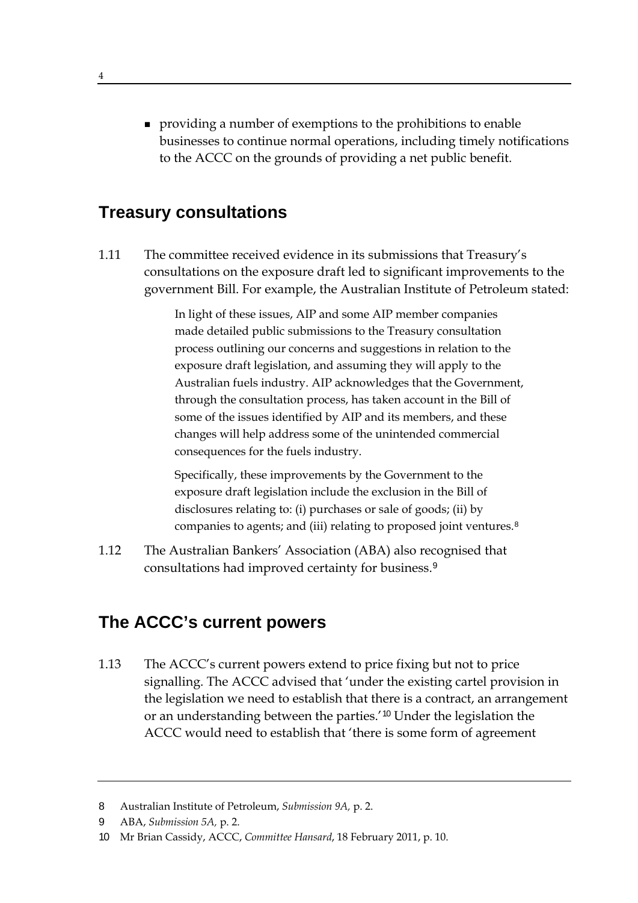- providing a number of exemptions to the prohibitions to enable businesses to continue normal operations, including timely notifications to the ACCC on the grounds of providing a net public benefit.

## Treasury consultations

1.11 The committee received evidence in its submissions that Treasury's consultations on the exposure draft led to significant improvements to the government Bill. For example, the Australian Institute of Petroleum stated:

> In light of these issues, AIP and some AIP member companies made detailed public submissions to the Treasury consultation process outlining our concerns and suggestions in relation to the exposure draft legislation, and assuming they will apply to the Australian fuels industry. AIP acknowledges that the Government, through the consultation process, has taken account in the Bill of some of the issues identified by AIP and its members, and these changes will help address some of the unintended commercial consequences for the fuels industry.
>
> Specifically, these improvements by the Government to the exposure draft legislation include the exclusion in the Bill of disclosures relating to: (i) purchases or sale of goods; (ii) by companies to agents; and (iii) relating to proposed joint ventures.[8]

1.12 The Australian Bankers' Association (ABA) also recognised that consultations had improved certainty for business.[9]

## The ACCC's current powers

1.13 The ACCC's current powers extend to price fixing but not to price signalling. The ACCC advised that 'under the existing cartel provision in the legislation we need to establish that there is a contract, an arrangement or an understanding between the parties.'[10] Under the legislation the ACCC would need to establish that 'there is some form of agreement

---

8 Australian Institute of Petroleum, *Submission 9A,* p. 2.

9 ABA, *Submission 5A,* p. 2.

10 Mr Brian Cassidy, ACCC, *Committee Hansard*, 18 February 2011, p. 10.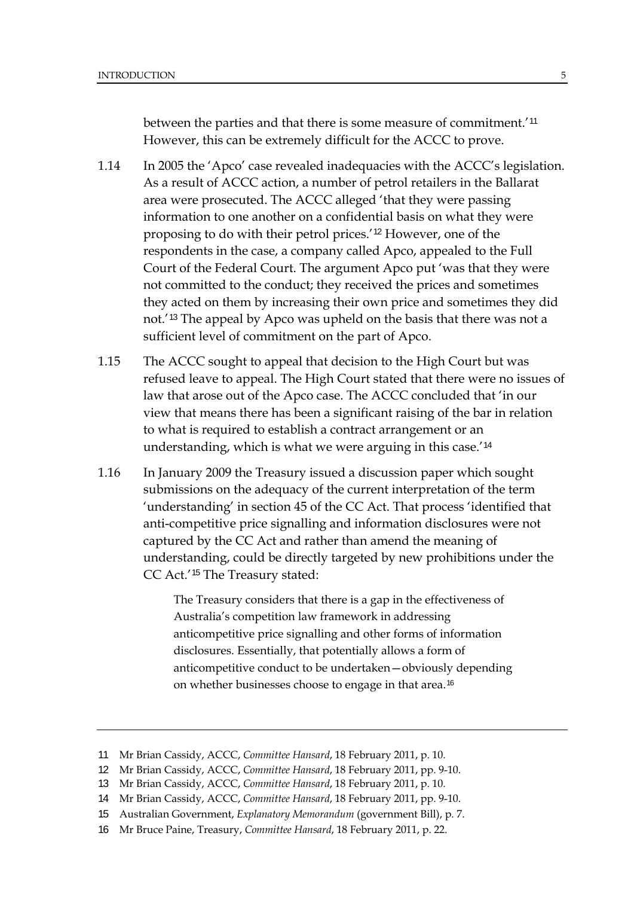between the parties and that there is some measure of commitment.'[11] However, this can be extremely difficult for the ACCC to prove.

1.14 In 2005 the 'Apco' case revealed inadequacies with the ACCC's legislation. As a result of ACCC action, a number of petrol retailers in the Ballarat area were prosecuted. The ACCC alleged 'that they were passing information to one another on a confidential basis on what they were proposing to do with their petrol prices.'[12] However, one of the respondents in the case, a company called Apco, appealed to the Full Court of the Federal Court. The argument Apco put 'was that they were not committed to the conduct; they received the prices and sometimes they acted on them by increasing their own price and sometimes they did not.'[13] The appeal by Apco was upheld on the basis that there was not a sufficient level of commitment on the part of Apco.

1.15 The ACCC sought to appeal that decision to the High Court but was refused leave to appeal. The High Court stated that there were no issues of law that arose out of the Apco case. The ACCC concluded that 'in our view that means there has been a significant raising of the bar in relation to what is required to establish a contract arrangement or an understanding, which is what we were arguing in this case.'[14]

1.16 In January 2009 the Treasury issued a discussion paper which sought submissions on the adequacy of the current interpretation of the term 'understanding' in section 45 of the CC Act. That process 'identified that anti-competitive price signalling and information disclosures were not captured by the CC Act and rather than amend the meaning of understanding, could be directly targeted by new prohibitions under the CC Act.'[15] The Treasury stated:

> The Treasury considers that there is a gap in the effectiveness of Australia's competition law framework in addressing anticompetitive price signalling and other forms of information disclosures. Essentially, that potentially allows a form of anticompetitive conduct to be undertaken—obviously depending on whether businesses choose to engage in that area.[16]

---

11 Mr Brian Cassidy, ACCC, *Committee Hansard*, 18 February 2011, p. 10.

12 Mr Brian Cassidy, ACCC, *Committee Hansard*, 18 February 2011, pp. 9-10.

13 Mr Brian Cassidy, ACCC, *Committee Hansard*, 18 February 2011, p. 10.

14 Mr Brian Cassidy, ACCC, *Committee Hansard*, 18 February 2011, pp. 9-10.

15 Australian Government, *Explanatory Memorandum* (government Bill), p. 7.

16 Mr Bruce Paine, Treasury, *Committee Hansard*, 18 February 2011, p. 22.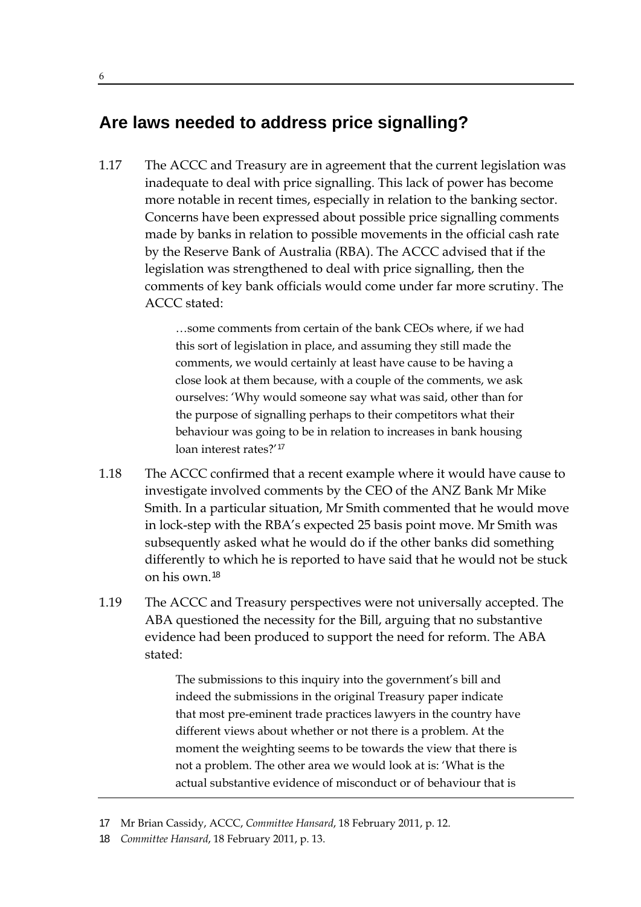## Are laws needed to address price signalling?

1.17 The ACCC and Treasury are in agreement that the current legislation was inadequate to deal with price signalling. This lack of power has become more notable in recent times, especially in relation to the banking sector. Concerns have been expressed about possible price signalling comments made by banks in relation to possible movements in the official cash rate by the Reserve Bank of Australia (RBA). The ACCC advised that if the legislation was strengthened to deal with price signalling, then the comments of key bank officials would come under far more scrutiny. The ACCC stated:

> …some comments from certain of the bank CEOs where, if we had this sort of legislation in place, and assuming they still made the comments, we would certainly at least have cause to be having a close look at them because, with a couple of the comments, we ask ourselves: 'Why would someone say what was said, other than for the purpose of signalling perhaps to their competitors what their behaviour was going to be in relation to increases in bank housing loan interest rates?'[17]

1.18 The ACCC confirmed that a recent example where it would have cause to investigate involved comments by the CEO of the ANZ Bank Mr Mike Smith. In a particular situation, Mr Smith commented that he would move in lock-step with the RBA's expected 25 basis point move. Mr Smith was subsequently asked what he would do if the other banks did something differently to which he is reported to have said that he would not be stuck on his own.[18]

1.19 The ACCC and Treasury perspectives were not universally accepted. The ABA questioned the necessity for the Bill, arguing that no substantive evidence had been produced to support the need for reform. The ABA stated:

> The submissions to this inquiry into the government's bill and indeed the submissions in the original Treasury paper indicate that most pre-eminent trade practices lawyers in the country have different views about whether or not there is a problem. At the moment the weighting seems to be towards the view that there is not a problem. The other area we would look at is: 'What is the actual substantive evidence of misconduct or of behaviour that is

17 Mr Brian Cassidy, ACCC, *Committee Hansard*, 18 February 2011, p. 12.

18 *Committee Hansard*, 18 February 2011, p. 13.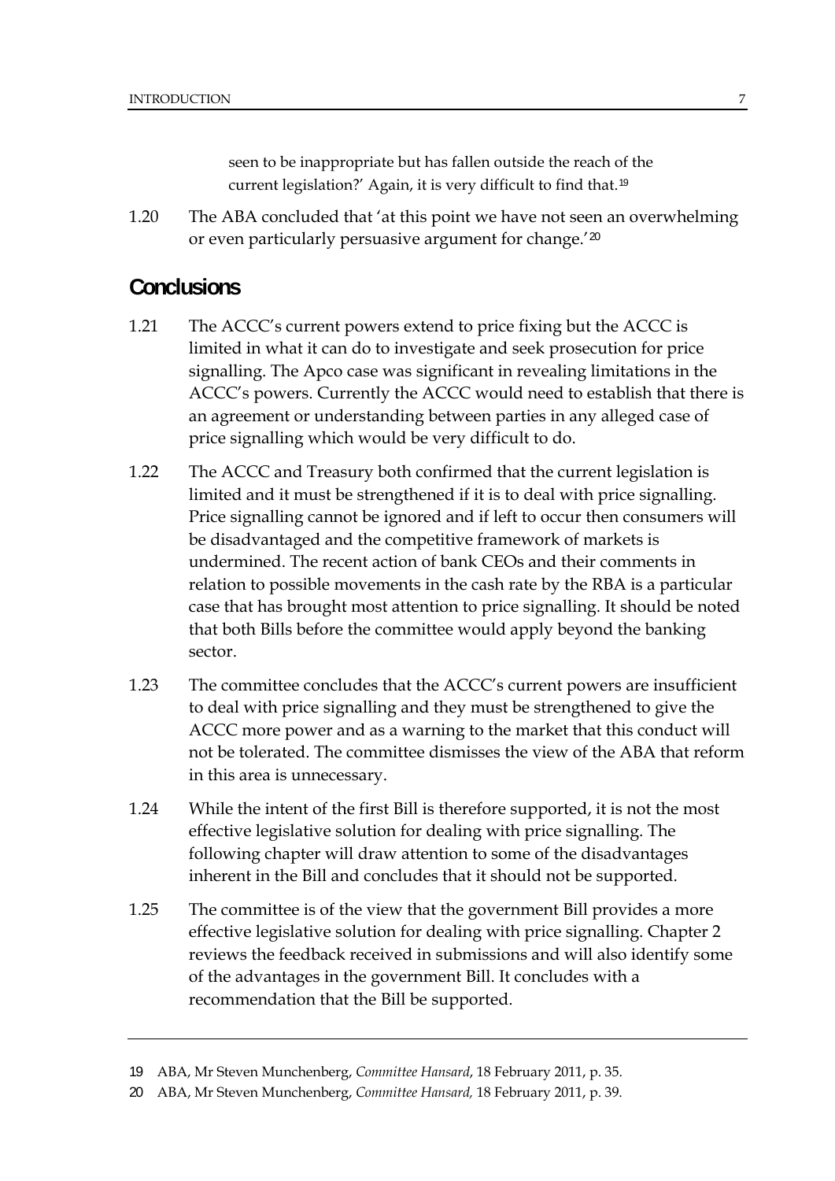seen to be inappropriate but has fallen outside the reach of the current legislation?' Again, it is very difficult to find that.[19]

1.20 The ABA concluded that 'at this point we have not seen an overwhelming or even particularly persuasive argument for change.'[20]

## Conclusions

1.21 The ACCC's current powers extend to price fixing but the ACCC is limited in what it can do to investigate and seek prosecution for price signalling. The Apco case was significant in revealing limitations in the ACCC's powers. Currently the ACCC would need to establish that there is an agreement or understanding between parties in any alleged case of price signalling which would be very difficult to do.

1.22 The ACCC and Treasury both confirmed that the current legislation is limited and it must be strengthened if it is to deal with price signalling. Price signalling cannot be ignored and if left to occur then consumers will be disadvantaged and the competitive framework of markets is undermined. The recent action of bank CEOs and their comments in relation to possible movements in the cash rate by the RBA is a particular case that has brought most attention to price signalling. It should be noted that both Bills before the committee would apply beyond the banking sector.

1.23 The committee concludes that the ACCC's current powers are insufficient to deal with price signalling and they must be strengthened to give the ACCC more power and as a warning to the market that this conduct will not be tolerated. The committee dismisses the view of the ABA that reform in this area is unnecessary.

1.24 While the intent of the first Bill is therefore supported, it is not the most effective legislative solution for dealing with price signalling. The following chapter will draw attention to some of the disadvantages inherent in the Bill and concludes that it should not be supported.

1.25 The committee is of the view that the government Bill provides a more effective legislative solution for dealing with price signalling. Chapter 2 reviews the feedback received in submissions and will also identify some of the advantages in the government Bill. It concludes with a recommendation that the Bill be supported.

---

19 ABA, Mr Steven Munchenberg, *Committee Hansard*, 18 February 2011, p. 35.

20 ABA, Mr Steven Munchenberg, *Committee Hansard,* 18 February 2011, p. 39.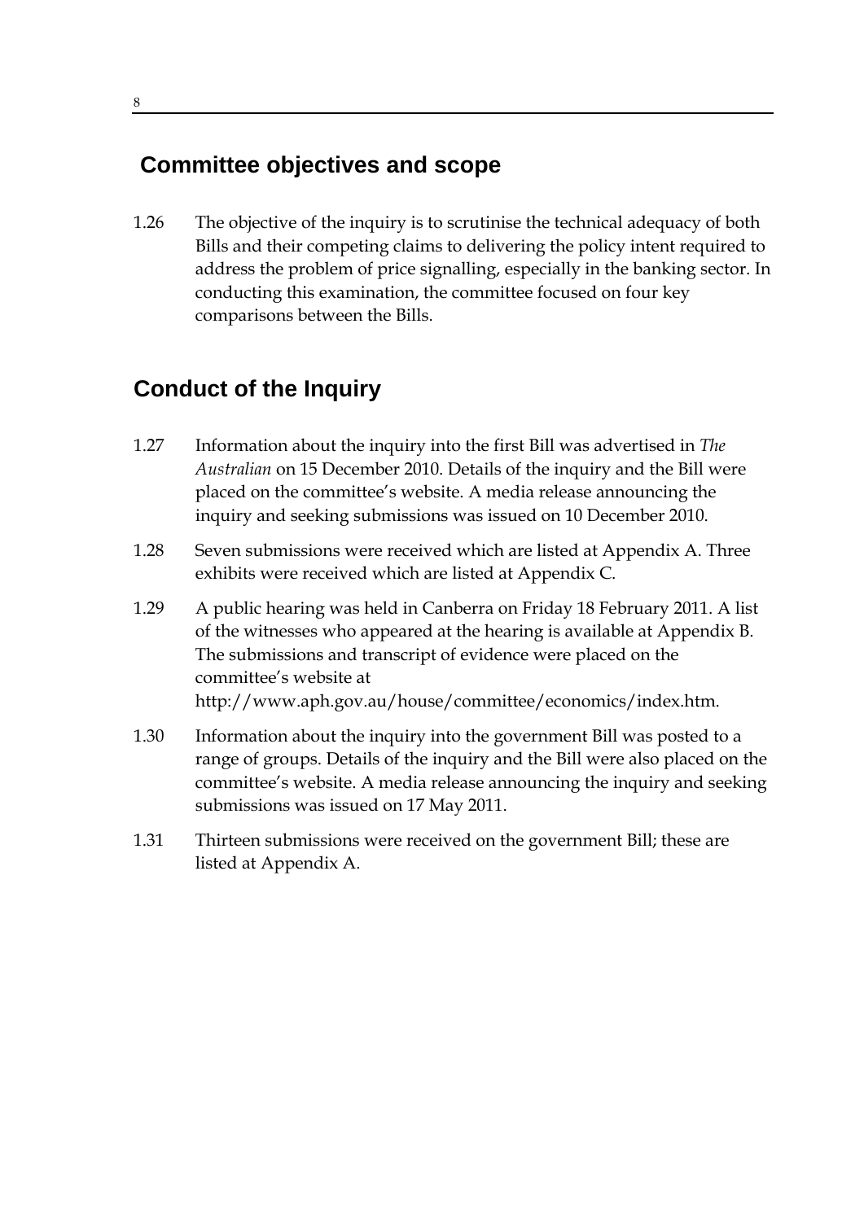## Committee objectives and scope

1.26 The objective of the inquiry is to scrutinise the technical adequacy of both Bills and their competing claims to delivering the policy intent required to address the problem of price signalling, especially in the banking sector. In conducting this examination, the committee focused on four key comparisons between the Bills.

## Conduct of the Inquiry

1.27 Information about the inquiry into the first Bill was advertised in *The Australian* on 15 December 2010. Details of the inquiry and the Bill were placed on the committee's website. A media release announcing the inquiry and seeking submissions was issued on 10 December 2010.

1.28 Seven submissions were received which are listed at Appendix A. Three exhibits were received which are listed at Appendix C.

1.29 A public hearing was held in Canberra on Friday 18 February 2011. A list of the witnesses who appeared at the hearing is available at Appendix B. The submissions and transcript of evidence were placed on the committee's website at http://www.aph.gov.au/house/committee/economics/index.htm.

1.30 Information about the inquiry into the government Bill was posted to a range of groups. Details of the inquiry and the Bill were also placed on the committee's website. A media release announcing the inquiry and seeking submissions was issued on 17 May 2011.

1.31 Thirteen submissions were received on the government Bill; these are listed at Appendix A.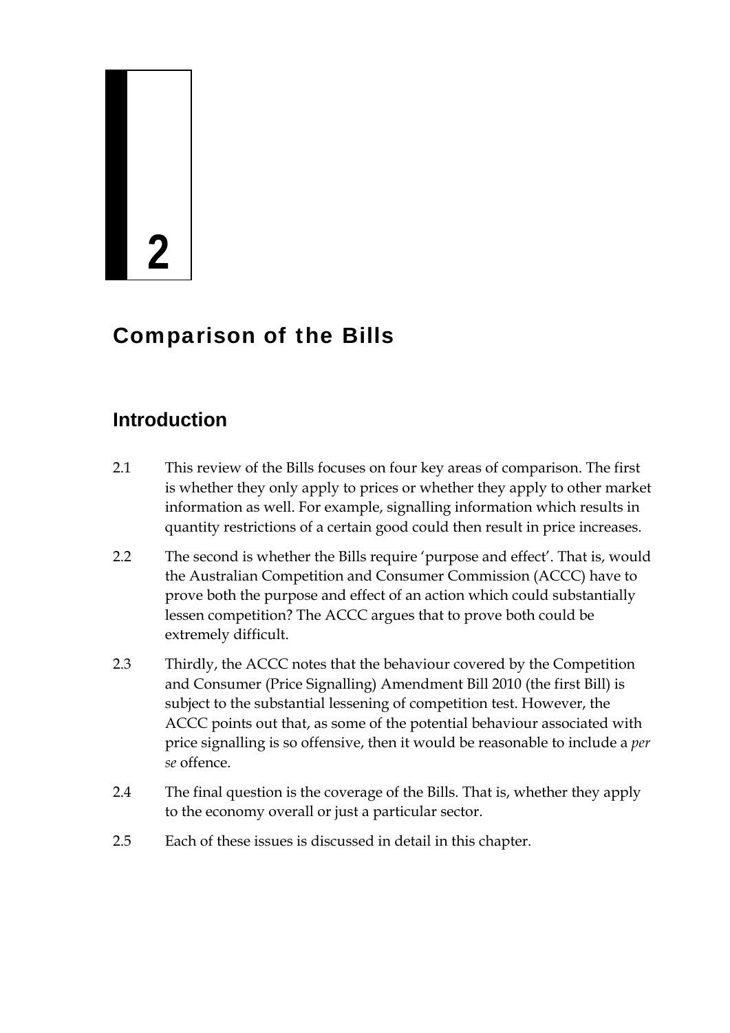# 2

# Comparison of the Bills

## Introduction

2.1 This review of the Bills focuses on four key areas of comparison. The first is whether they only apply to prices or whether they apply to other market information as well. For example, signalling information which results in quantity restrictions of a certain good could then result in price increases.

2.2 The second is whether the Bills require 'purpose and effect'. That is, would the Australian Competition and Consumer Commission (ACCC) have to prove both the purpose and effect of an action which could substantially lessen competition? The ACCC argues that to prove both could be extremely difficult.

2.3 Thirdly, the ACCC notes that the behaviour covered by the Competition and Consumer (Price Signalling) Amendment Bill 2010 (the first Bill) is subject to the substantial lessening of competition test. However, the ACCC points out that, as some of the potential behaviour associated with price signalling is so offensive, then it would be reasonable to include a *per se* offence.

2.4 The final question is the coverage of the Bills. That is, whether they apply to the economy overall or just a particular sector.

2.5 Each of these issues is discussed in detail in this chapter.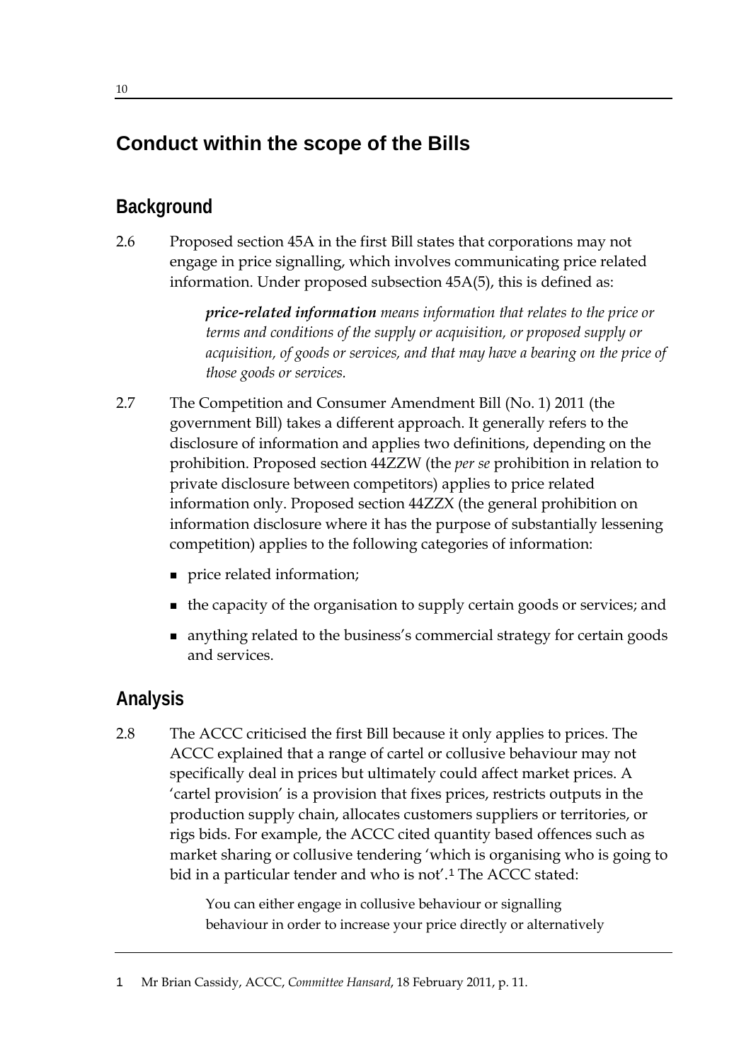## Conduct within the scope of the Bills

### Background

2.6 Proposed section 45A in the first Bill states that corporations may not engage in price signalling, which involves communicating price related information. Under proposed subsection 45A(5), this is defined as:

> ***price-related information*** *means information that relates to the price or terms and conditions of the supply or acquisition, or proposed supply or acquisition, of goods or services, and that may have a bearing on the price of those goods or services.*

2.7 The Competition and Consumer Amendment Bill (No. 1) 2011 (the government Bill) takes a different approach. It generally refers to the disclosure of information and applies two definitions, depending on the prohibition. Proposed section 44ZZW (the *per se* prohibition in relation to private disclosure between competitors) applies to price related information only. Proposed section 44ZZX (the general prohibition on information disclosure where it has the purpose of substantially lessening competition) applies to the following categories of information:

- price related information;
- the capacity of the organisation to supply certain goods or services; and
- anything related to the business's commercial strategy for certain goods and services.

### Analysis

2.8 The ACCC criticised the first Bill because it only applies to prices. The ACCC explained that a range of cartel or collusive behaviour may not specifically deal in prices but ultimately could affect market prices. A 'cartel provision' is a provision that fixes prices, restricts outputs in the production supply chain, allocates customers suppliers or territories, or rigs bids. For example, the ACCC cited quantity based offences such as market sharing or collusive tendering 'which is organising who is going to bid in a particular tender and who is not'.[1] The ACCC stated:

> You can either engage in collusive behaviour or signalling behaviour in order to increase your price directly or alternatively

1 Mr Brian Cassidy, ACCC, *Committee Hansard*, 18 February 2011, p. 11.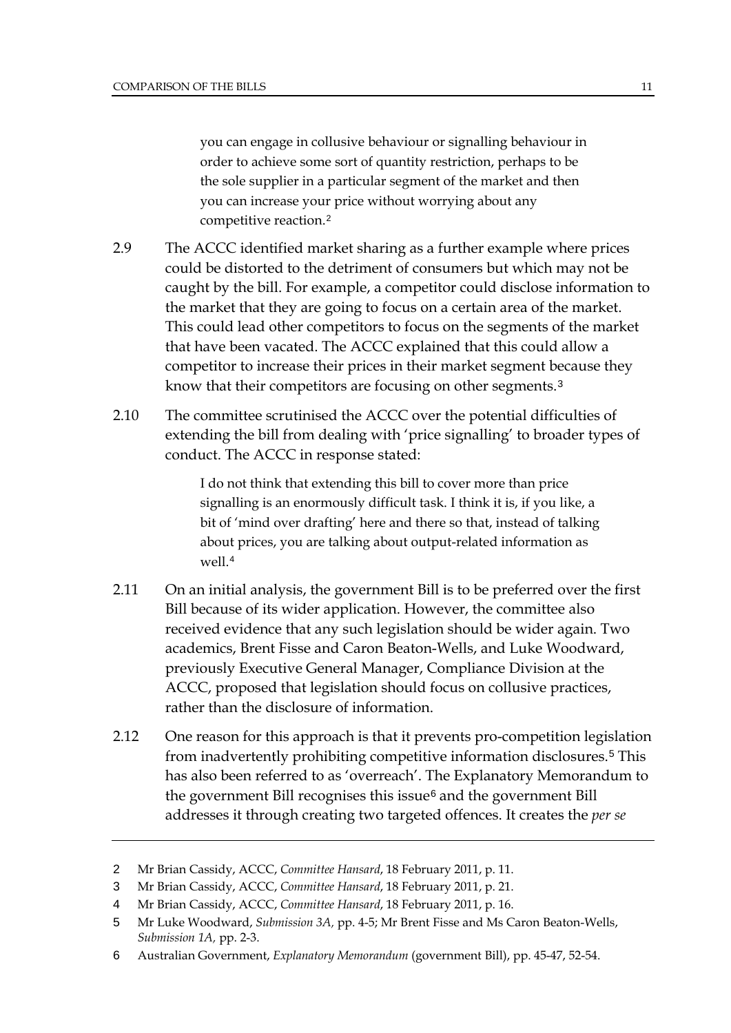> you can engage in collusive behaviour or signalling behaviour in order to achieve some sort of quantity restriction, perhaps to be the sole supplier in a particular segment of the market and then you can increase your price without worrying about any competitive reaction.[2]

2.9 The ACCC identified market sharing as a further example where prices could be distorted to the detriment of consumers but which may not be caught by the bill. For example, a competitor could disclose information to the market that they are going to focus on a certain area of the market. This could lead other competitors to focus on the segments of the market that have been vacated. The ACCC explained that this could allow a competitor to increase their prices in their market segment because they know that their competitors are focusing on other segments.[3]

2.10 The committee scrutinised the ACCC over the potential difficulties of extending the bill from dealing with 'price signalling' to broader types of conduct. The ACCC in response stated:

> I do not think that extending this bill to cover more than price signalling is an enormously difficult task. I think it is, if you like, a bit of 'mind over drafting' here and there so that, instead of talking about prices, you are talking about output-related information as well.[4]

2.11 On an initial analysis, the government Bill is to be preferred over the first Bill because of its wider application. However, the committee also received evidence that any such legislation should be wider again. Two academics, Brent Fisse and Caron Beaton-Wells, and Luke Woodward, previously Executive General Manager, Compliance Division at the ACCC, proposed that legislation should focus on collusive practices, rather than the disclosure of information.

2.12 One reason for this approach is that it prevents pro-competition legislation from inadvertently prohibiting competitive information disclosures.[5] This has also been referred to as 'overreach'. The Explanatory Memorandum to the government Bill recognises this issue[6] and the government Bill addresses it through creating two targeted offences. It creates the *per se*

---

2 Mr Brian Cassidy, ACCC, *Committee Hansard*, 18 February 2011, p. 11.

3 Mr Brian Cassidy, ACCC, *Committee Hansard*, 18 February 2011, p. 21.

4 Mr Brian Cassidy, ACCC, *Committee Hansard*, 18 February 2011, p. 16.

5 Mr Luke Woodward, *Submission 3A,* pp. 4-5; Mr Brent Fisse and Ms Caron Beaton-Wells, *Submission 1A,* pp. 2-3.

6 Australian Government, *Explanatory Memorandum* (government Bill), pp. 45-47, 52-54.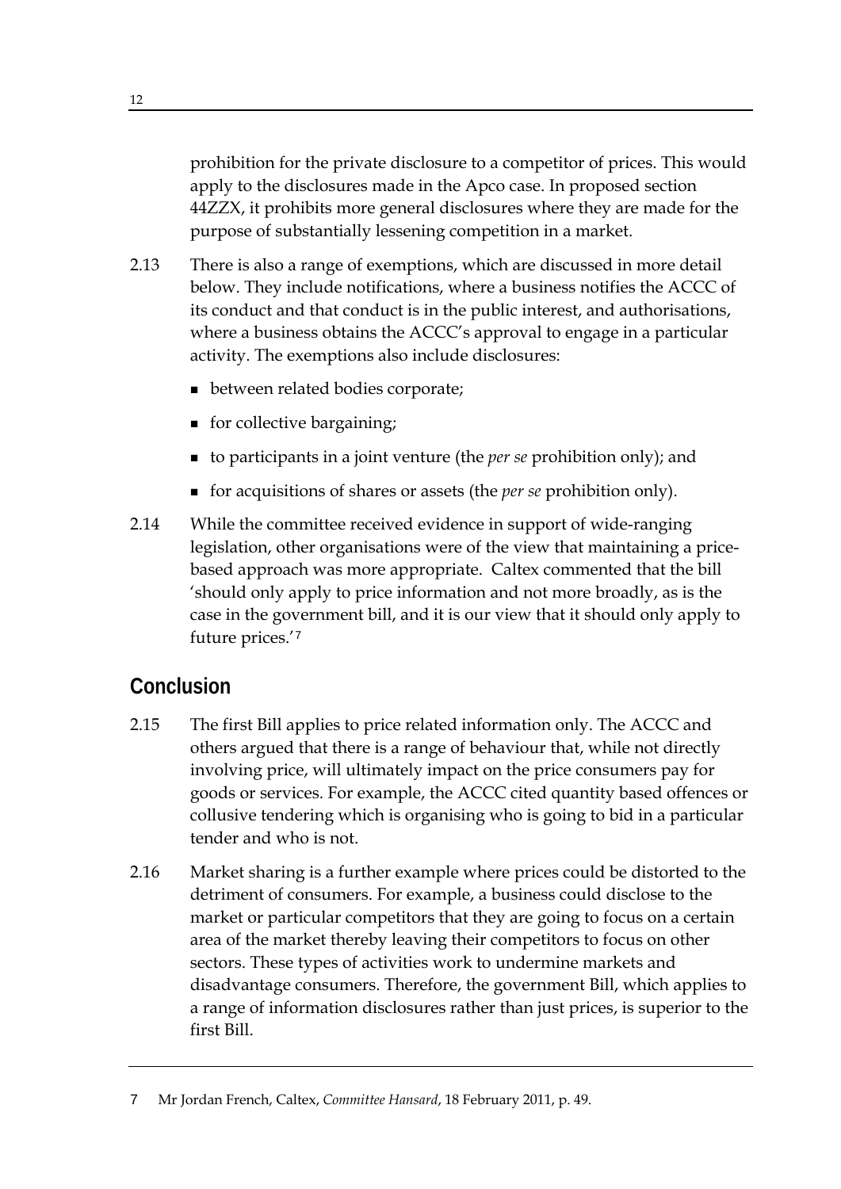prohibition for the private disclosure to a competitor of prices. This would apply to the disclosures made in the Apco case. In proposed section 44ZZX, it prohibits more general disclosures where they are made for the purpose of substantially lessening competition in a market.

2.13 There is also a range of exemptions, which are discussed in more detail below. They include notifications, where a business notifies the ACCC of its conduct and that conduct is in the public interest, and authorisations, where a business obtains the ACCC's approval to engage in a particular activity. The exemptions also include disclosures:

- between related bodies corporate;
- for collective bargaining;
- to participants in a joint venture (the *per se* prohibition only); and
- for acquisitions of shares or assets (the *per se* prohibition only).

2.14 While the committee received evidence in support of wide-ranging legislation, other organisations were of the view that maintaining a price-based approach was more appropriate. Caltex commented that the bill 'should only apply to price information and not more broadly, as is the case in the government bill, and it is our view that it should only apply to future prices.'[7]

## Conclusion

2.15 The first Bill applies to price related information only. The ACCC and others argued that there is a range of behaviour that, while not directly involving price, will ultimately impact on the price consumers pay for goods or services. For example, the ACCC cited quantity based offences or collusive tendering which is organising who is going to bid in a particular tender and who is not.

2.16 Market sharing is a further example where prices could be distorted to the detriment of consumers. For example, a business could disclose to the market or particular competitors that they are going to focus on a certain area of the market thereby leaving their competitors to focus on other sectors. These types of activities work to undermine markets and disadvantage consumers. Therefore, the government Bill, which applies to a range of information disclosures rather than just prices, is superior to the first Bill.

---

7 Mr Jordan French, Caltex, *Committee Hansard*, 18 February 2011, p. 49.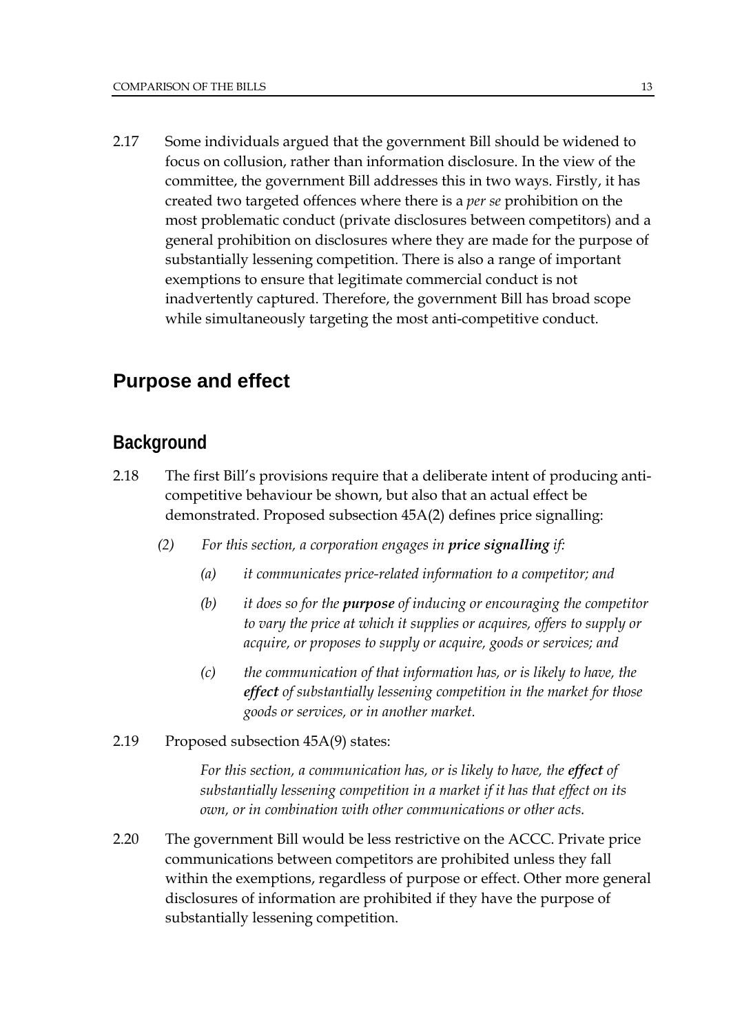2.17 Some individuals argued that the government Bill should be widened to focus on collusion, rather than information disclosure. In the view of the committee, the government Bill addresses this in two ways. Firstly, it has created two targeted offences where there is a *per se* prohibition on the most problematic conduct (private disclosures between competitors) and a general prohibition on disclosures where they are made for the purpose of substantially lessening competition. There is also a range of important exemptions to ensure that legitimate commercial conduct is not inadvertently captured. Therefore, the government Bill has broad scope while simultaneously targeting the most anti-competitive conduct.

## Purpose and effect

### Background

2.18 The first Bill's provisions require that a deliberate intent of producing anti-competitive behaviour be shown, but also that an actual effect be demonstrated. Proposed subsection 45A(2) defines price signalling:

> *(2) For this section, a corporation engages in **price signalling** if:*
>
> *(a) it communicates price-related information to a competitor; and*
>
> *(b) it does so for the **purpose** of inducing or encouraging the competitor to vary the price at which it supplies or acquires, offers to supply or acquire, or proposes to supply or acquire, goods or services; and*
>
> *(c) the communication of that information has, or is likely to have, the **effect** of substantially lessening competition in the market for those goods or services, or in another market.*

2.19 Proposed subsection 45A(9) states:

> *For this section, a communication has, or is likely to have, the **effect** of substantially lessening competition in a market if it has that effect on its own, or in combination with other communications or other acts.*

2.20 The government Bill would be less restrictive on the ACCC. Private price communications between competitors are prohibited unless they fall within the exemptions, regardless of purpose or effect. Other more general disclosures of information are prohibited if they have the purpose of substantially lessening competition.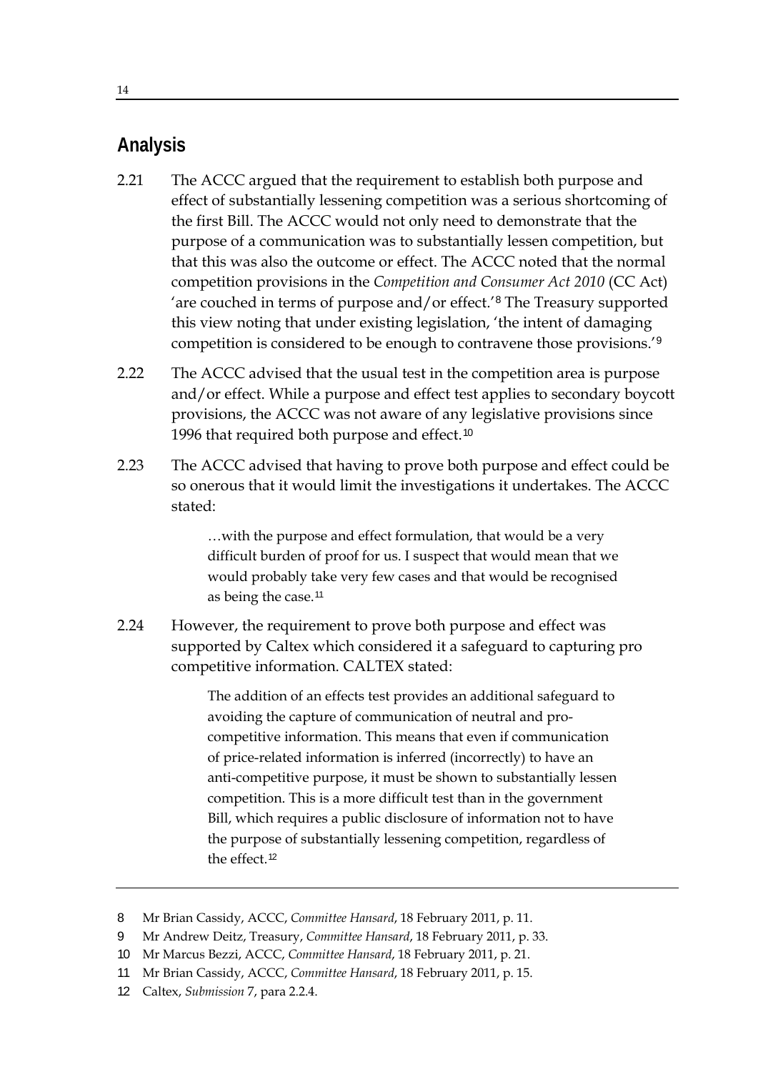## Analysis

2.21 The ACCC argued that the requirement to establish both purpose and effect of substantially lessening competition was a serious shortcoming of the first Bill. The ACCC would not only need to demonstrate that the purpose of a communication was to substantially lessen competition, but that this was also the outcome or effect. The ACCC noted that the normal competition provisions in the *Competition and Consumer Act 2010* (CC Act) 'are couched in terms of purpose and/or effect.'[8] The Treasury supported this view noting that under existing legislation, 'the intent of damaging competition is considered to be enough to contravene those provisions.'[9]

2.22 The ACCC advised that the usual test in the competition area is purpose and/or effect. While a purpose and effect test applies to secondary boycott provisions, the ACCC was not aware of any legislative provisions since 1996 that required both purpose and effect.[10]

2.23 The ACCC advised that having to prove both purpose and effect could be so onerous that it would limit the investigations it undertakes. The ACCC stated:

> …with the purpose and effect formulation, that would be a very difficult burden of proof for us. I suspect that would mean that we would probably take very few cases and that would be recognised as being the case.[11]

2.24 However, the requirement to prove both purpose and effect was supported by Caltex which considered it a safeguard to capturing pro competitive information. CALTEX stated:

> The addition of an effects test provides an additional safeguard to avoiding the capture of communication of neutral and pro-competitive information. This means that even if communication of price-related information is inferred (incorrectly) to have an anti-competitive purpose, it must be shown to substantially lessen competition. This is a more difficult test than in the government Bill, which requires a public disclosure of information not to have the purpose of substantially lessening competition, regardless of the effect.[12]

---

8 Mr Brian Cassidy, ACCC, *Committee Hansard*, 18 February 2011, p. 11.

9 Mr Andrew Deitz, Treasury, *Committee Hansard*, 18 February 2011, p. 33.

10 Mr Marcus Bezzi, ACCC, *Committee Hansard*, 18 February 2011, p. 21.

11 Mr Brian Cassidy, ACCC, *Committee Hansard*, 18 February 2011, p. 15.

12 Caltex, *Submission* 7, para 2.2.4.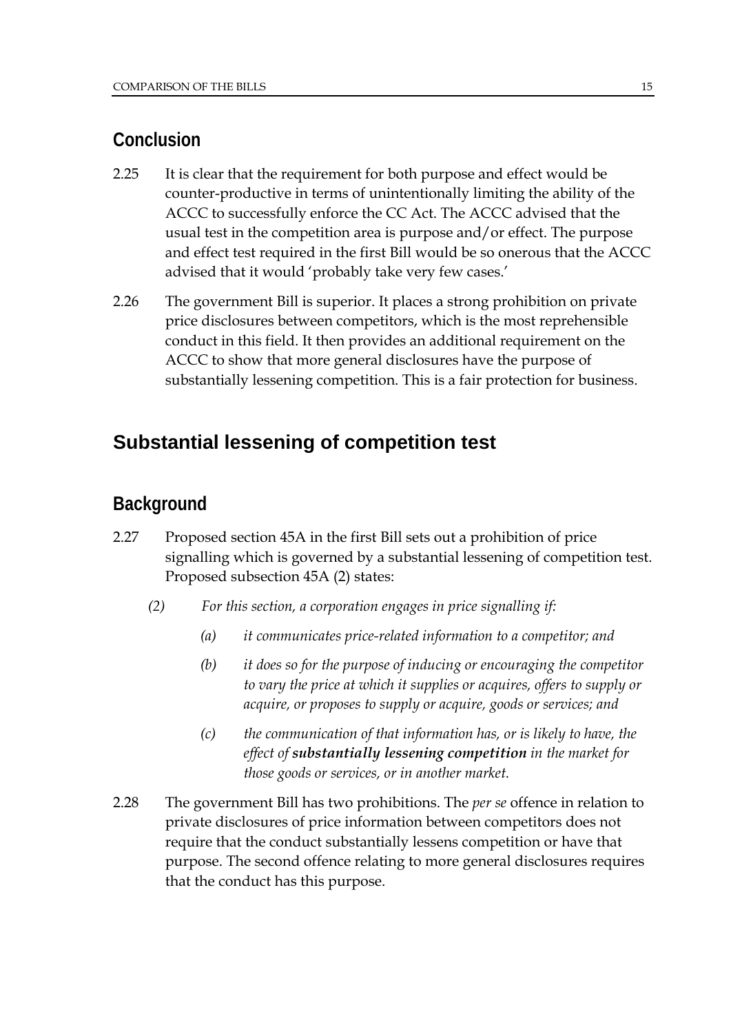### Conclusion

2.25 It is clear that the requirement for both purpose and effect would be counter-productive in terms of unintentionally limiting the ability of the ACCC to successfully enforce the CC Act. The ACCC advised that the usual test in the competition area is purpose and/or effect. The purpose and effect test required in the first Bill would be so onerous that the ACCC advised that it would 'probably take very few cases.'

2.26 The government Bill is superior. It places a strong prohibition on private price disclosures between competitors, which is the most reprehensible conduct in this field. It then provides an additional requirement on the ACCC to show that more general disclosures have the purpose of substantially lessening competition. This is a fair protection for business.

## Substantial lessening of competition test

### Background

2.27 Proposed section 45A in the first Bill sets out a prohibition of price signalling which is governed by a substantial lessening of competition test. Proposed subsection 45A (2) states:

> *(2) For this section, a corporation engages in price signalling if:*
>
> *(a) it communicates price-related information to a competitor; and*
>
> *(b) it does so for the purpose of inducing or encouraging the competitor to vary the price at which it supplies or acquires, offers to supply or acquire, or proposes to supply or acquire, goods or services; and*
>
> *(c) the communication of that information has, or is likely to have, the effect of* ***substantially lessening competition*** *in the market for those goods or services, or in another market.*

2.28 The government Bill has two prohibitions. The *per se* offence in relation to private disclosures of price information between competitors does not require that the conduct substantially lessens competition or have that purpose. The second offence relating to more general disclosures requires that the conduct has this purpose.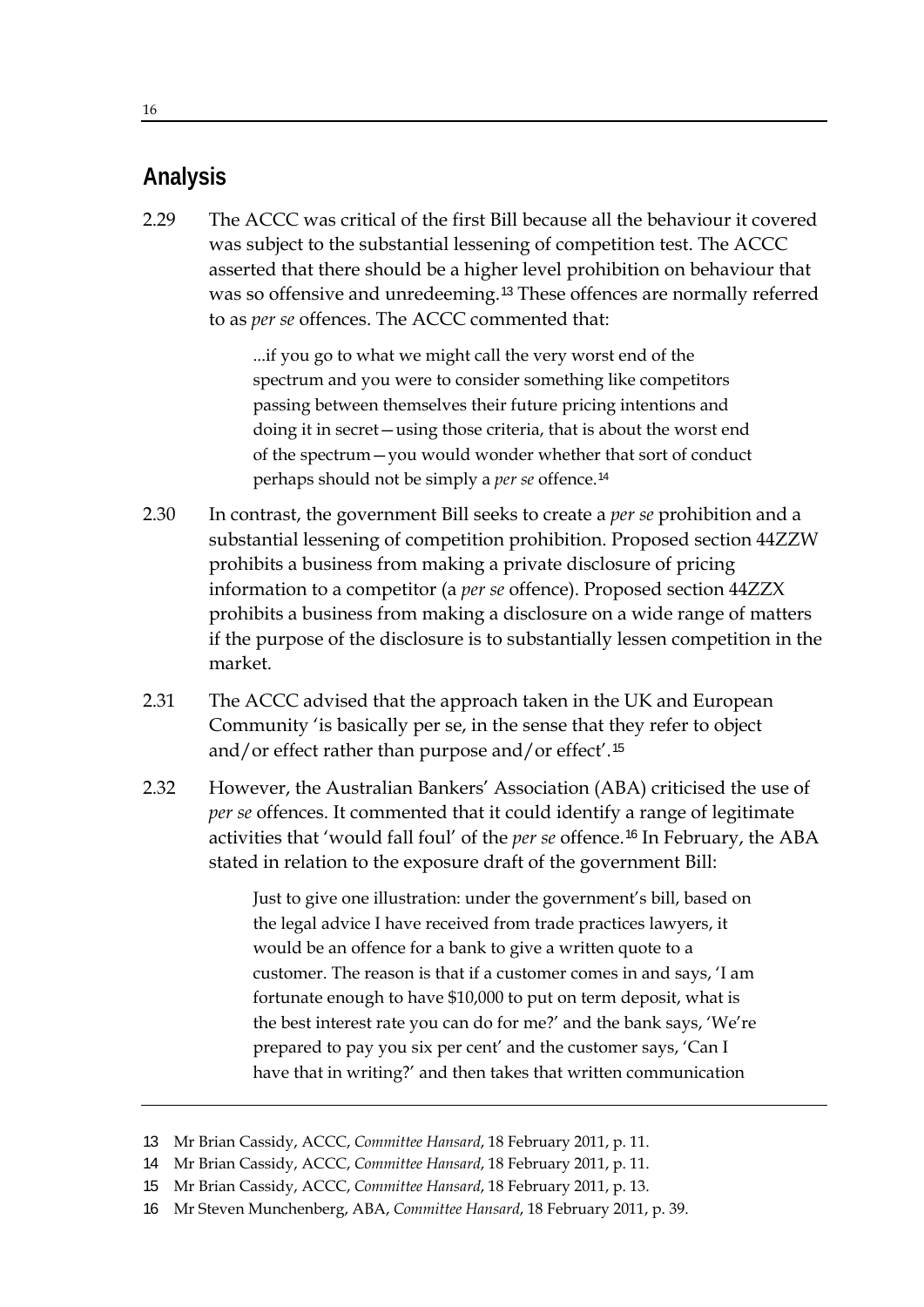## Analysis

2.29 The ACCC was critical of the first Bill because all the behaviour it covered was subject to the substantial lessening of competition test. The ACCC asserted that there should be a higher level prohibition on behaviour that was so offensive and unredeeming.[13] These offences are normally referred to as *per se* offences. The ACCC commented that:

> ...if you go to what we might call the very worst end of the spectrum and you were to consider something like competitors passing between themselves their future pricing intentions and doing it in secret—using those criteria, that is about the worst end of the spectrum—you would wonder whether that sort of conduct perhaps should not be simply a *per se* offence.[14]

2.30 In contrast, the government Bill seeks to create a *per se* prohibition and a substantial lessening of competition prohibition. Proposed section 44ZZW prohibits a business from making a private disclosure of pricing information to a competitor (a *per se* offence). Proposed section 44ZZX prohibits a business from making a disclosure on a wide range of matters if the purpose of the disclosure is to substantially lessen competition in the market.

2.31 The ACCC advised that the approach taken in the UK and European Community 'is basically per se, in the sense that they refer to object and/or effect rather than purpose and/or effect'.[15]

2.32 However, the Australian Bankers' Association (ABA) criticised the use of *per se* offences. It commented that it could identify a range of legitimate activities that 'would fall foul' of the *per se* offence.[16] In February, the ABA stated in relation to the exposure draft of the government Bill:

> Just to give one illustration: under the government's bill, based on the legal advice I have received from trade practices lawyers, it would be an offence for a bank to give a written quote to a customer. The reason is that if a customer comes in and says, 'I am fortunate enough to have $10,000 to put on term deposit, what is the best interest rate you can do for me?' and the bank says, 'We're prepared to pay you six per cent' and the customer says, 'Can I have that in writing?' and then takes that written communication

---

13 Mr Brian Cassidy, ACCC, *Committee Hansard*, 18 February 2011, p. 11.

14 Mr Brian Cassidy, ACCC, *Committee Hansard*, 18 February 2011, p. 11.

15 Mr Brian Cassidy, ACCC, *Committee Hansard*, 18 February 2011, p. 13.

16 Mr Steven Munchenberg, ABA, *Committee Hansard*, 18 February 2011, p. 39.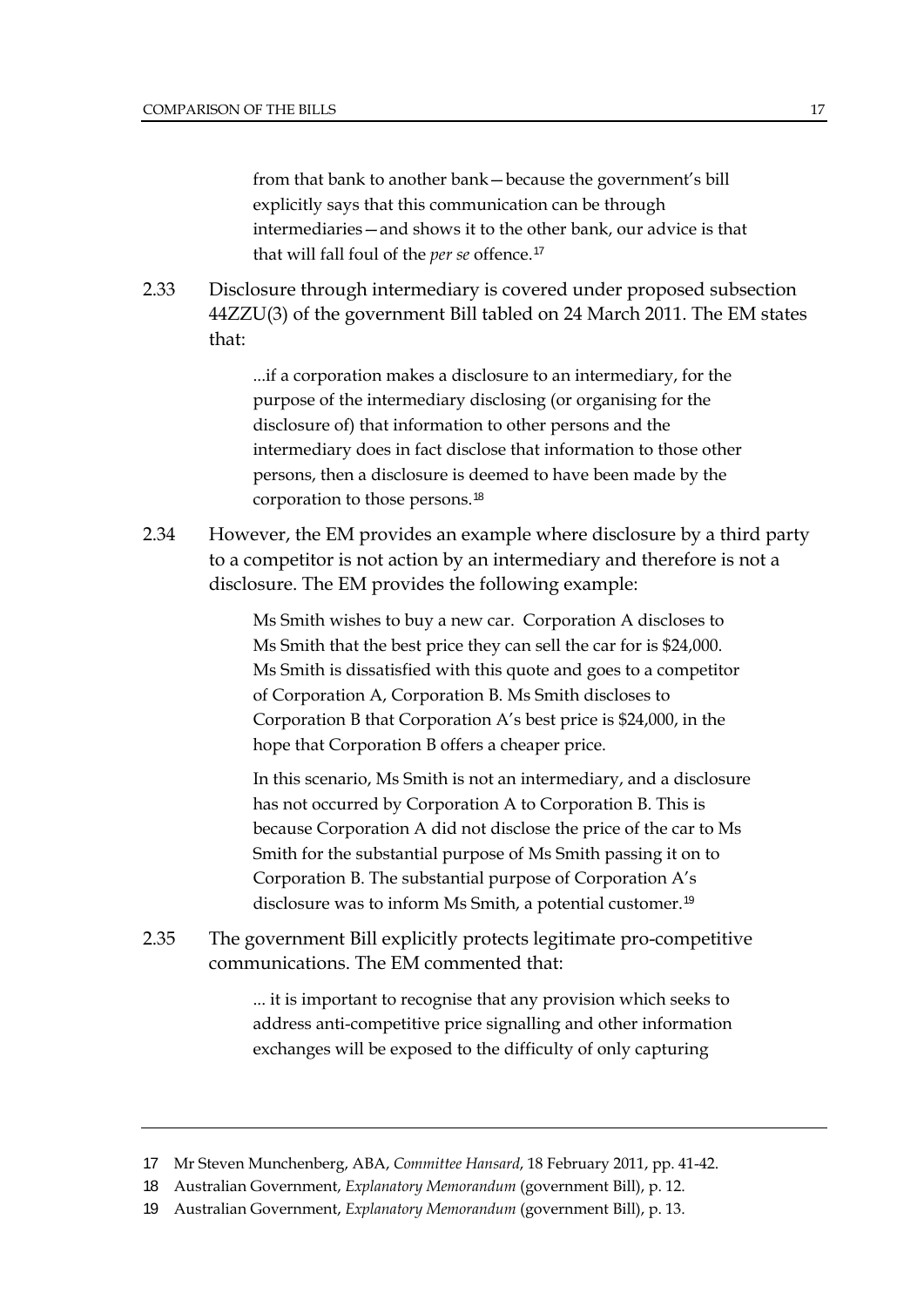> from that bank to another bank—because the government's bill explicitly says that this communication can be through intermediaries—and shows it to the other bank, our advice is that that will fall foul of the *per se* offence.[17]

2.33 Disclosure through intermediary is covered under proposed subsection 44ZZU(3) of the government Bill tabled on 24 March 2011. The EM states that:

> ...if a corporation makes a disclosure to an intermediary, for the purpose of the intermediary disclosing (or organising for the disclosure of) that information to other persons and the intermediary does in fact disclose that information to those other persons, then a disclosure is deemed to have been made by the corporation to those persons.[18]

2.34 However, the EM provides an example where disclosure by a third party to a competitor is not action by an intermediary and therefore is not a disclosure. The EM provides the following example:

> Ms Smith wishes to buy a new car. Corporation A discloses to Ms Smith that the best price they can sell the car for is $24,000. Ms Smith is dissatisfied with this quote and goes to a competitor of Corporation A, Corporation B. Ms Smith discloses to Corporation B that Corporation A's best price is $24,000, in the hope that Corporation B offers a cheaper price.
>
> In this scenario, Ms Smith is not an intermediary, and a disclosure has not occurred by Corporation A to Corporation B. This is because Corporation A did not disclose the price of the car to Ms Smith for the substantial purpose of Ms Smith passing it on to Corporation B. The substantial purpose of Corporation A's disclosure was to inform Ms Smith, a potential customer.[19]

2.35 The government Bill explicitly protects legitimate pro-competitive communications. The EM commented that:

> ... it is important to recognise that any provision which seeks to address anti-competitive price signalling and other information exchanges will be exposed to the difficulty of only capturing

---

17 Mr Steven Munchenberg, ABA, *Committee Hansard*, 18 February 2011, pp. 41-42.

18 Australian Government, *Explanatory Memorandum* (government Bill), p. 12.

19 Australian Government, *Explanatory Memorandum* (government Bill), p. 13.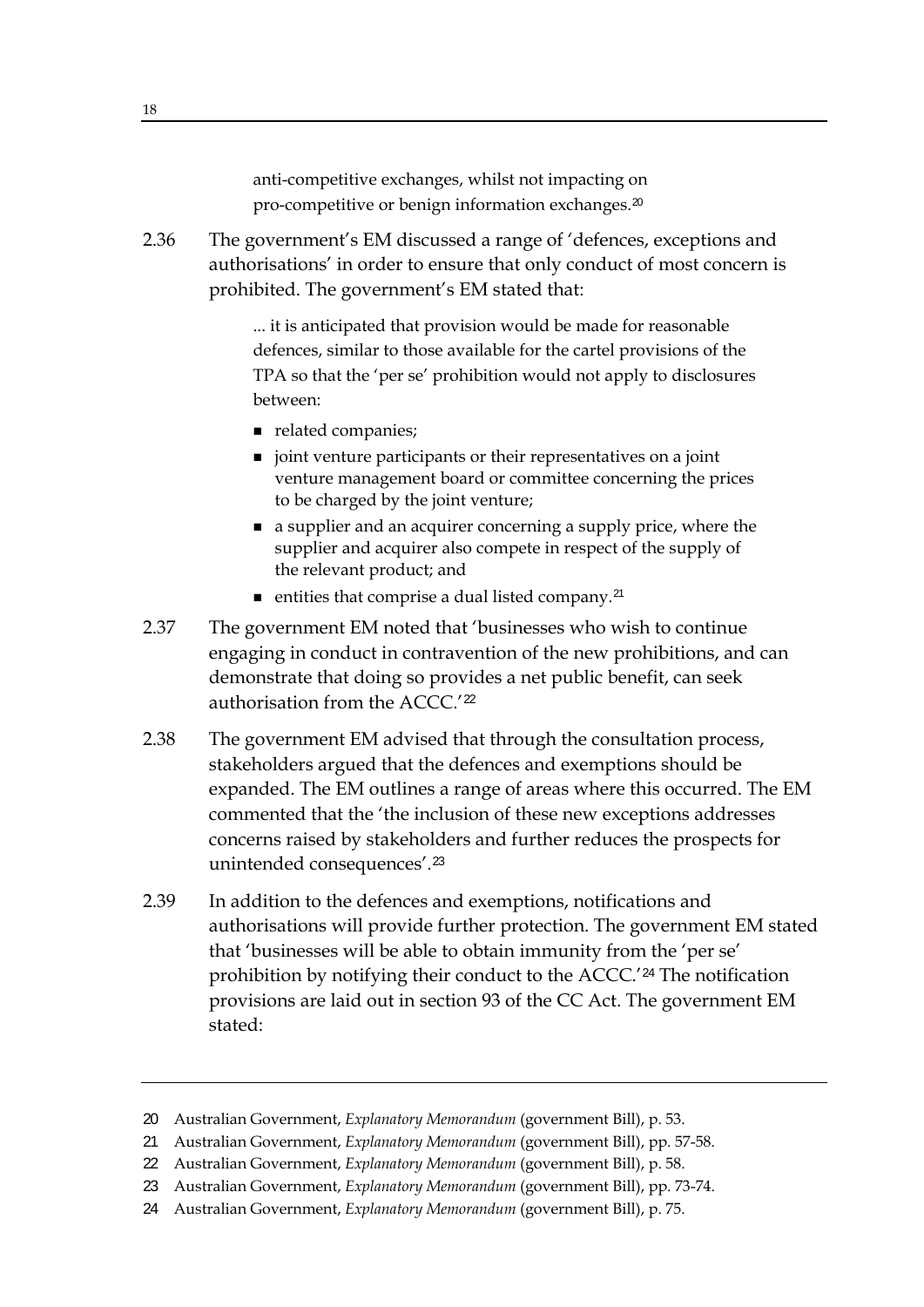> anti-competitive exchanges, whilst not impacting on pro-competitive or benign information exchanges.[20]

2.36 The government's EM discussed a range of 'defences, exceptions and authorisations' in order to ensure that only conduct of most concern is prohibited. The government's EM stated that:

> ... it is anticipated that provision would be made for reasonable defences, similar to those available for the cartel provisions of the TPA so that the 'per se' prohibition would not apply to disclosures between:
>
> - related companies;
> - joint venture participants or their representatives on a joint venture management board or committee concerning the prices to be charged by the joint venture;
> - a supplier and an acquirer concerning a supply price, where the supplier and acquirer also compete in respect of the supply of the relevant product; and
> - entities that comprise a dual listed company.[21]

2.37 The government EM noted that 'businesses who wish to continue engaging in conduct in contravention of the new prohibitions, and can demonstrate that doing so provides a net public benefit, can seek authorisation from the ACCC.'[22]

2.38 The government EM advised that through the consultation process, stakeholders argued that the defences and exemptions should be expanded. The EM outlines a range of areas where this occurred. The EM commented that the 'the inclusion of these new exceptions addresses concerns raised by stakeholders and further reduces the prospects for unintended consequences'.[23]

2.39 In addition to the defences and exemptions, notifications and authorisations will provide further protection. The government EM stated that 'businesses will be able to obtain immunity from the 'per se' prohibition by notifying their conduct to the ACCC.'[24] The notification provisions are laid out in section 93 of the CC Act. The government EM stated:

---

20 Australian Government, *Explanatory Memorandum* (government Bill), p. 53.

21 Australian Government, *Explanatory Memorandum* (government Bill), pp. 57-58.

22 Australian Government, *Explanatory Memorandum* (government Bill), p. 58.

23 Australian Government, *Explanatory Memorandum* (government Bill), pp. 73-74.

24 Australian Government, *Explanatory Memorandum* (government Bill), p. 75.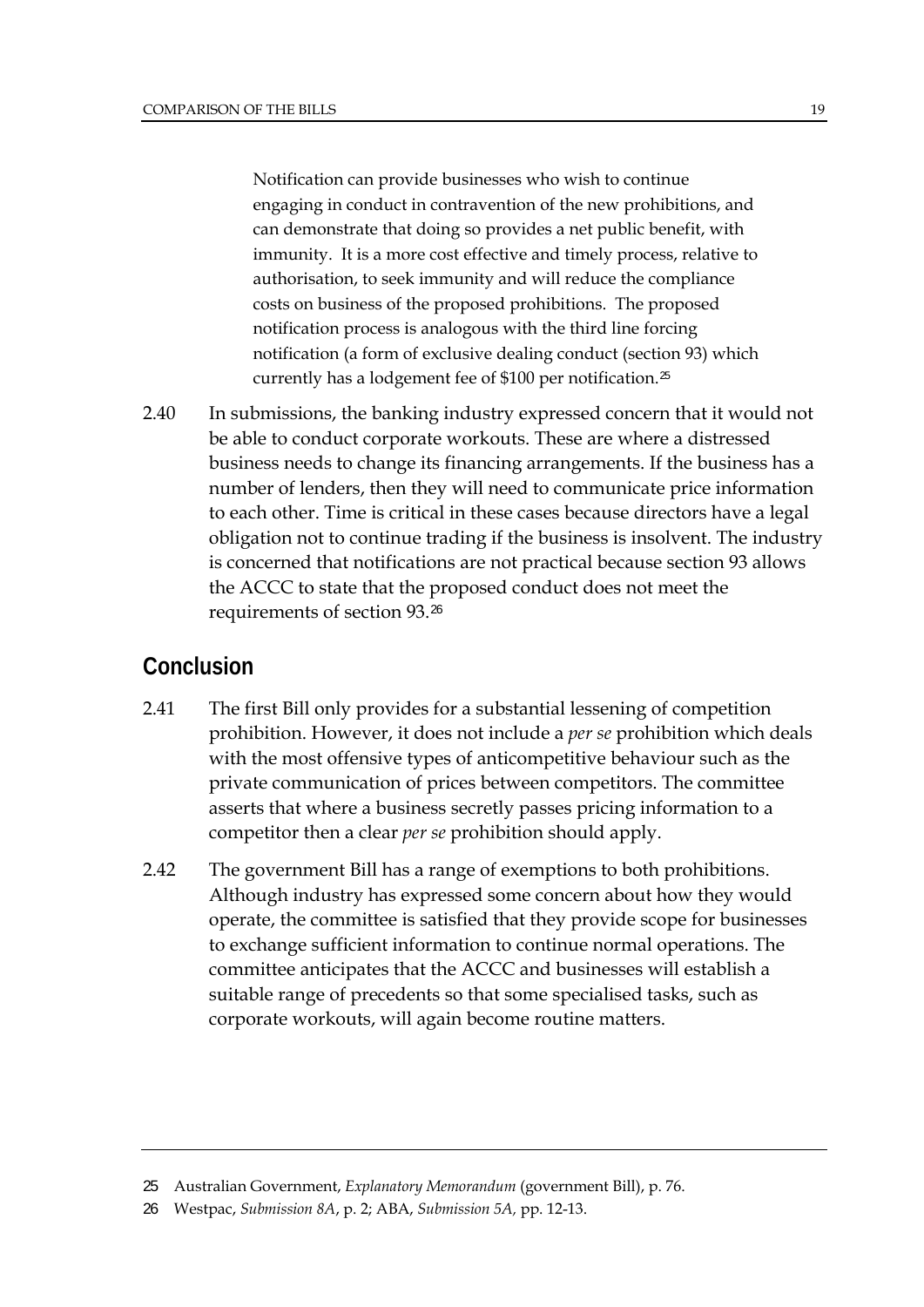> Notification can provide businesses who wish to continue engaging in conduct in contravention of the new prohibitions, and can demonstrate that doing so provides a net public benefit, with immunity. It is a more cost effective and timely process, relative to authorisation, to seek immunity and will reduce the compliance costs on business of the proposed prohibitions. The proposed notification process is analogous with the third line forcing notification (a form of exclusive dealing conduct (section 93) which currently has a lodgement fee of $100 per notification.[25]

2.40 In submissions, the banking industry expressed concern that it would not be able to conduct corporate workouts. These are where a distressed business needs to change its financing arrangements. If the business has a number of lenders, then they will need to communicate price information to each other. Time is critical in these cases because directors have a legal obligation not to continue trading if the business is insolvent. The industry is concerned that notifications are not practical because section 93 allows the ACCC to state that the proposed conduct does not meet the requirements of section 93.[26]

## Conclusion

2.41 The first Bill only provides for a substantial lessening of competition prohibition. However, it does not include a *per se* prohibition which deals with the most offensive types of anticompetitive behaviour such as the private communication of prices between competitors. The committee asserts that where a business secretly passes pricing information to a competitor then a clear *per se* prohibition should apply.

2.42 The government Bill has a range of exemptions to both prohibitions. Although industry has expressed some concern about how they would operate, the committee is satisfied that they provide scope for businesses to exchange sufficient information to continue normal operations. The committee anticipates that the ACCC and businesses will establish a suitable range of precedents so that some specialised tasks, such as corporate workouts, will again become routine matters.

---

25 Australian Government, *Explanatory Memorandum* (government Bill), p. 76.

26 Westpac, *Submission 8A*, p. 2; ABA, *Submission 5A,* pp. 12-13.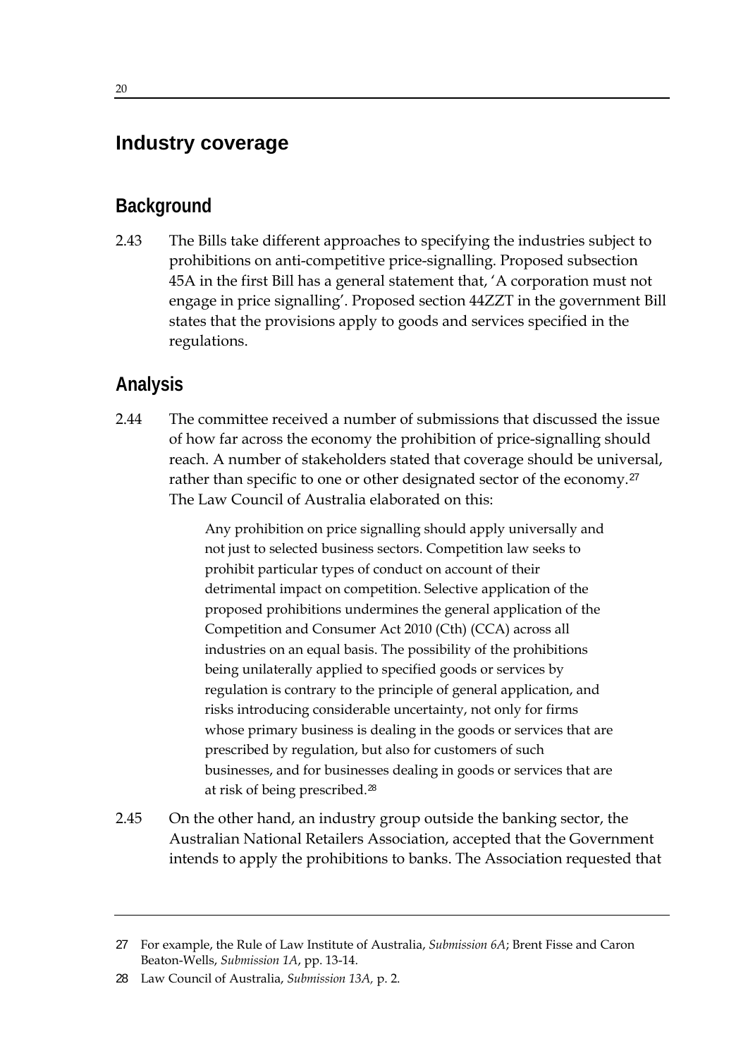## Industry coverage

### Background

2.43 The Bills take different approaches to specifying the industries subject to prohibitions on anti-competitive price-signalling. Proposed subsection 45A in the first Bill has a general statement that, 'A corporation must not engage in price signalling'. Proposed section 44ZZT in the government Bill states that the provisions apply to goods and services specified in the regulations.

### Analysis

2.44 The committee received a number of submissions that discussed the issue of how far across the economy the prohibition of price-signalling should reach. A number of stakeholders stated that coverage should be universal, rather than specific to one or other designated sector of the economy.[27] The Law Council of Australia elaborated on this:

> Any prohibition on price signalling should apply universally and not just to selected business sectors. Competition law seeks to prohibit particular types of conduct on account of their detrimental impact on competition. Selective application of the proposed prohibitions undermines the general application of the Competition and Consumer Act 2010 (Cth) (CCA) across all industries on an equal basis. The possibility of the prohibitions being unilaterally applied to specified goods or services by regulation is contrary to the principle of general application, and risks introducing considerable uncertainty, not only for firms whose primary business is dealing in the goods or services that are prescribed by regulation, but also for customers of such businesses, and for businesses dealing in goods or services that are at risk of being prescribed.[28]

2.45 On the other hand, an industry group outside the banking sector, the Australian National Retailers Association, accepted that the Government intends to apply the prohibitions to banks. The Association requested that

---

27 For example, the Rule of Law Institute of Australia, *Submission 6A*; Brent Fisse and Caron Beaton-Wells, *Submission 1A*, pp. 13-14.

28 Law Council of Australia, *Submission 13A,* p. 2.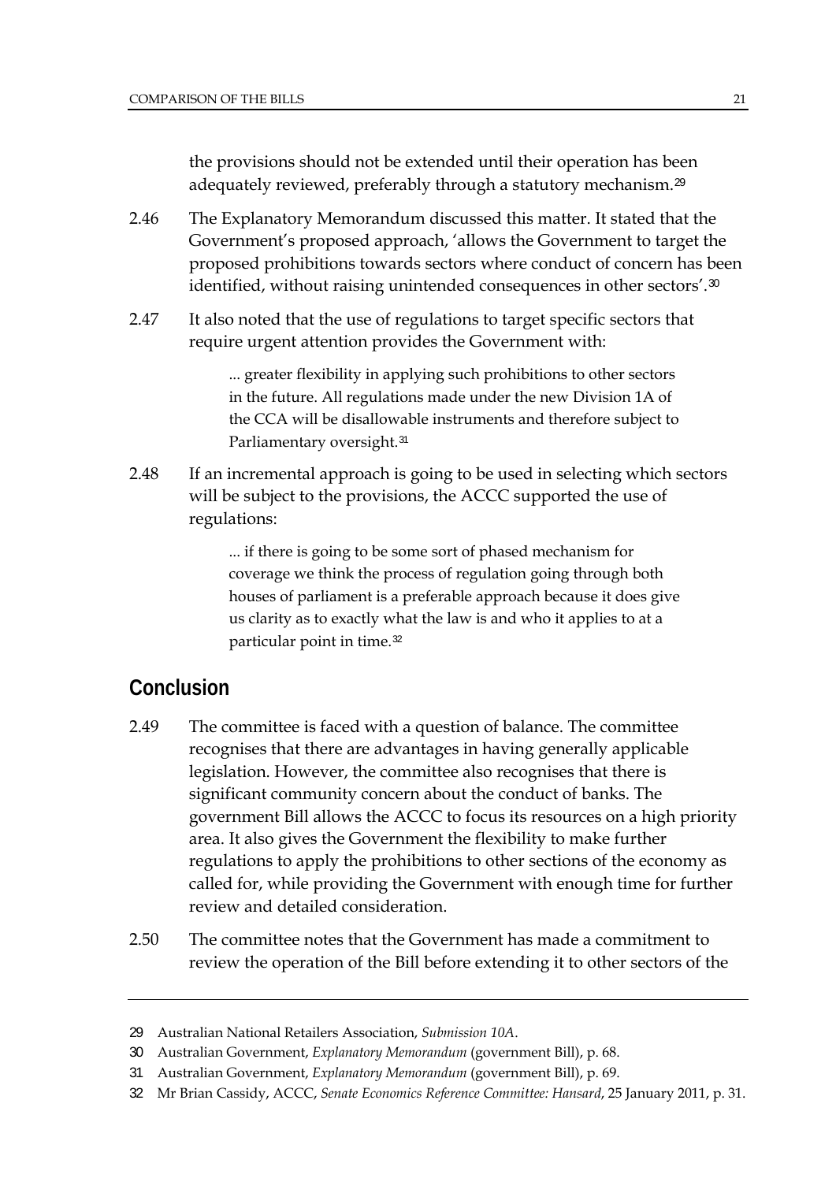the provisions should not be extended until their operation has been adequately reviewed, preferably through a statutory mechanism.[29]

2.46 The Explanatory Memorandum discussed this matter. It stated that the Government's proposed approach, 'allows the Government to target the proposed prohibitions towards sectors where conduct of concern has been identified, without raising unintended consequences in other sectors'.[30]

2.47 It also noted that the use of regulations to target specific sectors that require urgent attention provides the Government with:

> ... greater flexibility in applying such prohibitions to other sectors in the future. All regulations made under the new Division 1A of the CCA will be disallowable instruments and therefore subject to Parliamentary oversight.[31]

2.48 If an incremental approach is going to be used in selecting which sectors will be subject to the provisions, the ACCC supported the use of regulations:

> ... if there is going to be some sort of phased mechanism for coverage we think the process of regulation going through both houses of parliament is a preferable approach because it does give us clarity as to exactly what the law is and who it applies to at a particular point in time.[32]

## Conclusion

2.49 The committee is faced with a question of balance. The committee recognises that there are advantages in having generally applicable legislation. However, the committee also recognises that there is significant community concern about the conduct of banks. The government Bill allows the ACCC to focus its resources on a high priority area. It also gives the Government the flexibility to make further regulations to apply the prohibitions to other sections of the economy as called for, while providing the Government with enough time for further review and detailed consideration.

2.50 The committee notes that the Government has made a commitment to review the operation of the Bill before extending it to other sectors of the

---

29 Australian National Retailers Association, *Submission 10A*.

30 Australian Government, *Explanatory Memorandum* (government Bill), p. 68.

31 Australian Government, *Explanatory Memorandum* (government Bill), p. 69.

32 Mr Brian Cassidy, ACCC, *Senate Economics Reference Committee: Hansard*, 25 January 2011, p. 31.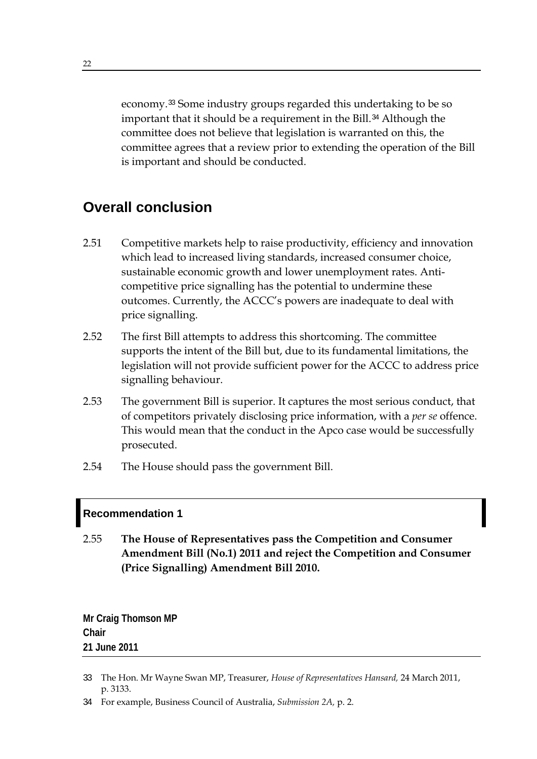economy.[33] Some industry groups regarded this undertaking to be so important that it should be a requirement in the Bill.[34] Although the committee does not believe that legislation is warranted on this, the committee agrees that a review prior to extending the operation of the Bill is important and should be conducted.

## Overall conclusion

2.51 Competitive markets help to raise productivity, efficiency and innovation which lead to increased living standards, increased consumer choice, sustainable economic growth and lower unemployment rates. Anti-competitive price signalling has the potential to undermine these outcomes. Currently, the ACCC's powers are inadequate to deal with price signalling.

2.52 The first Bill attempts to address this shortcoming. The committee supports the intent of the Bill but, due to its fundamental limitations, the legislation will not provide sufficient power for the ACCC to address price signalling behaviour.

2.53 The government Bill is superior. It captures the most serious conduct, that of competitors privately disclosing price information, with a *per se* offence. This would mean that the conduct in the Apco case would be successfully prosecuted.

2.54 The House should pass the government Bill.

### Recommendation 1

2.55 **The House of Representatives pass the Competition and Consumer Amendment Bill (No.1) 2011 and reject the Competition and Consumer (Price Signalling) Amendment Bill 2010.**

**Mr Craig Thomson MP**
**Chair**
**21 June 2011**

---

33 The Hon. Mr Wayne Swan MP, Treasurer, *House of Representatives Hansard,* 24 March 2011, p. 3133.

34 For example, Business Council of Australia, *Submission 2A,* p. 2.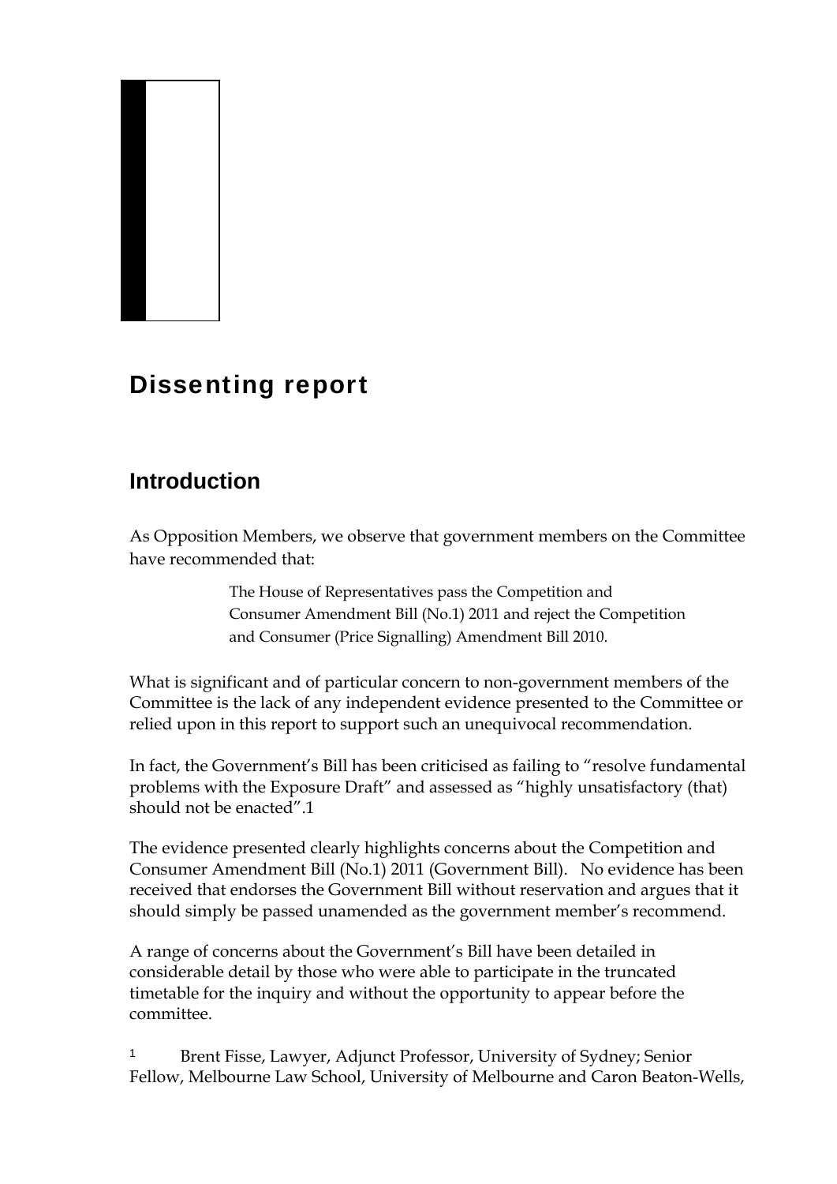# Dissenting report

## Introduction

As Opposition Members, we observe that government members on the Committee have recommended that:

> The House of Representatives pass the Competition and Consumer Amendment Bill (No.1) 2011 and reject the Competition and Consumer (Price Signalling) Amendment Bill 2010.

What is significant and of particular concern to non-government members of the Committee is the lack of any independent evidence presented to the Committee or relied upon in this report to support such an unequivocal recommendation.

In fact, the Government's Bill has been criticised as failing to "resolve fundamental problems with the Exposure Draft" and assessed as "highly unsatisfactory (that) should not be enacted".[1]

The evidence presented clearly highlights concerns about the Competition and Consumer Amendment Bill (No.1) 2011 (Government Bill). No evidence has been received that endorses the Government Bill without reservation and argues that it should simply be passed unamended as the government member's recommend.

A range of concerns about the Government's Bill have been detailed in considerable detail by those who were able to participate in the truncated timetable for the inquiry and without the opportunity to appear before the committee.

[1] Brent Fisse, Lawyer, Adjunct Professor, University of Sydney; Senior Fellow, Melbourne Law School, University of Melbourne and Caron Beaton-Wells,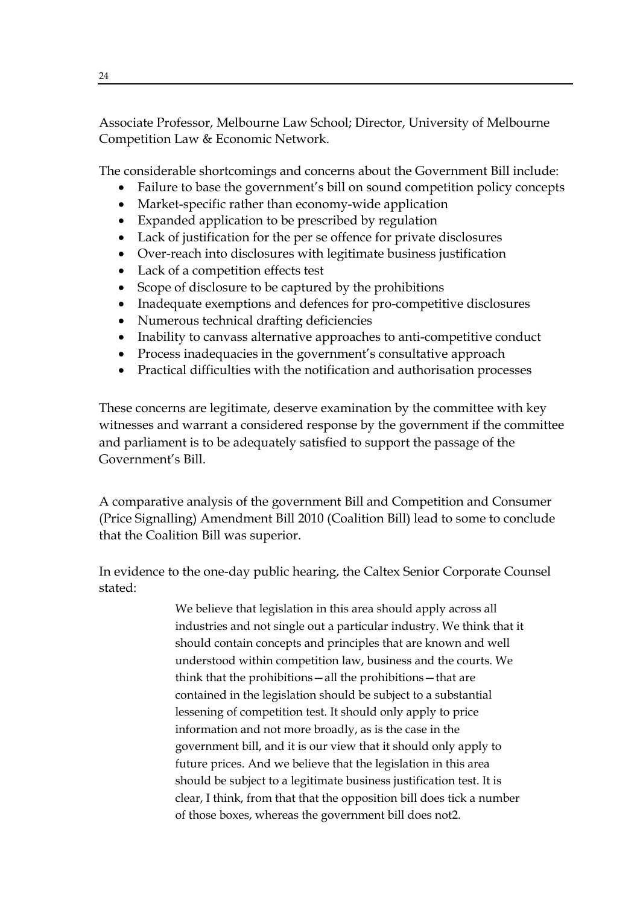Associate Professor, Melbourne Law School; Director, University of Melbourne Competition Law & Economic Network.

The considerable shortcomings and concerns about the Government Bill include:

- Failure to base the government's bill on sound competition policy concepts
- Market-specific rather than economy-wide application
- Expanded application to be prescribed by regulation
- Lack of justification for the per se offence for private disclosures
- Over-reach into disclosures with legitimate business justification
- Lack of a competition effects test
- Scope of disclosure to be captured by the prohibitions
- Inadequate exemptions and defences for pro-competitive disclosures
- Numerous technical drafting deficiencies
- Inability to canvass alternative approaches to anti-competitive conduct
- Process inadequacies in the government's consultative approach
- Practical difficulties with the notification and authorisation processes

These concerns are legitimate, deserve examination by the committee with key witnesses and warrant a considered response by the government if the committee and parliament is to be adequately satisfied to support the passage of the Government's Bill.

A comparative analysis of the government Bill and Competition and Consumer (Price Signalling) Amendment Bill 2010 (Coalition Bill) lead to some to conclude that the Coalition Bill was superior.

In evidence to the one-day public hearing, the Caltex Senior Corporate Counsel stated:

> We believe that legislation in this area should apply across all industries and not single out a particular industry. We think that it should contain concepts and principles that are known and well understood within competition law, business and the courts. We think that the prohibitions—all the prohibitions—that are contained in the legislation should be subject to a substantial lessening of competition test. It should only apply to price information and not more broadly, as is the case in the government bill, and it is our view that it should only apply to future prices. And we believe that the legislation in this area should be subject to a legitimate business justification test. It is clear, I think, from that that the opposition bill does tick a number of those boxes, whereas the government bill does not[2].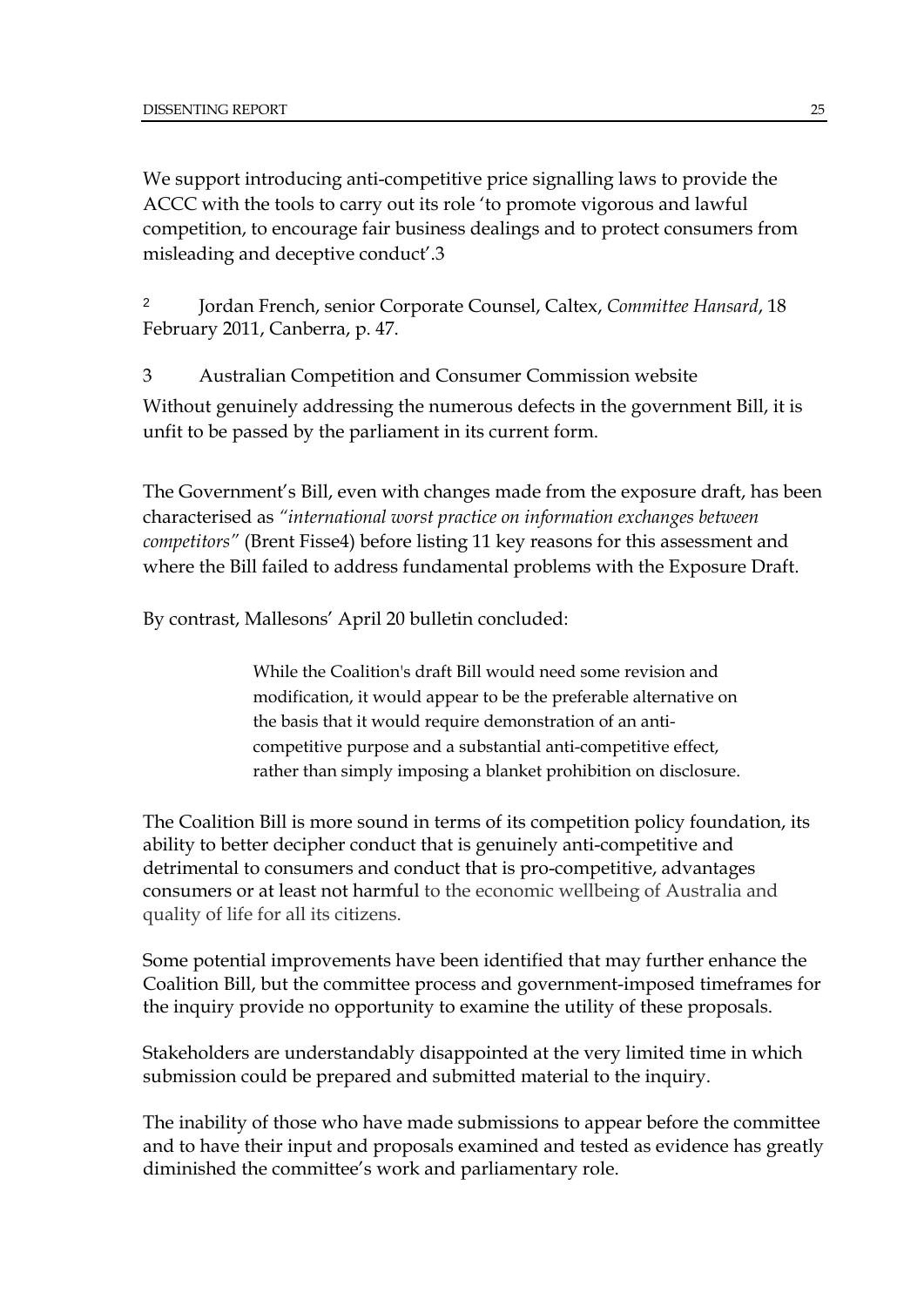We support introducing anti-competitive price signalling laws to provide the ACCC with the tools to carry out its role 'to promote vigorous and lawful competition, to encourage fair business dealings and to protect consumers from misleading and deceptive conduct'.[3]

[2] Jordan French, senior Corporate Counsel, Caltex, *Committee Hansard*, 18 February 2011, Canberra, p. 47.

[3] Australian Competition and Consumer Commission website

Without genuinely addressing the numerous defects in the government Bill, it is unfit to be passed by the parliament in its current form.

The Government's Bill, even with changes made from the exposure draft, has been characterised as *"international worst practice on information exchanges between competitors"* (Brent Fisse[4]) before listing 11 key reasons for this assessment and where the Bill failed to address fundamental problems with the Exposure Draft.

By contrast, Mallesons' April 20 bulletin concluded:

> While the Coalition's draft Bill would need some revision and modification, it would appear to be the preferable alternative on the basis that it would require demonstration of an anti-competitive purpose and a substantial anti-competitive effect, rather than simply imposing a blanket prohibition on disclosure.

The Coalition Bill is more sound in terms of its competition policy foundation, its ability to better decipher conduct that is genuinely anti-competitive and detrimental to consumers and conduct that is pro-competitive, advantages consumers or at least not harmful to the economic wellbeing of Australia and quality of life for all its citizens.

Some potential improvements have been identified that may further enhance the Coalition Bill, but the committee process and government-imposed timeframes for the inquiry provide no opportunity to examine the utility of these proposals.

Stakeholders are understandably disappointed at the very limited time in which submission could be prepared and submitted material to the inquiry.

The inability of those who have made submissions to appear before the committee and to have their input and proposals examined and tested as evidence has greatly diminished the committee's work and parliamentary role.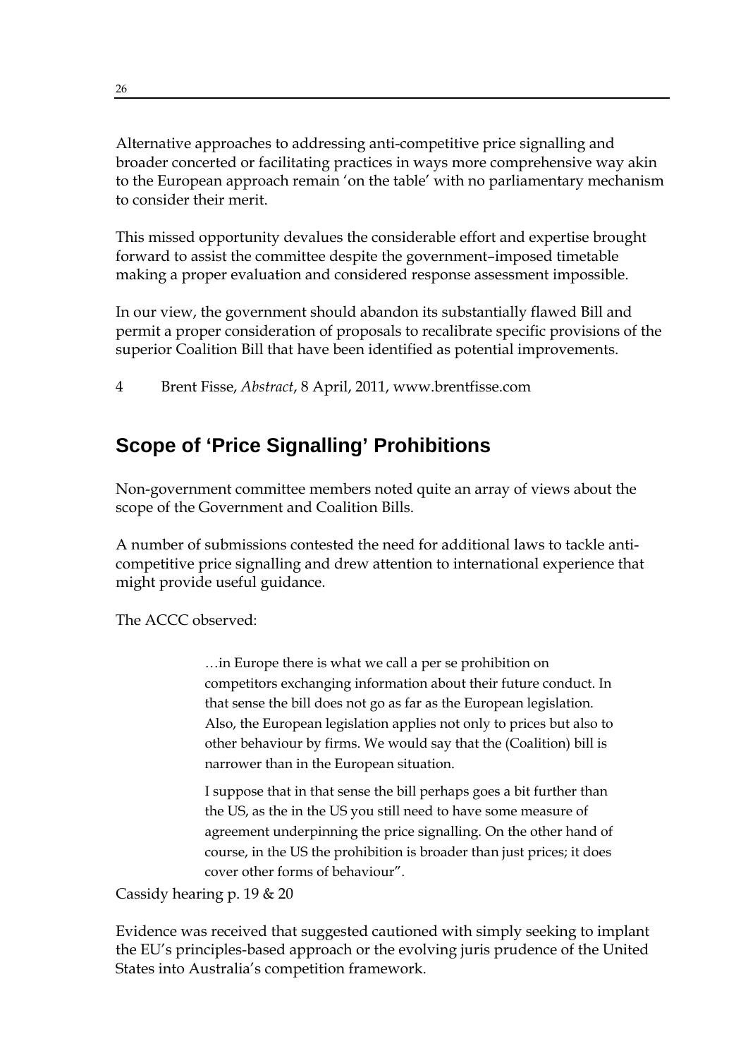Alternative approaches to addressing anti-competitive price signalling and broader concerted or facilitating practices in ways more comprehensive way akin to the European approach remain 'on the table' with no parliamentary mechanism to consider their merit.

This missed opportunity devalues the considerable effort and expertise brought forward to assist the committee despite the government–imposed timetable making a proper evaluation and considered response assessment impossible.

In our view, the government should abandon its substantially flawed Bill and permit a proper consideration of proposals to recalibrate specific provisions of the superior Coalition Bill that have been identified as potential improvements.

4 Brent Fisse, *Abstract*, 8 April, 2011, www.brentfisse.com

## Scope of 'Price Signalling' Prohibitions

Non-government committee members noted quite an array of views about the scope of the Government and Coalition Bills.

A number of submissions contested the need for additional laws to tackle anti-competitive price signalling and drew attention to international experience that might provide useful guidance.

The ACCC observed:

> …in Europe there is what we call a per se prohibition on competitors exchanging information about their future conduct. In that sense the bill does not go as far as the European legislation. Also, the European legislation applies not only to prices but also to other behaviour by firms. We would say that the (Coalition) bill is narrower than in the European situation.
>
> I suppose that in that sense the bill perhaps goes a bit further than the US, as the in the US you still need to have some measure of agreement underpinning the price signalling. On the other hand of course, in the US the prohibition is broader than just prices; it does cover other forms of behaviour".

Cassidy hearing p. 19 & 20

Evidence was received that suggested cautioned with simply seeking to implant the EU's principles-based approach or the evolving juris prudence of the United States into Australia's competition framework.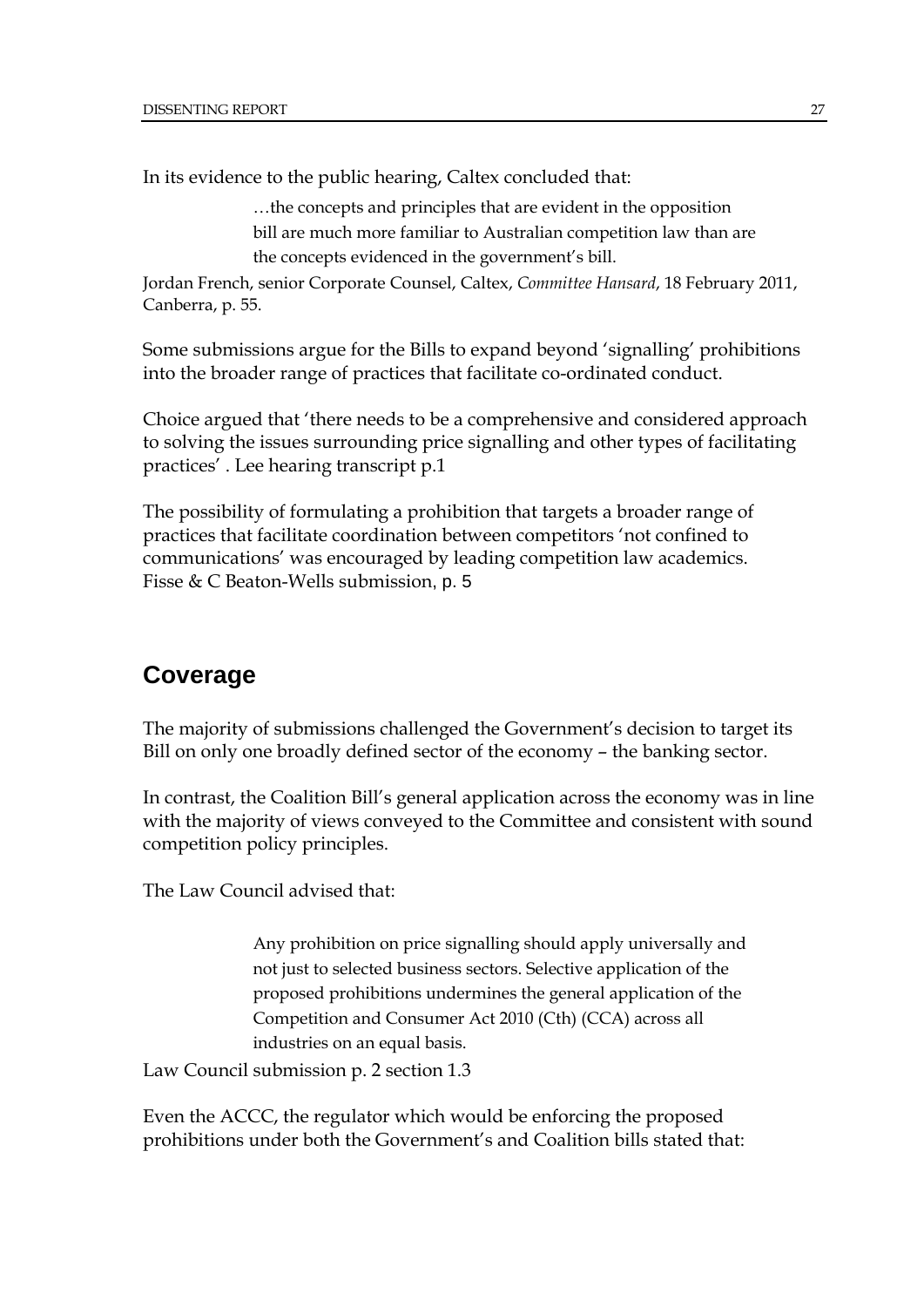In its evidence to the public hearing, Caltex concluded that:

> …the concepts and principles that are evident in the opposition bill are much more familiar to Australian competition law than are the concepts evidenced in the government's bill.

Jordan French, senior Corporate Counsel, Caltex, *Committee Hansard*, 18 February 2011, Canberra, p. 55.

Some submissions argue for the Bills to expand beyond 'signalling' prohibitions into the broader range of practices that facilitate co-ordinated conduct.

Choice argued that 'there needs to be a comprehensive and considered approach to solving the issues surrounding price signalling and other types of facilitating practices' . Lee hearing transcript p.1

The possibility of formulating a prohibition that targets a broader range of practices that facilitate coordination between competitors 'not confined to communications' was encouraged by leading competition law academics. Fisse & C Beaton-Wells submission, p. 5

## Coverage

The majority of submissions challenged the Government's decision to target its Bill on only one broadly defined sector of the economy – the banking sector.

In contrast, the Coalition Bill's general application across the economy was in line with the majority of views conveyed to the Committee and consistent with sound competition policy principles.

The Law Council advised that:

> Any prohibition on price signalling should apply universally and not just to selected business sectors. Selective application of the proposed prohibitions undermines the general application of the Competition and Consumer Act 2010 (Cth) (CCA) across all industries on an equal basis.

Law Council submission p. 2 section 1.3

Even the ACCC, the regulator which would be enforcing the proposed prohibitions under both the Government's and Coalition bills stated that: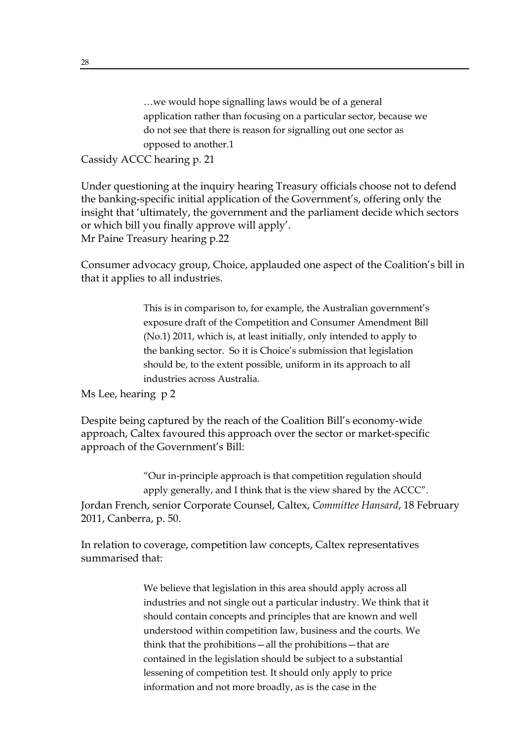> …we would hope signalling laws would be of a general application rather than focusing on a particular sector, because we do not see that there is reason for signalling out one sector as opposed to another.1

Cassidy ACCC hearing p. 21

Under questioning at the inquiry hearing Treasury officials choose not to defend the banking-specific initial application of the Government's, offering only the insight that 'ultimately, the government and the parliament decide which sectors or which bill you finally approve will apply'.
Mr Paine Treasury hearing p.22

Consumer advocacy group, Choice, applauded one aspect of the Coalition's bill in that it applies to all industries.

> This is in comparison to, for example, the Australian government's exposure draft of the Competition and Consumer Amendment Bill (No.1) 2011, which is, at least initially, only intended to apply to the banking sector. So it is Choice's submission that legislation should be, to the extent possible, uniform in its approach to all industries across Australia.

Ms Lee, hearing p 2

Despite being captured by the reach of the Coalition Bill's economy-wide approach, Caltex favoured this approach over the sector or market-specific approach of the Government's Bill:

> "Our in-principle approach is that competition regulation should apply generally, and I think that is the view shared by the ACCC".

Jordan French, senior Corporate Counsel, Caltex, *Committee Hansard*, 18 February 2011, Canberra, p. 50.

In relation to coverage, competition law concepts, Caltex representatives summarised that:

> We believe that legislation in this area should apply across all industries and not single out a particular industry. We think that it should contain concepts and principles that are known and well understood within competition law, business and the courts. We think that the prohibitions—all the prohibitions—that are contained in the legislation should be subject to a substantial lessening of competition test. It should only apply to price information and not more broadly, as is the case in the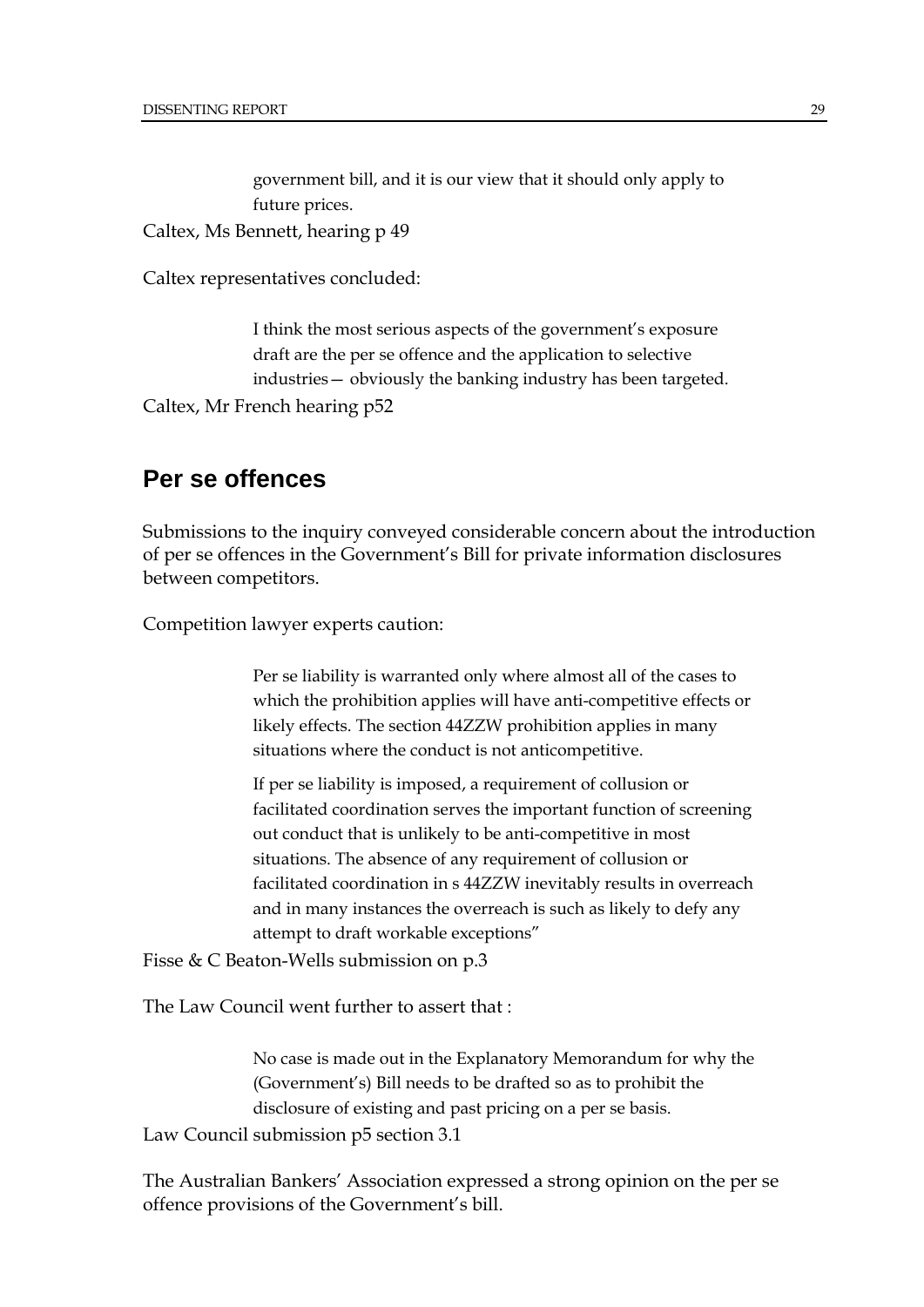> government bill, and it is our view that it should only apply to future prices.

Caltex, Ms Bennett, hearing p 49

Caltex representatives concluded:

> I think the most serious aspects of the government's exposure draft are the per se offence and the application to selective industries— obviously the banking industry has been targeted.

Caltex, Mr French hearing p52

## Per se offences

Submissions to the inquiry conveyed considerable concern about the introduction of per se offences in the Government's Bill for private information disclosures between competitors.

Competition lawyer experts caution:

> Per se liability is warranted only where almost all of the cases to which the prohibition applies will have anti-competitive effects or likely effects. The section 44ZZW prohibition applies in many situations where the conduct is not anticompetitive.
>
> If per se liability is imposed, a requirement of collusion or facilitated coordination serves the important function of screening out conduct that is unlikely to be anti-competitive in most situations. The absence of any requirement of collusion or facilitated coordination in s 44ZZW inevitably results in overreach and in many instances the overreach is such as likely to defy any attempt to draft workable exceptions"

Fisse & C Beaton-Wells submission on p.3

The Law Council went further to assert that :

> No case is made out in the Explanatory Memorandum for why the (Government's) Bill needs to be drafted so as to prohibit the disclosure of existing and past pricing on a per se basis.

Law Council submission p5 section 3.1

The Australian Bankers' Association expressed a strong opinion on the per se offence provisions of the Government's bill.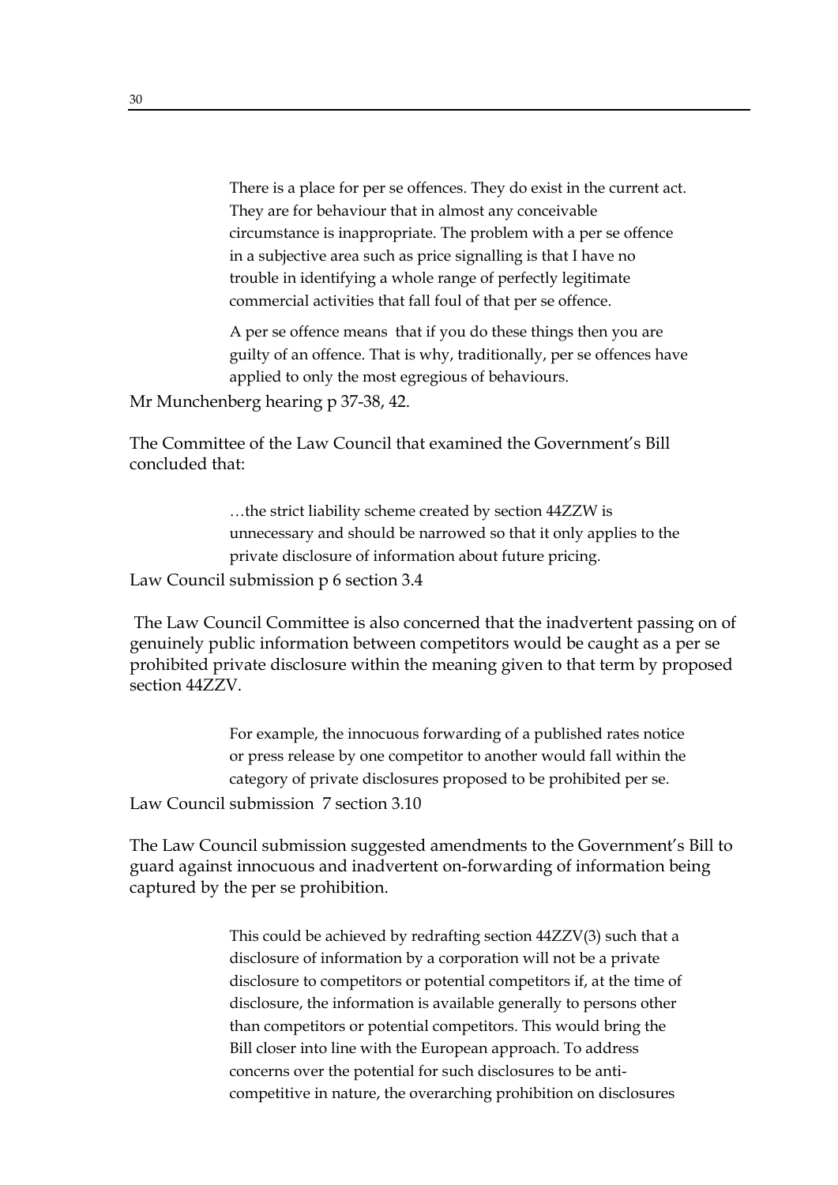> There is a place for per se offences. They do exist in the current act. They are for behaviour that in almost any conceivable circumstance is inappropriate. The problem with a per se offence in a subjective area such as price signalling is that I have no trouble in identifying a whole range of perfectly legitimate commercial activities that fall foul of that per se offence.
>
> A per se offence means that if you do these things then you are guilty of an offence. That is why, traditionally, per se offences have applied to only the most egregious of behaviours.

Mr Munchenberg hearing p 37-38, 42.

The Committee of the Law Council that examined the Government's Bill concluded that:

> …the strict liability scheme created by section 44ZZW is unnecessary and should be narrowed so that it only applies to the private disclosure of information about future pricing.

Law Council submission p 6 section 3.4

The Law Council Committee is also concerned that the inadvertent passing on of genuinely public information between competitors would be caught as a per se prohibited private disclosure within the meaning given to that term by proposed section 44ZZV.

> For example, the innocuous forwarding of a published rates notice or press release by one competitor to another would fall within the category of private disclosures proposed to be prohibited per se.

Law Council submission 7 section 3.10

The Law Council submission suggested amendments to the Government's Bill to guard against innocuous and inadvertent on-forwarding of information being captured by the per se prohibition.

> This could be achieved by redrafting section 44ZZV(3) such that a disclosure of information by a corporation will not be a private disclosure to competitors or potential competitors if, at the time of disclosure, the information is available generally to persons other than competitors or potential competitors. This would bring the Bill closer into line with the European approach. To address concerns over the potential for such disclosures to be anti-competitive in nature, the overarching prohibition on disclosures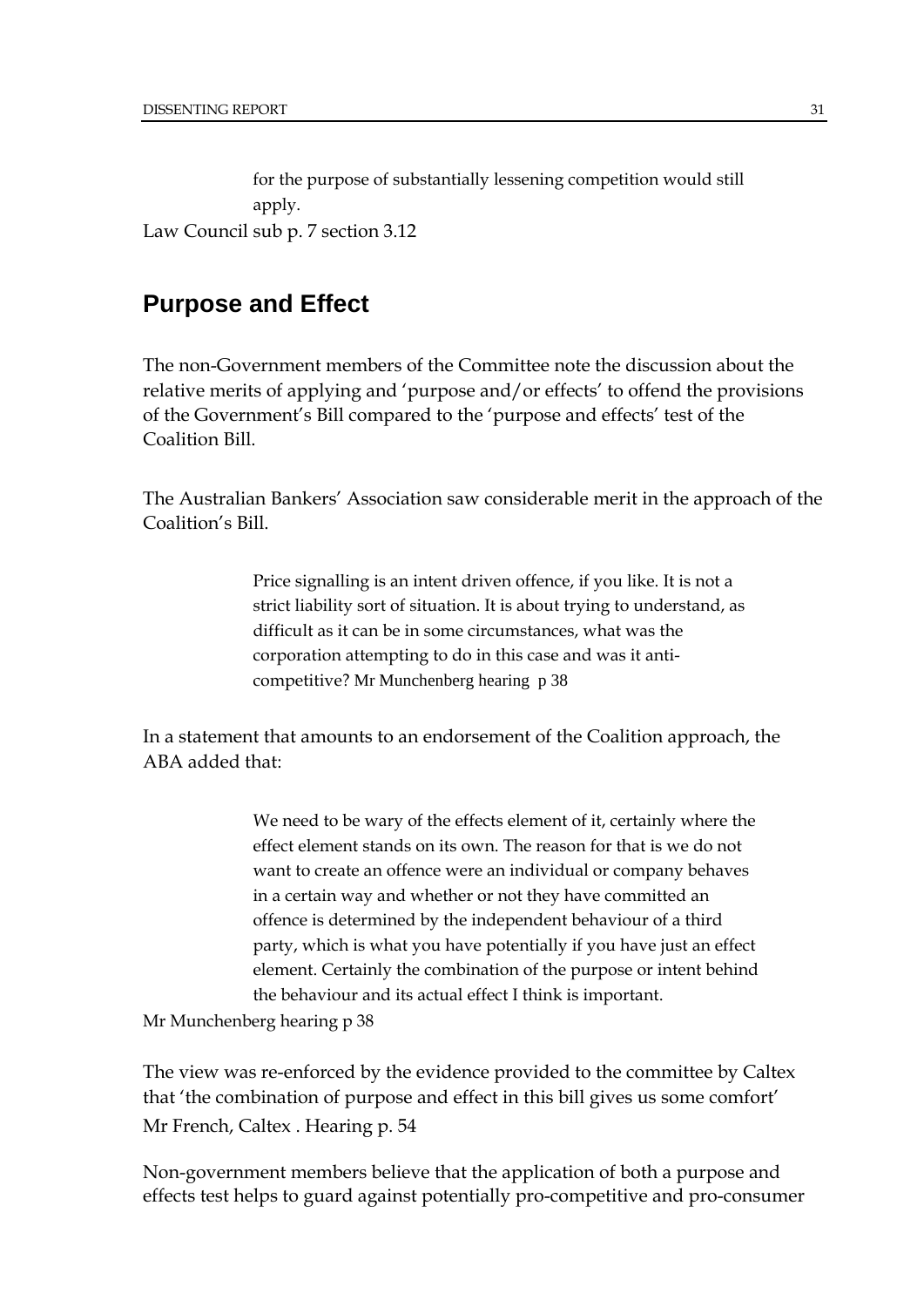> for the purpose of substantially lessening competition would still apply.

Law Council sub p. 7 section 3.12

## Purpose and Effect

The non-Government members of the Committee note the discussion about the relative merits of applying and 'purpose and/or effects' to offend the provisions of the Government's Bill compared to the 'purpose and effects' test of the Coalition Bill.

The Australian Bankers' Association saw considerable merit in the approach of the Coalition's Bill.

> Price signalling is an intent driven offence, if you like. It is not a strict liability sort of situation. It is about trying to understand, as difficult as it can be in some circumstances, what was the corporation attempting to do in this case and was it anti-competitive? Mr Munchenberg hearing p 38

In a statement that amounts to an endorsement of the Coalition approach, the ABA added that:

> We need to be wary of the effects element of it, certainly where the effect element stands on its own. The reason for that is we do not want to create an offence were an individual or company behaves in a certain way and whether or not they have committed an offence is determined by the independent behaviour of a third party, which is what you have potentially if you have just an effect element. Certainly the combination of the purpose or intent behind the behaviour and its actual effect I think is important.

Mr Munchenberg hearing p 38

The view was re-enforced by the evidence provided to the committee by Caltex that 'the combination of purpose and effect in this bill gives us some comfort' Mr French, Caltex . Hearing p. 54

Non-government members believe that the application of both a purpose and effects test helps to guard against potentially pro-competitive and pro-consumer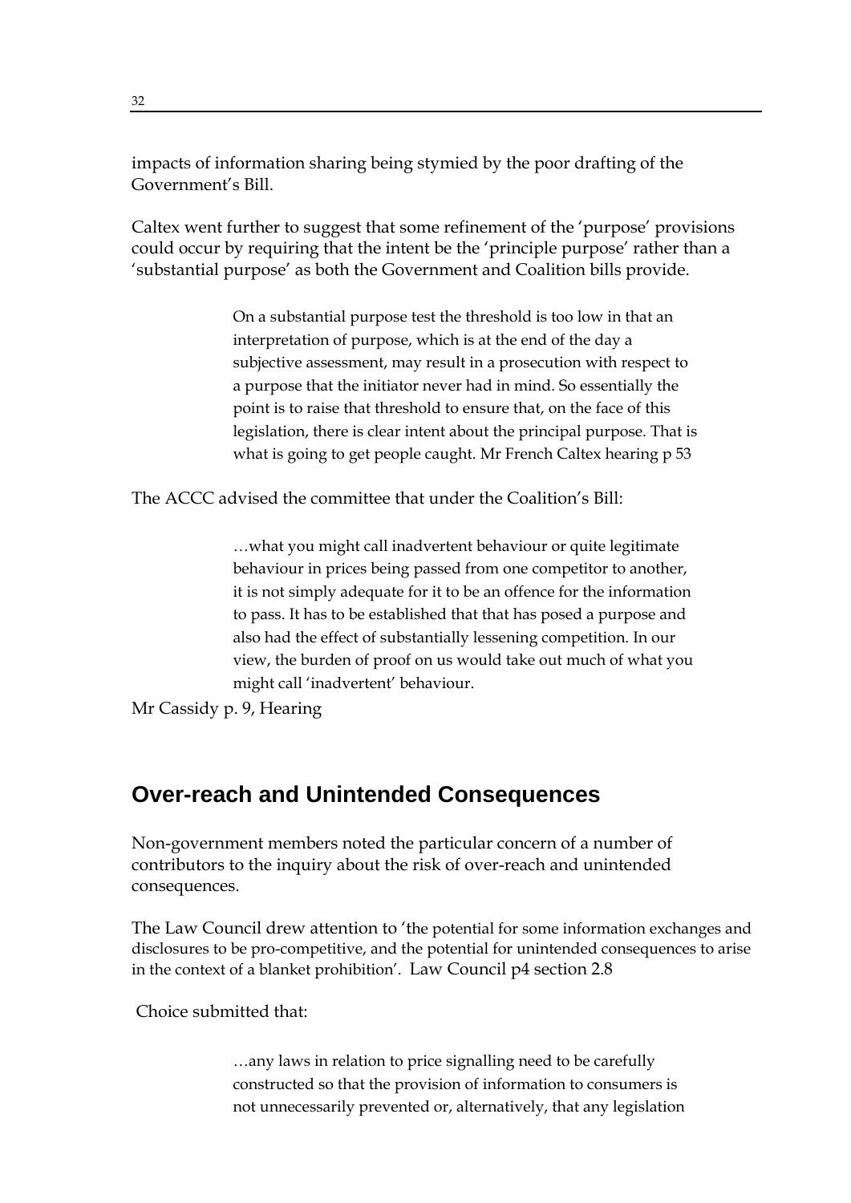impacts of information sharing being stymied by the poor drafting of the Government's Bill.

Caltex went further to suggest that some refinement of the 'purpose' provisions could occur by requiring that the intent be the 'principle purpose' rather than a 'substantial purpose' as both the Government and Coalition bills provide.

> On a substantial purpose test the threshold is too low in that an interpretation of purpose, which is at the end of the day a subjective assessment, may result in a prosecution with respect to a purpose that the initiator never had in mind. So essentially the point is to raise that threshold to ensure that, on the face of this legislation, there is clear intent about the principal purpose. That is what is going to get people caught. Mr French Caltex hearing p 53

The ACCC advised the committee that under the Coalition's Bill:

> …what you might call inadvertent behaviour or quite legitimate behaviour in prices being passed from one competitor to another, it is not simply adequate for it to be an offence for the information to pass. It has to be established that that has posed a purpose and also had the effect of substantially lessening competition. In our view, the burden of proof on us would take out much of what you might call 'inadvertent' behaviour.

Mr Cassidy p. 9, Hearing

## Over-reach and Unintended Consequences

Non-government members noted the particular concern of a number of contributors to the inquiry about the risk of over-reach and unintended consequences.

The Law Council drew attention to 'the potential for some information exchanges and disclosures to be pro-competitive, and the potential for unintended consequences to arise in the context of a blanket prohibition'. Law Council p4 section 2.8

Choice submitted that:

> …any laws in relation to price signalling need to be carefully constructed so that the provision of information to consumers is not unnecessarily prevented or, alternatively, that any legislation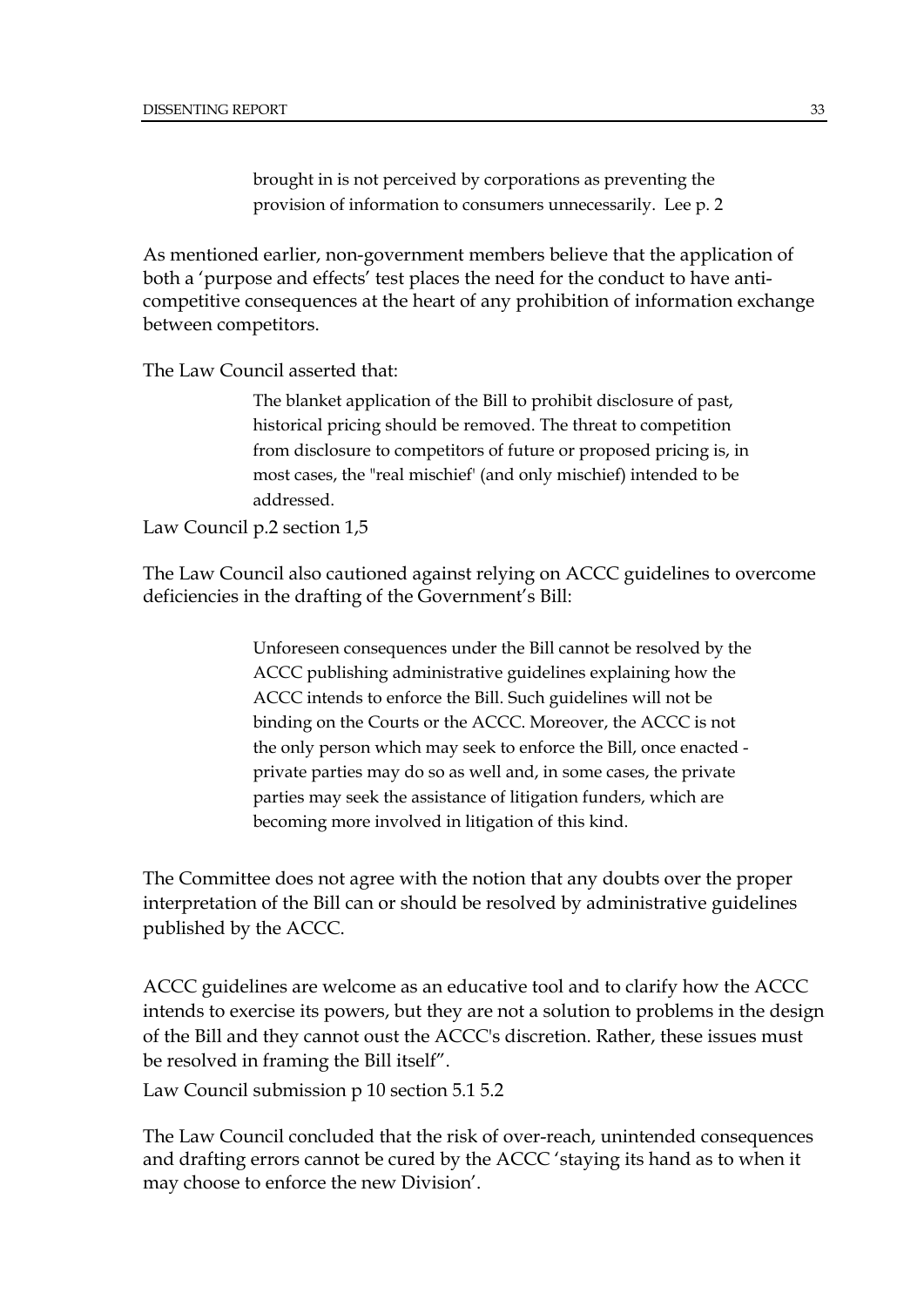> brought in is not perceived by corporations as preventing the provision of information to consumers unnecessarily. Lee p. 2

As mentioned earlier, non-government members believe that the application of both a 'purpose and effects' test places the need for the conduct to have anti-competitive consequences at the heart of any prohibition of information exchange between competitors.

The Law Council asserted that:

> The blanket application of the Bill to prohibit disclosure of past, historical pricing should be removed. The threat to competition from disclosure to competitors of future or proposed pricing is, in most cases, the "real mischief' (and only mischief) intended to be addressed.

Law Council p.2 section 1,5

The Law Council also cautioned against relying on ACCC guidelines to overcome deficiencies in the drafting of the Government's Bill:

> Unforeseen consequences under the Bill cannot be resolved by the ACCC publishing administrative guidelines explaining how the ACCC intends to enforce the Bill. Such guidelines will not be binding on the Courts or the ACCC. Moreover, the ACCC is not the only person which may seek to enforce the Bill, once enacted - private parties may do so as well and, in some cases, the private parties may seek the assistance of litigation funders, which are becoming more involved in litigation of this kind.

The Committee does not agree with the notion that any doubts over the proper interpretation of the Bill can or should be resolved by administrative guidelines published by the ACCC.

ACCC guidelines are welcome as an educative tool and to clarify how the ACCC intends to exercise its powers, but they are not a solution to problems in the design of the Bill and they cannot oust the ACCC's discretion. Rather, these issues must be resolved in framing the Bill itself".

Law Council submission p 10 section 5.1 5.2

The Law Council concluded that the risk of over-reach, unintended consequences and drafting errors cannot be cured by the ACCC 'staying its hand as to when it may choose to enforce the new Division'.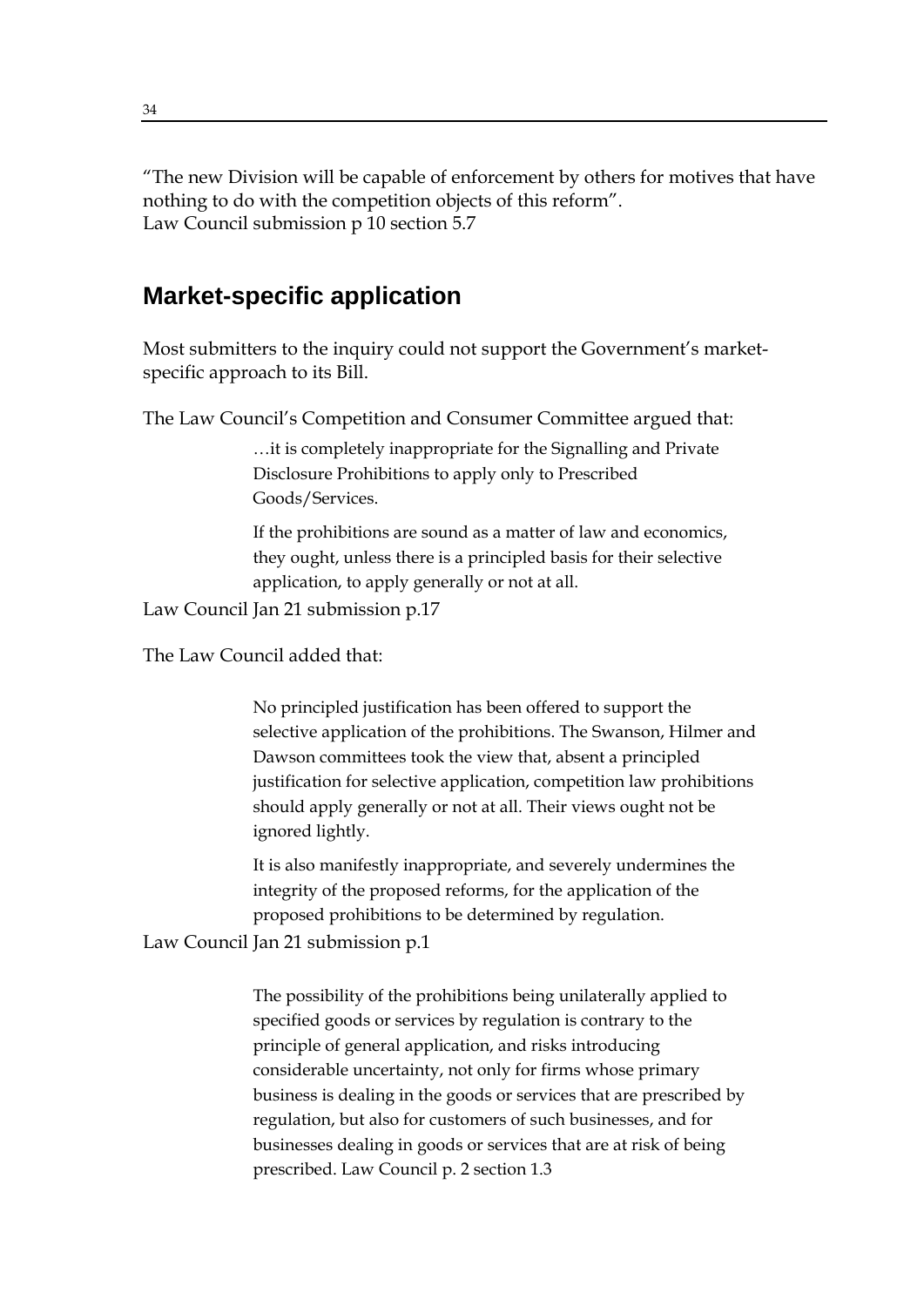"The new Division will be capable of enforcement by others for motives that have nothing to do with the competition objects of this reform".
Law Council submission p 10 section 5.7

## Market-specific application

Most submitters to the inquiry could not support the Government's market-specific approach to its Bill.

The Law Council's Competition and Consumer Committee argued that:

> …it is completely inappropriate for the Signalling and Private Disclosure Prohibitions to apply only to Prescribed Goods/Services.
>
> If the prohibitions are sound as a matter of law and economics, they ought, unless there is a principled basis for their selective application, to apply generally or not at all.

Law Council Jan 21 submission p.17

The Law Council added that:

> No principled justification has been offered to support the selective application of the prohibitions. The Swanson, Hilmer and Dawson committees took the view that, absent a principled justification for selective application, competition law prohibitions should apply generally or not at all. Their views ought not be ignored lightly.
>
> It is also manifestly inappropriate, and severely undermines the integrity of the proposed reforms, for the application of the proposed prohibitions to be determined by regulation.

Law Council Jan 21 submission p.1

> The possibility of the prohibitions being unilaterally applied to specified goods or services by regulation is contrary to the principle of general application, and risks introducing considerable uncertainty, not only for firms whose primary business is dealing in the goods or services that are prescribed by regulation, but also for customers of such businesses, and for businesses dealing in goods or services that are at risk of being prescribed. Law Council p. 2 section 1.3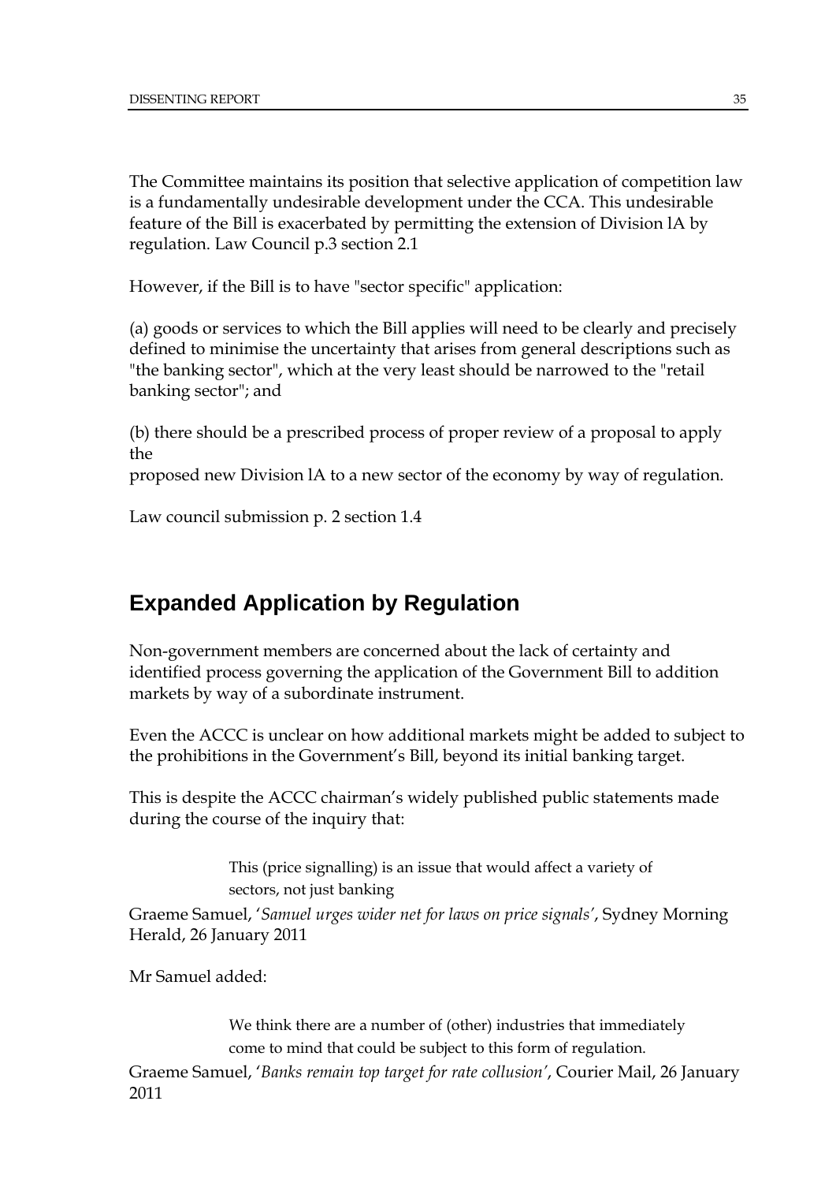The Committee maintains its position that selective application of competition law is a fundamentally undesirable development under the CCA. This undesirable feature of the Bill is exacerbated by permitting the extension of Division lA by regulation. Law Council p.3 section 2.1

However, if the Bill is to have "sector specific" application:

(a) goods or services to which the Bill applies will need to be clearly and precisely defined to minimise the uncertainty that arises from general descriptions such as "the banking sector", which at the very least should be narrowed to the "retail banking sector"; and

(b) there should be a prescribed process of proper review of a proposal to apply the
proposed new Division lA to a new sector of the economy by way of regulation.

Law council submission p. 2 section 1.4

## Expanded Application by Regulation

Non-government members are concerned about the lack of certainty and identified process governing the application of the Government Bill to addition markets by way of a subordinate instrument.

Even the ACCC is unclear on how additional markets might be added to subject to the prohibitions in the Government's Bill, beyond its initial banking target.

This is despite the ACCC chairman's widely published public statements made during the course of the inquiry that:

> This (price signalling) is an issue that would affect a variety of sectors, not just banking

Graeme Samuel, '*Samuel urges wider net for laws on price signals'*, Sydney Morning Herald, 26 January 2011

Mr Samuel added:

> We think there are a number of (other) industries that immediately come to mind that could be subject to this form of regulation.

Graeme Samuel, '*Banks remain top target for rate collusion'*, Courier Mail, 26 January 2011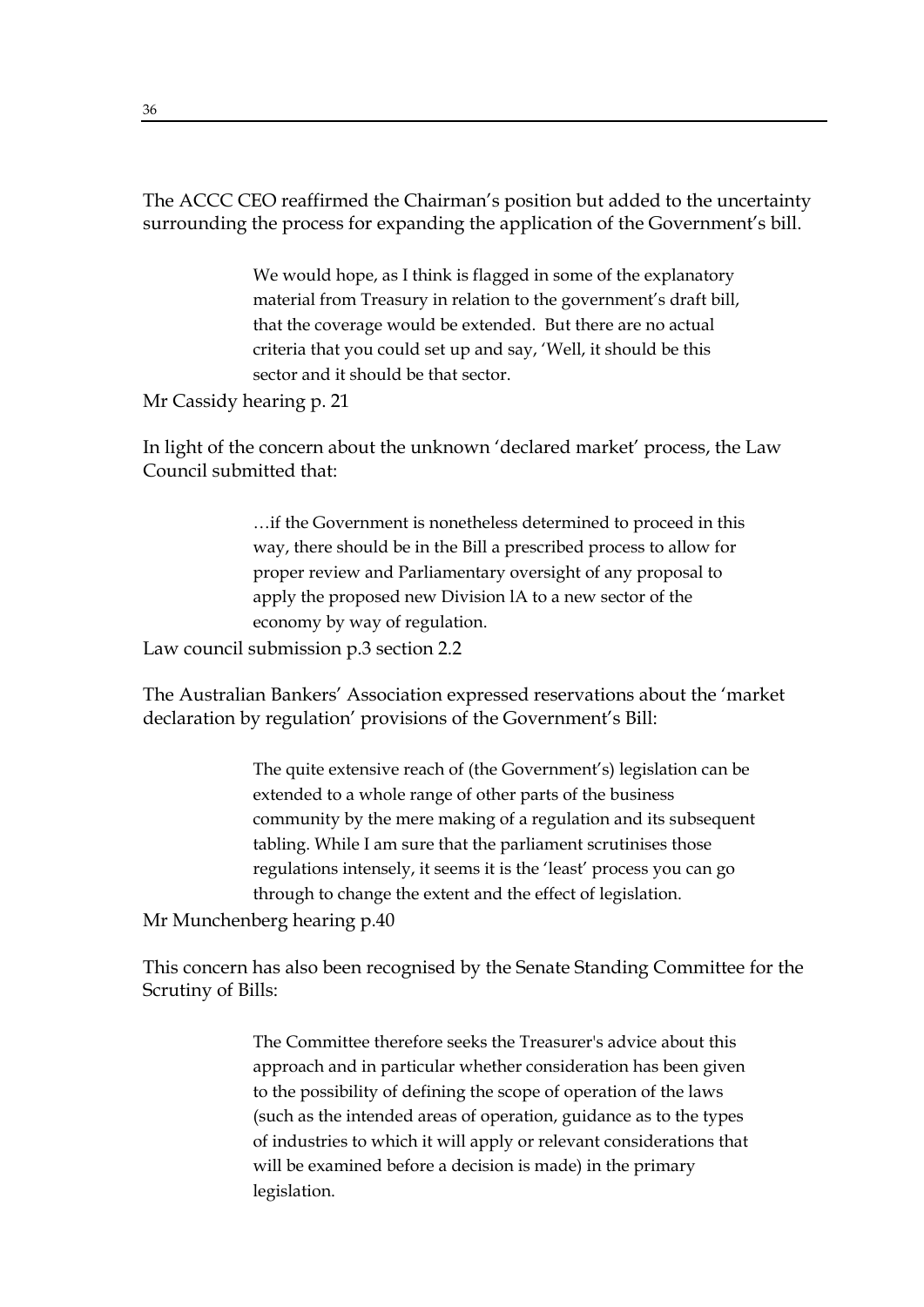The ACCC CEO reaffirmed the Chairman's position but added to the uncertainty surrounding the process for expanding the application of the Government's bill.

> We would hope, as I think is flagged in some of the explanatory material from Treasury in relation to the government's draft bill, that the coverage would be extended. But there are no actual criteria that you could set up and say, 'Well, it should be this sector and it should be that sector.

Mr Cassidy hearing p. 21

In light of the concern about the unknown 'declared market' process, the Law Council submitted that:

> …if the Government is nonetheless determined to proceed in this way, there should be in the Bill a prescribed process to allow for proper review and Parliamentary oversight of any proposal to apply the proposed new Division lA to a new sector of the economy by way of regulation.

Law council submission p.3 section 2.2

The Australian Bankers' Association expressed reservations about the 'market declaration by regulation' provisions of the Government's Bill:

> The quite extensive reach of (the Government's) legislation can be extended to a whole range of other parts of the business community by the mere making of a regulation and its subsequent tabling. While I am sure that the parliament scrutinises those regulations intensely, it seems it is the 'least' process you can go through to change the extent and the effect of legislation.

Mr Munchenberg hearing p.40

This concern has also been recognised by the Senate Standing Committee for the Scrutiny of Bills:

> The Committee therefore seeks the Treasurer's advice about this approach and in particular whether consideration has been given to the possibility of defining the scope of operation of the laws (such as the intended areas of operation, guidance as to the types of industries to which it will apply or relevant considerations that will be examined before a decision is made) in the primary legislation.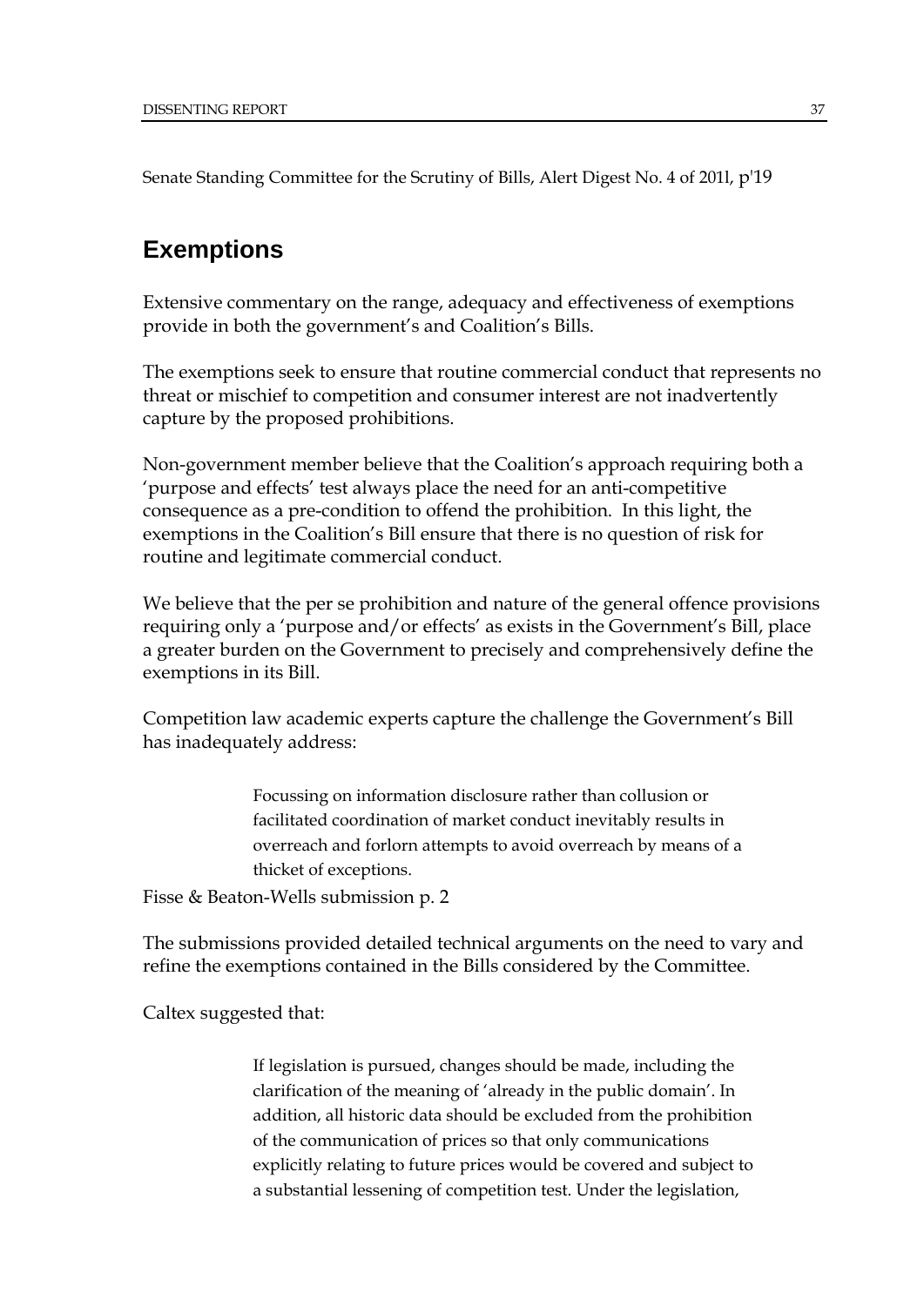Senate Standing Committee for the Scrutiny of Bills, Alert Digest No. 4 of 201l, p'19

## Exemptions

Extensive commentary on the range, adequacy and effectiveness of exemptions provide in both the government's and Coalition's Bills.

The exemptions seek to ensure that routine commercial conduct that represents no threat or mischief to competition and consumer interest are not inadvertently capture by the proposed prohibitions.

Non-government member believe that the Coalition's approach requiring both a 'purpose and effects' test always place the need for an anti-competitive consequence as a pre-condition to offend the prohibition. In this light, the exemptions in the Coalition's Bill ensure that there is no question of risk for routine and legitimate commercial conduct.

We believe that the per se prohibition and nature of the general offence provisions requiring only a 'purpose and/or effects' as exists in the Government's Bill, place a greater burden on the Government to precisely and comprehensively define the exemptions in its Bill.

Competition law academic experts capture the challenge the Government's Bill has inadequately address:

> Focussing on information disclosure rather than collusion or facilitated coordination of market conduct inevitably results in overreach and forlorn attempts to avoid overreach by means of a thicket of exceptions.

Fisse & Beaton-Wells submission p. 2

The submissions provided detailed technical arguments on the need to vary and refine the exemptions contained in the Bills considered by the Committee.

Caltex suggested that:

> If legislation is pursued, changes should be made, including the clarification of the meaning of 'already in the public domain'. In addition, all historic data should be excluded from the prohibition of the communication of prices so that only communications explicitly relating to future prices would be covered and subject to a substantial lessening of competition test. Under the legislation,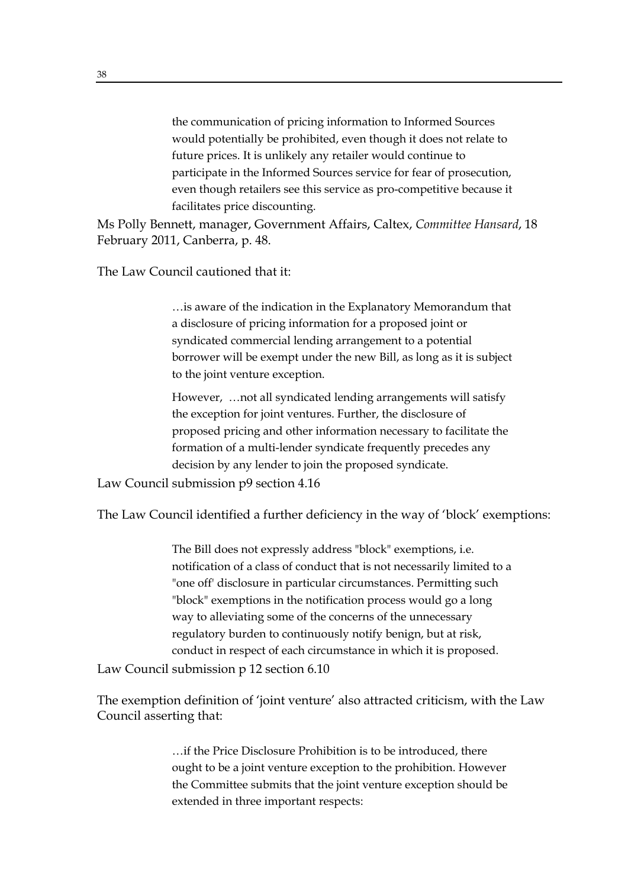> the communication of pricing information to Informed Sources would potentially be prohibited, even though it does not relate to future prices. It is unlikely any retailer would continue to participate in the Informed Sources service for fear of prosecution, even though retailers see this service as pro-competitive because it facilitates price discounting.

Ms Polly Bennett, manager, Government Affairs, Caltex, *Committee Hansard*, 18 February 2011, Canberra, p. 48.

The Law Council cautioned that it:

> …is aware of the indication in the Explanatory Memorandum that a disclosure of pricing information for a proposed joint or syndicated commercial lending arrangement to a potential borrower will be exempt under the new Bill, as long as it is subject to the joint venture exception.
>
> However, …not all syndicated lending arrangements will satisfy the exception for joint ventures. Further, the disclosure of proposed pricing and other information necessary to facilitate the formation of a multi-lender syndicate frequently precedes any decision by any lender to join the proposed syndicate.

Law Council submission p9 section 4.16

The Law Council identified a further deficiency in the way of 'block' exemptions:

> The Bill does not expressly address "block" exemptions, i.e. notification of a class of conduct that is not necessarily limited to a "one off' disclosure in particular circumstances. Permitting such "block" exemptions in the notification process would go a long way to alleviating some of the concerns of the unnecessary regulatory burden to continuously notify benign, but at risk, conduct in respect of each circumstance in which it is proposed.

Law Council submission p 12 section 6.10

The exemption definition of 'joint venture' also attracted criticism, with the Law Council asserting that:

> …if the Price Disclosure Prohibition is to be introduced, there ought to be a joint venture exception to the prohibition. However the Committee submits that the joint venture exception should be extended in three important respects: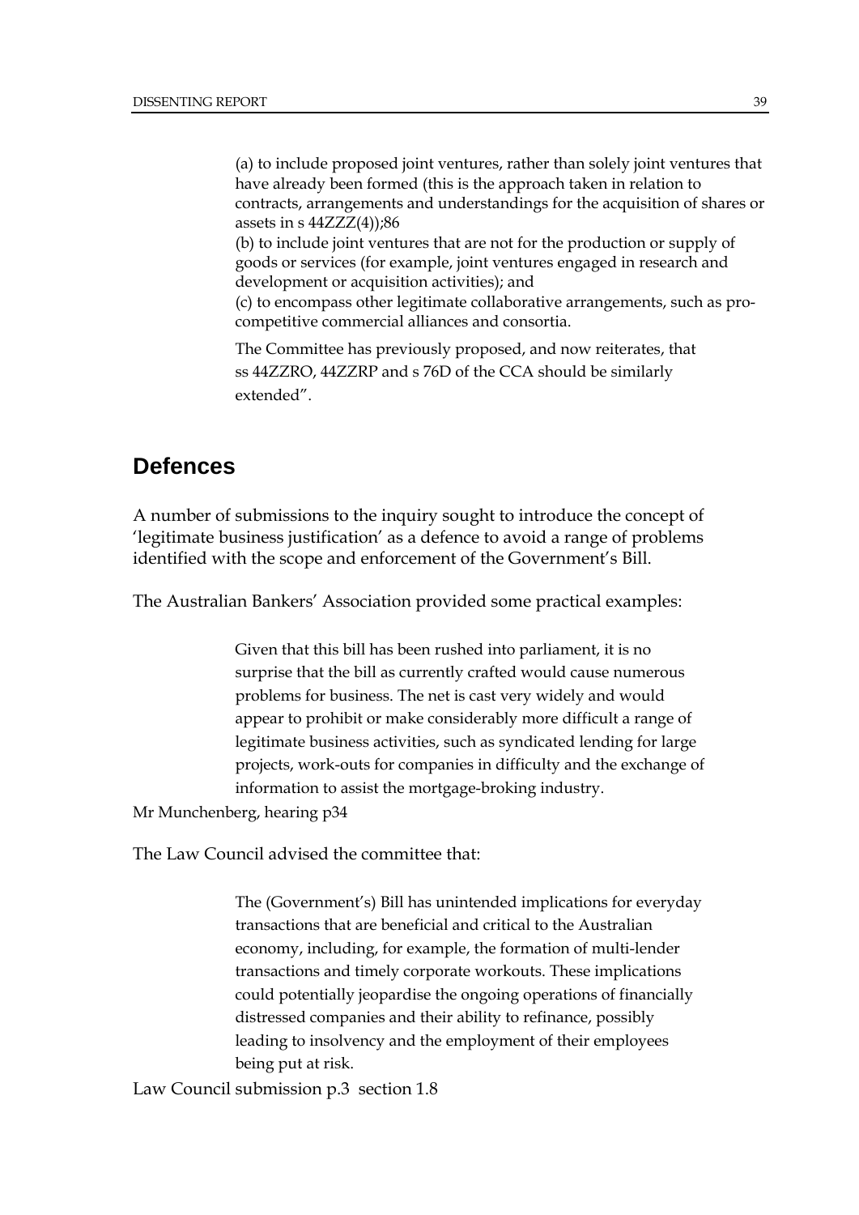(a) to include proposed joint ventures, rather than solely joint ventures that have already been formed (this is the approach taken in relation to contracts, arrangements and understandings for the acquisition of shares or assets in s 44ZZZ(4));86

(b) to include joint ventures that are not for the production or supply of goods or services (for example, joint ventures engaged in research and development or acquisition activities); and

(c) to encompass other legitimate collaborative arrangements, such as pro-competitive commercial alliances and consortia.

The Committee has previously proposed, and now reiterates, that ss 44ZZRO, 44ZZRP and s 76D of the CCA should be similarly extended".

## Defences

A number of submissions to the inquiry sought to introduce the concept of 'legitimate business justification' as a defence to avoid a range of problems identified with the scope and enforcement of the Government's Bill.

The Australian Bankers' Association provided some practical examples:

> Given that this bill has been rushed into parliament, it is no surprise that the bill as currently crafted would cause numerous problems for business. The net is cast very widely and would appear to prohibit or make considerably more difficult a range of legitimate business activities, such as syndicated lending for large projects, work-outs for companies in difficulty and the exchange of information to assist the mortgage-broking industry.

Mr Munchenberg, hearing p34

The Law Council advised the committee that:

> The (Government's) Bill has unintended implications for everyday transactions that are beneficial and critical to the Australian economy, including, for example, the formation of multi-lender transactions and timely corporate workouts. These implications could potentially jeopardise the ongoing operations of financially distressed companies and their ability to refinance, possibly leading to insolvency and the employment of their employees being put at risk.

Law Council submission p.3 section 1.8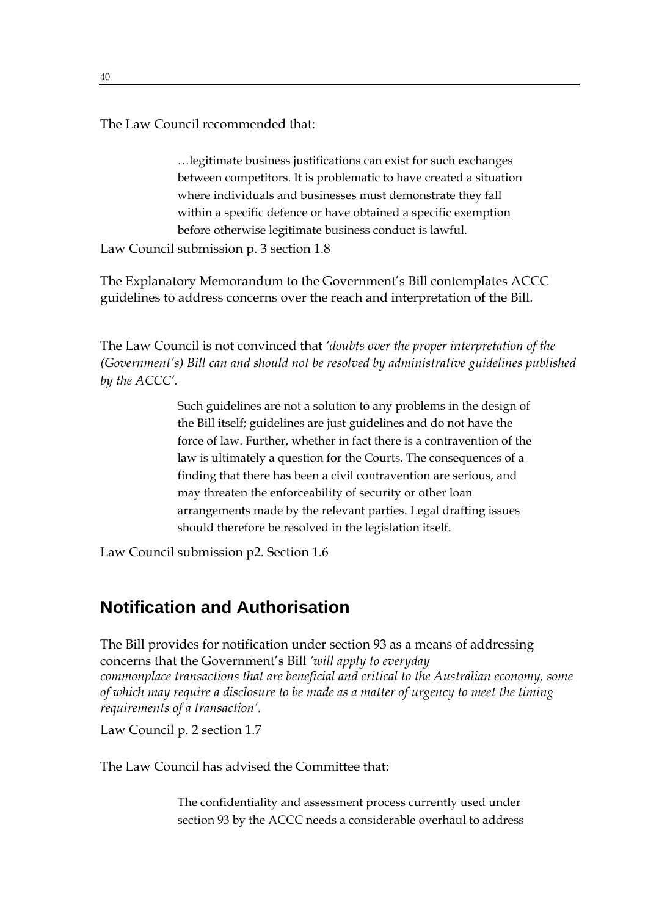The Law Council recommended that:

> …legitimate business justifications can exist for such exchanges between competitors. It is problematic to have created a situation where individuals and businesses must demonstrate they fall within a specific defence or have obtained a specific exemption before otherwise legitimate business conduct is lawful.

Law Council submission p. 3 section 1.8

The Explanatory Memorandum to the Government's Bill contemplates ACCC guidelines to address concerns over the reach and interpretation of the Bill.

The Law Council is not convinced that *'doubts over the proper interpretation of the (Government's) Bill can and should not be resolved by administrative guidelines published by the ACCC'*.

> Such guidelines are not a solution to any problems in the design of the Bill itself; guidelines are just guidelines and do not have the force of law. Further, whether in fact there is a contravention of the law is ultimately a question for the Courts. The consequences of a finding that there has been a civil contravention are serious, and may threaten the enforceability of security or other loan arrangements made by the relevant parties. Legal drafting issues should therefore be resolved in the legislation itself.

Law Council submission p2. Section 1.6

## Notification and Authorisation

The Bill provides for notification under section 93 as a means of addressing concerns that the Government's Bill *'will apply to everyday commonplace transactions that are beneficial and critical to the Australian economy, some of which may require a disclosure to be made as a matter of urgency to meet the timing requirements of a transaction'*.

Law Council p. 2 section 1.7

The Law Council has advised the Committee that:

> The confidentiality and assessment process currently used under section 93 by the ACCC needs a considerable overhaul to address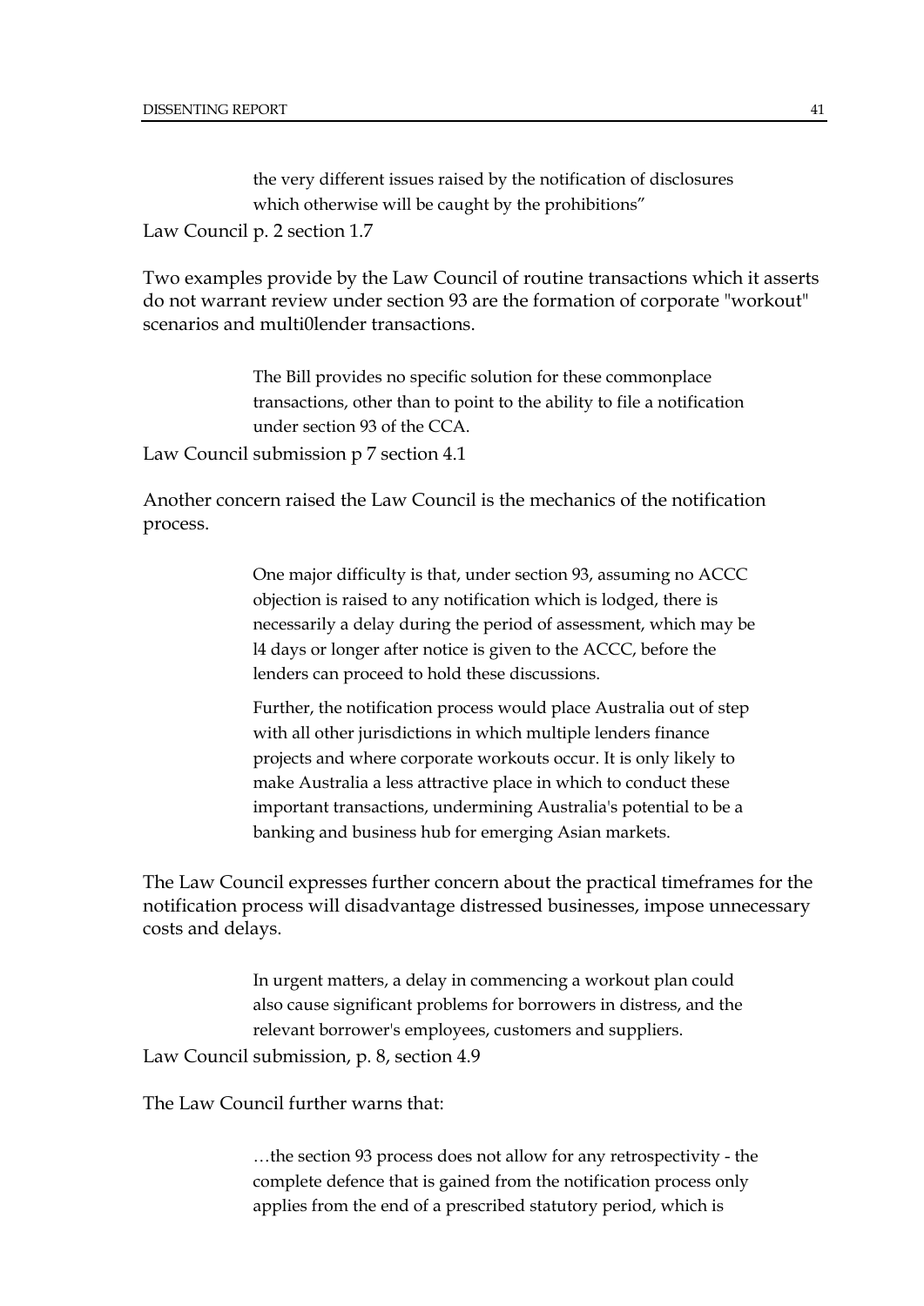> the very different issues raised by the notification of disclosures which otherwise will be caught by the prohibitions”

Law Council p. 2 section 1.7

Two examples provide by the Law Council of routine transactions which it asserts do not warrant review under section 93 are the formation of corporate "workout" scenarios and multi0lender transactions.

> The Bill provides no specific solution for these commonplace transactions, other than to point to the ability to file a notification under section 93 of the CCA.

Law Council submission p 7 section 4.1

Another concern raised the Law Council is the mechanics of the notification process.

> One major difficulty is that, under section 93, assuming no ACCC objection is raised to any notification which is lodged, there is necessarily a delay during the period of assessment, which may be l4 days or longer after notice is given to the ACCC, before the lenders can proceed to hold these discussions.
>
> Further, the notification process would place Australia out of step with all other jurisdictions in which multiple lenders finance projects and where corporate workouts occur. It is only likely to make Australia a less attractive place in which to conduct these important transactions, undermining Australia's potential to be a banking and business hub for emerging Asian markets.

The Law Council expresses further concern about the practical timeframes for the notification process will disadvantage distressed businesses, impose unnecessary costs and delays.

> In urgent matters, a delay in commencing a workout plan could also cause significant problems for borrowers in distress, and the relevant borrower's employees, customers and suppliers.

Law Council submission, p. 8, section 4.9

The Law Council further warns that:

> …the section 93 process does not allow for any retrospectivity - the complete defence that is gained from the notification process only applies from the end of a prescribed statutory period, which is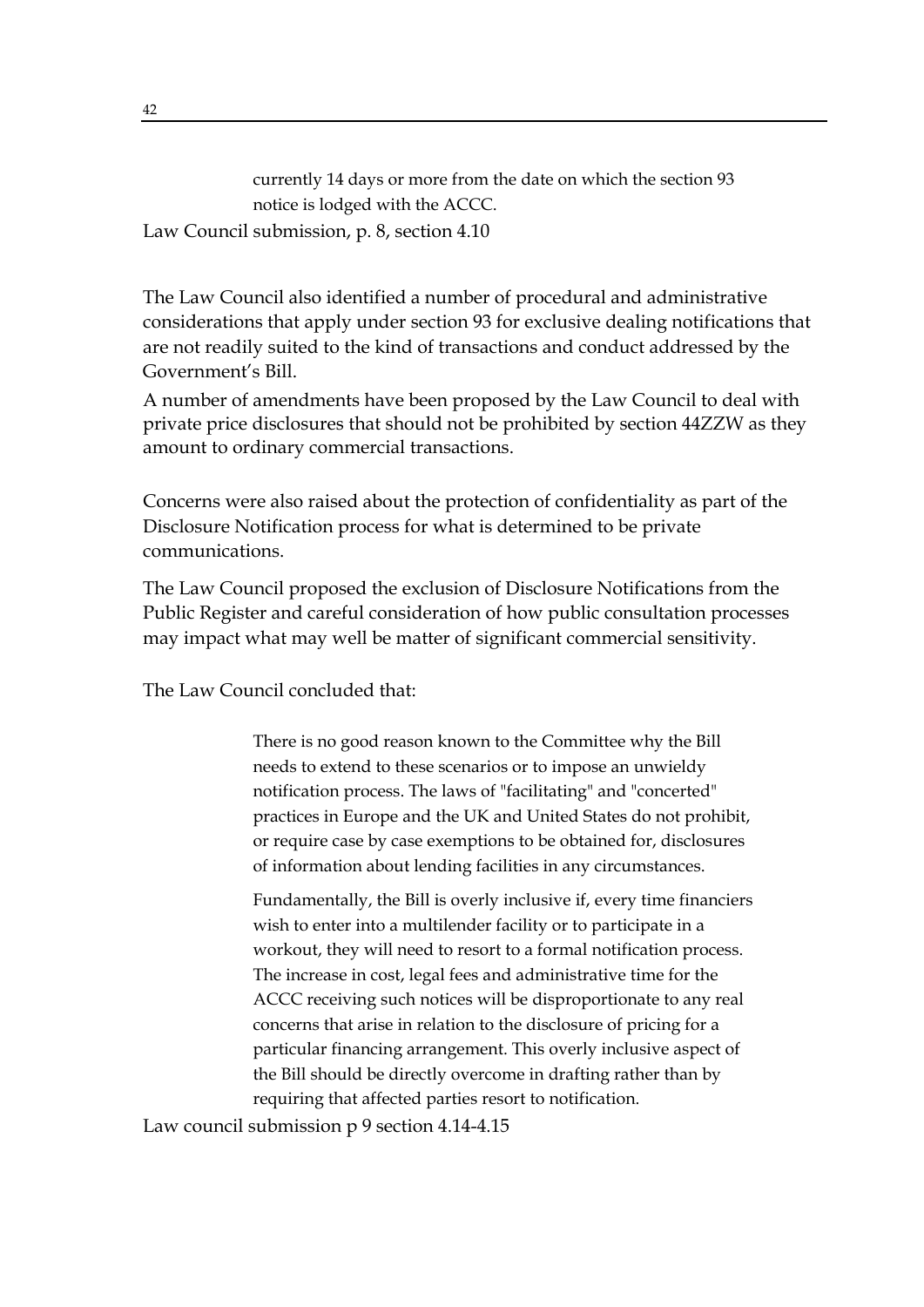> currently 14 days or more from the date on which the section 93 notice is lodged with the ACCC.

Law Council submission, p. 8, section 4.10

The Law Council also identified a number of procedural and administrative considerations that apply under section 93 for exclusive dealing notifications that are not readily suited to the kind of transactions and conduct addressed by the Government's Bill.

A number of amendments have been proposed by the Law Council to deal with private price disclosures that should not be prohibited by section 44ZZW as they amount to ordinary commercial transactions.

Concerns were also raised about the protection of confidentiality as part of the Disclosure Notification process for what is determined to be private communications.

The Law Council proposed the exclusion of Disclosure Notifications from the Public Register and careful consideration of how public consultation processes may impact what may well be matter of significant commercial sensitivity.

The Law Council concluded that:

> There is no good reason known to the Committee why the Bill needs to extend to these scenarios or to impose an unwieldy notification process. The laws of "facilitating" and "concerted" practices in Europe and the UK and United States do not prohibit, or require case by case exemptions to be obtained for, disclosures of information about lending facilities in any circumstances.
>
> Fundamentally, the Bill is overly inclusive if, every time financiers wish to enter into a multilender facility or to participate in a workout, they will need to resort to a formal notification process. The increase in cost, legal fees and administrative time for the ACCC receiving such notices will be disproportionate to any real concerns that arise in relation to the disclosure of pricing for a particular financing arrangement. This overly inclusive aspect of the Bill should be directly overcome in drafting rather than by requiring that affected parties resort to notification.

Law council submission p 9 section 4.14-4.15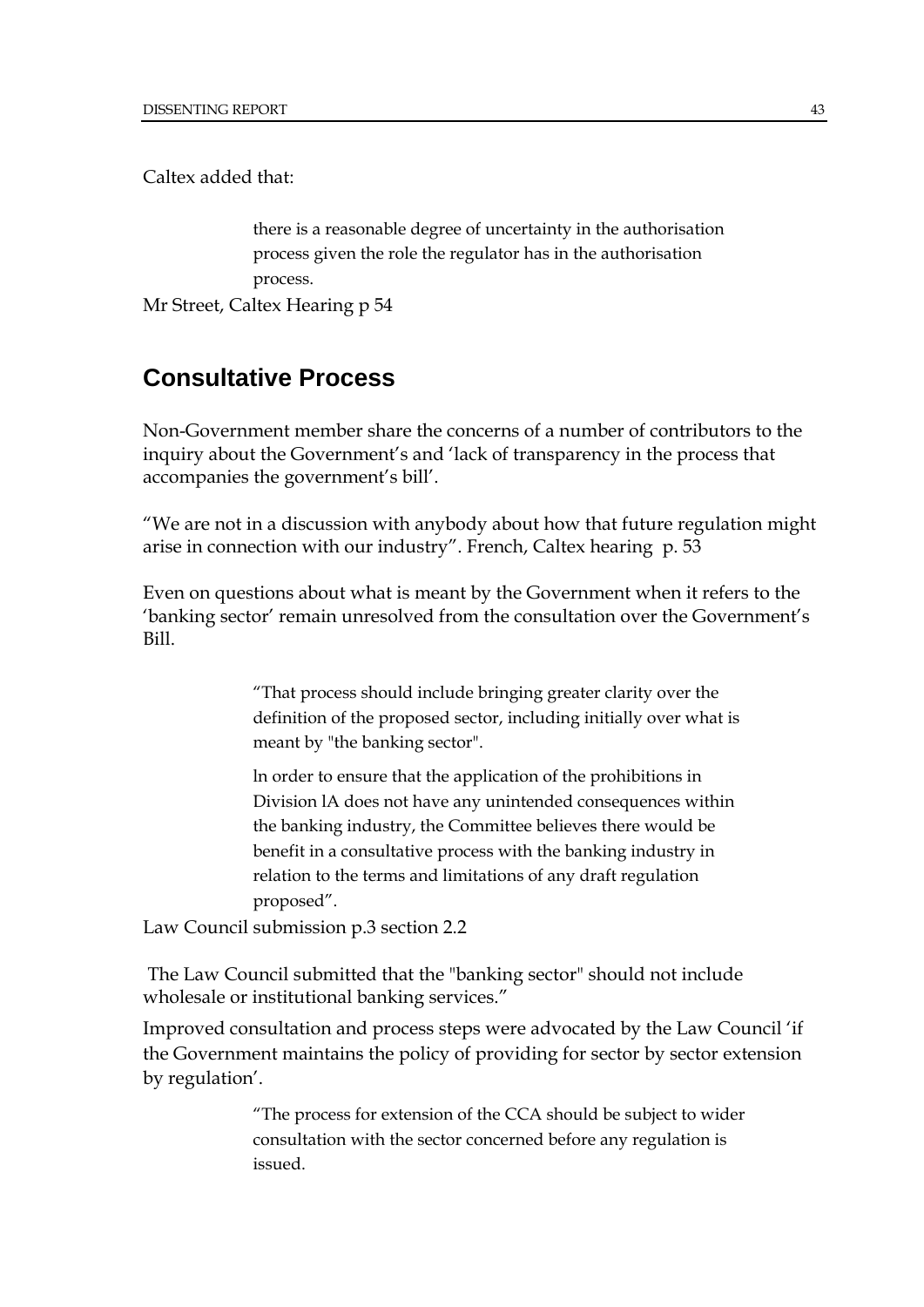Caltex added that:

> there is a reasonable degree of uncertainty in the authorisation process given the role the regulator has in the authorisation process.

Mr Street, Caltex Hearing p 54

## Consultative Process

Non-Government member share the concerns of a number of contributors to the inquiry about the Government's and 'lack of transparency in the process that accompanies the government's bill'.

"We are not in a discussion with anybody about how that future regulation might arise in connection with our industry". French, Caltex hearing p. 53

Even on questions about what is meant by the Government when it refers to the 'banking sector' remain unresolved from the consultation over the Government's Bill.

> "That process should include bringing greater clarity over the definition of the proposed sector, including initially over what is meant by "the banking sector".
>
> ln order to ensure that the application of the prohibitions in Division lA does not have any unintended consequences within the banking industry, the Committee believes there would be benefit in a consultative process with the banking industry in relation to the terms and limitations of any draft regulation proposed".

Law Council submission p.3 section 2.2

The Law Council submitted that the "banking sector" should not include wholesale or institutional banking services."

Improved consultation and process steps were advocated by the Law Council 'if the Government maintains the policy of providing for sector by sector extension by regulation'.

> "The process for extension of the CCA should be subject to wider consultation with the sector concerned before any regulation is issued.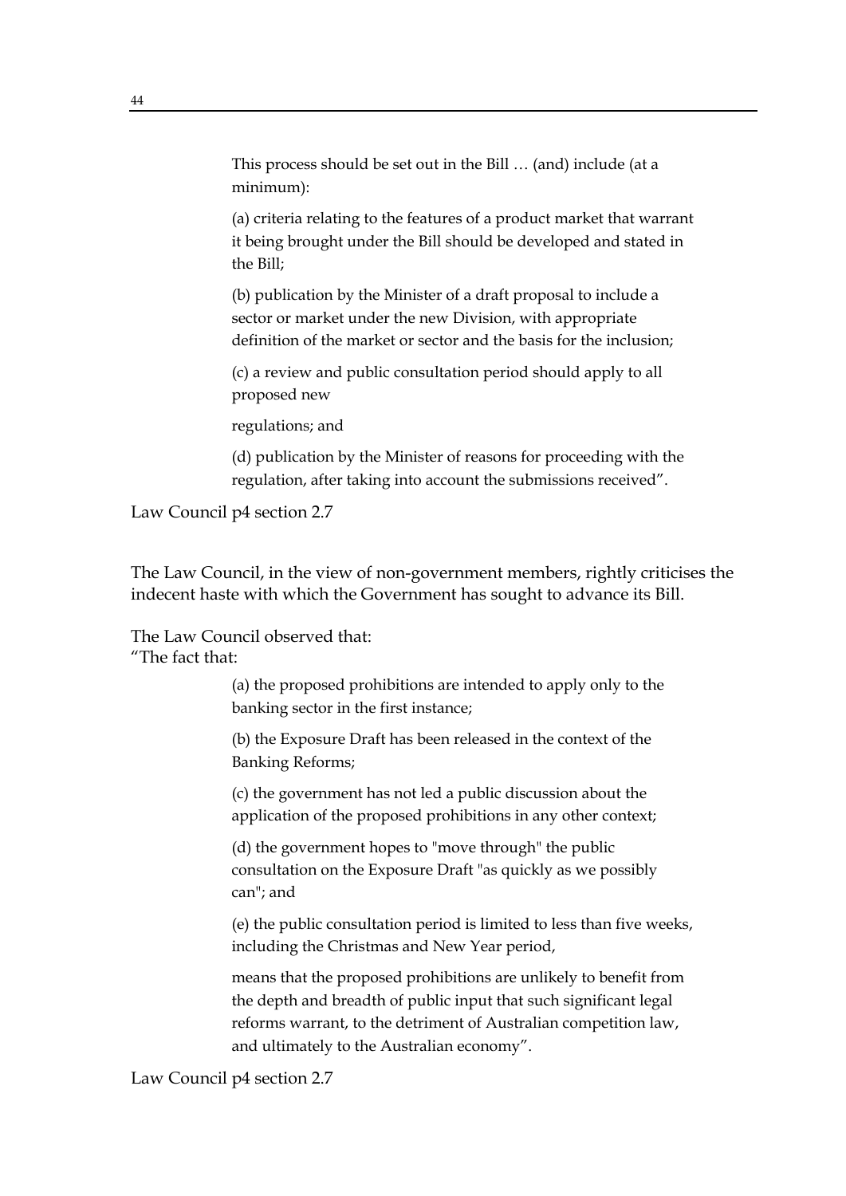> This process should be set out in the Bill … (and) include (at a minimum):
>
> (a) criteria relating to the features of a product market that warrant it being brought under the Bill should be developed and stated in the Bill;
>
> (b) publication by the Minister of a draft proposal to include a sector or market under the new Division, with appropriate definition of the market or sector and the basis for the inclusion;
>
> (c) a review and public consultation period should apply to all proposed new
>
> regulations; and
>
> (d) publication by the Minister of reasons for proceeding with the regulation, after taking into account the submissions received".

Law Council p4 section 2.7

The Law Council, in the view of non-government members, rightly criticises the indecent haste with which the Government has sought to advance its Bill.

The Law Council observed that:
"The fact that:

> (a) the proposed prohibitions are intended to apply only to the banking sector in the first instance;
>
> (b) the Exposure Draft has been released in the context of the Banking Reforms;
>
> (c) the government has not led a public discussion about the application of the proposed prohibitions in any other context;
>
> (d) the government hopes to "move through" the public consultation on the Exposure Draft "as quickly as we possibly can"; and
>
> (e) the public consultation period is limited to less than five weeks, including the Christmas and New Year period,
>
> means that the proposed prohibitions are unlikely to benefit from the depth and breadth of public input that such significant legal reforms warrant, to the detriment of Australian competition law, and ultimately to the Australian economy".

Law Council p4 section 2.7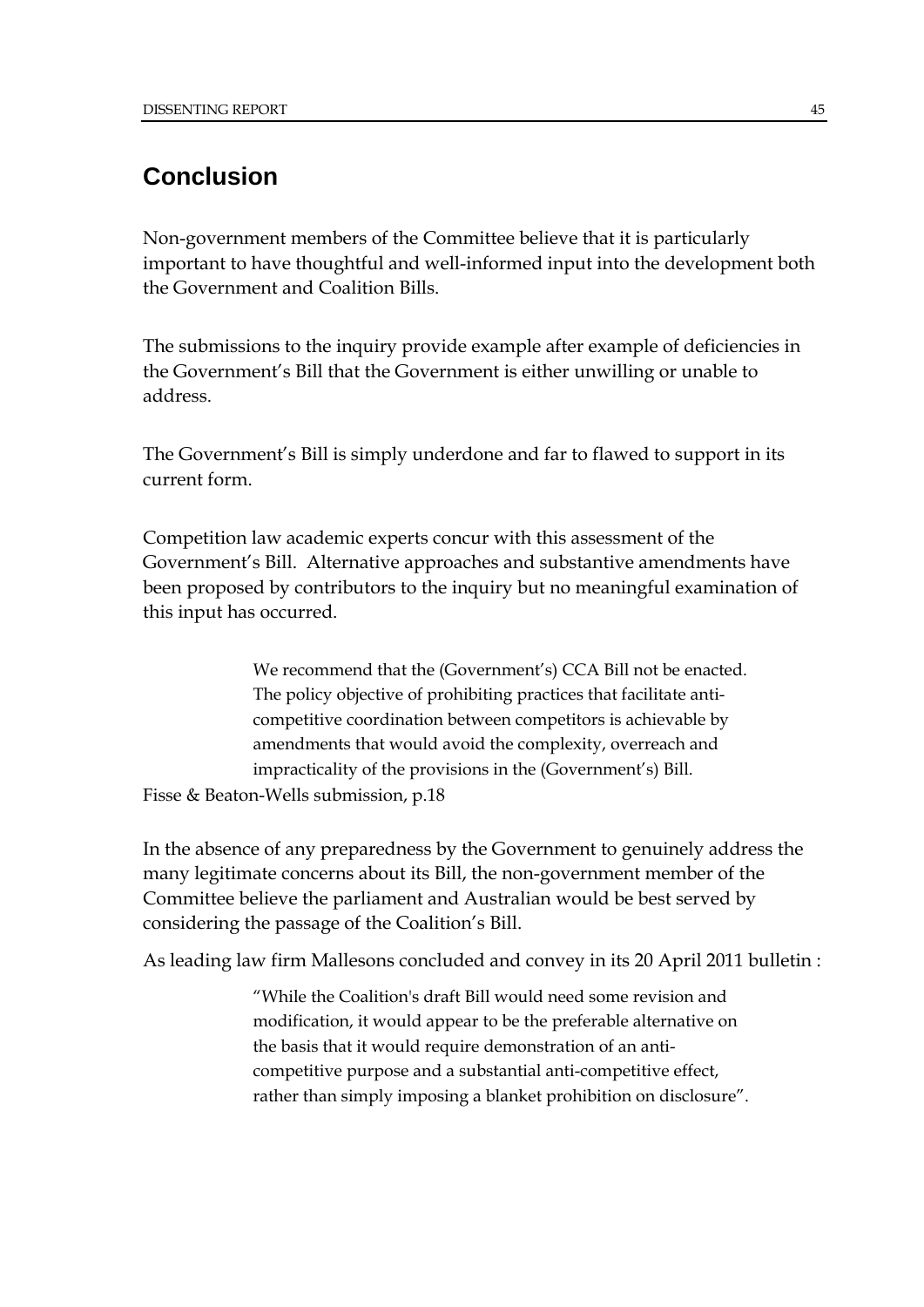## Conclusion

Non-government members of the Committee believe that it is particularly important to have thoughtful and well-informed input into the development both the Government and Coalition Bills.

The submissions to the inquiry provide example after example of deficiencies in the Government's Bill that the Government is either unwilling or unable to address.

The Government's Bill is simply underdone and far to flawed to support in its current form.

Competition law academic experts concur with this assessment of the Government's Bill. Alternative approaches and substantive amendments have been proposed by contributors to the inquiry but no meaningful examination of this input has occurred.

> We recommend that the (Government's) CCA Bill not be enacted. The policy objective of prohibiting practices that facilitate anti-competitive coordination between competitors is achievable by amendments that would avoid the complexity, overreach and impracticality of the provisions in the (Government's) Bill.

Fisse & Beaton-Wells submission, p.18

In the absence of any preparedness by the Government to genuinely address the many legitimate concerns about its Bill, the non-government member of the Committee believe the parliament and Australian would be best served by considering the passage of the Coalition's Bill.

As leading law firm Mallesons concluded and convey in its 20 April 2011 bulletin :

> "While the Coalition's draft Bill would need some revision and modification, it would appear to be the preferable alternative on the basis that it would require demonstration of an anti-competitive purpose and a substantial anti-competitive effect, rather than simply imposing a blanket prohibition on disclosure".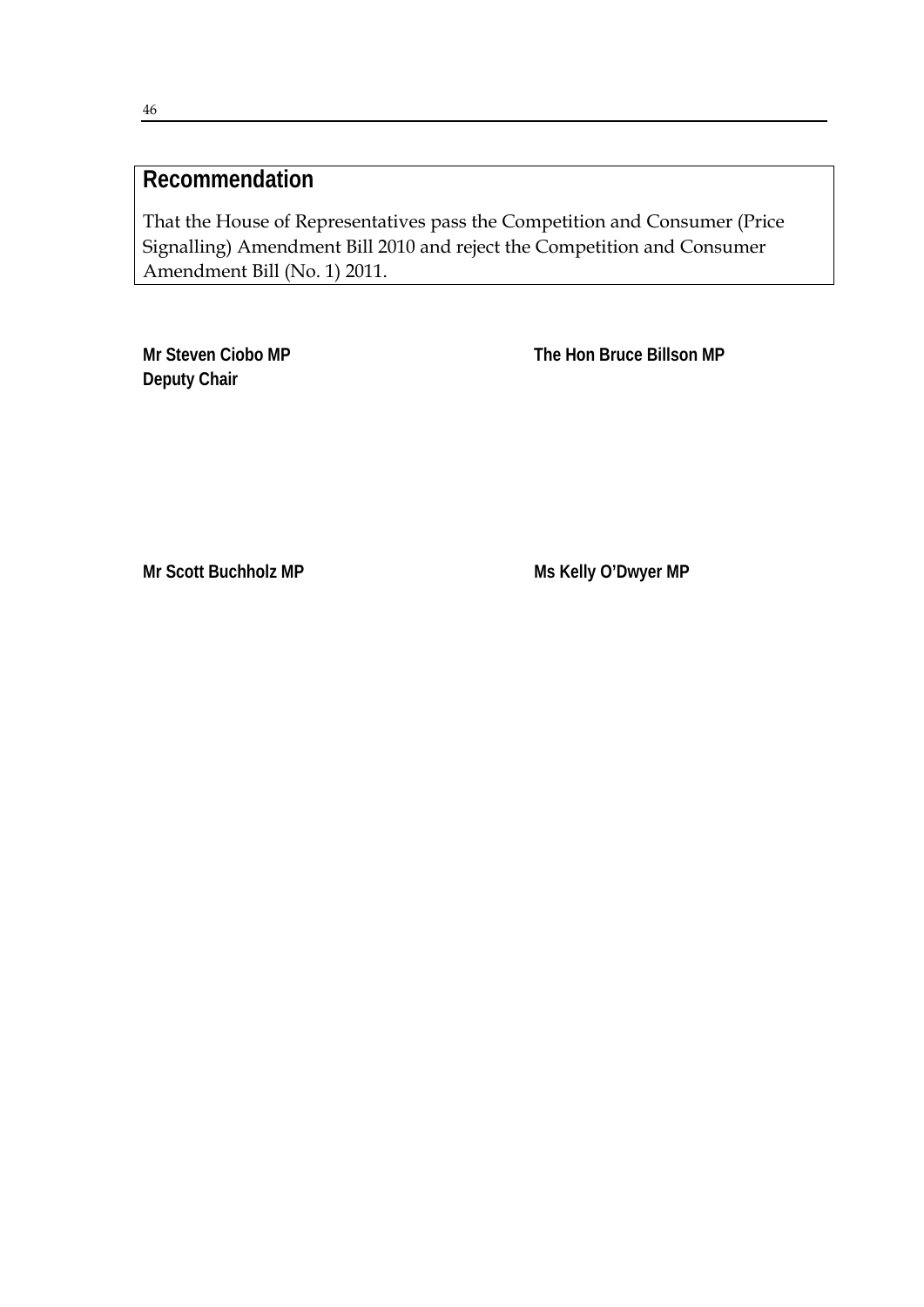## Recommendation

That the House of Representatives pass the Competition and Consumer (Price Signalling) Amendment Bill 2010 and reject the Competition and Consumer Amendment Bill (No. 1) 2011.

**Mr Steven Ciobo MP**
**Deputy Chair**

**The Hon Bruce Billson MP**

**Mr Scott Buchholz MP**

**Ms Kelly O'Dwyer MP**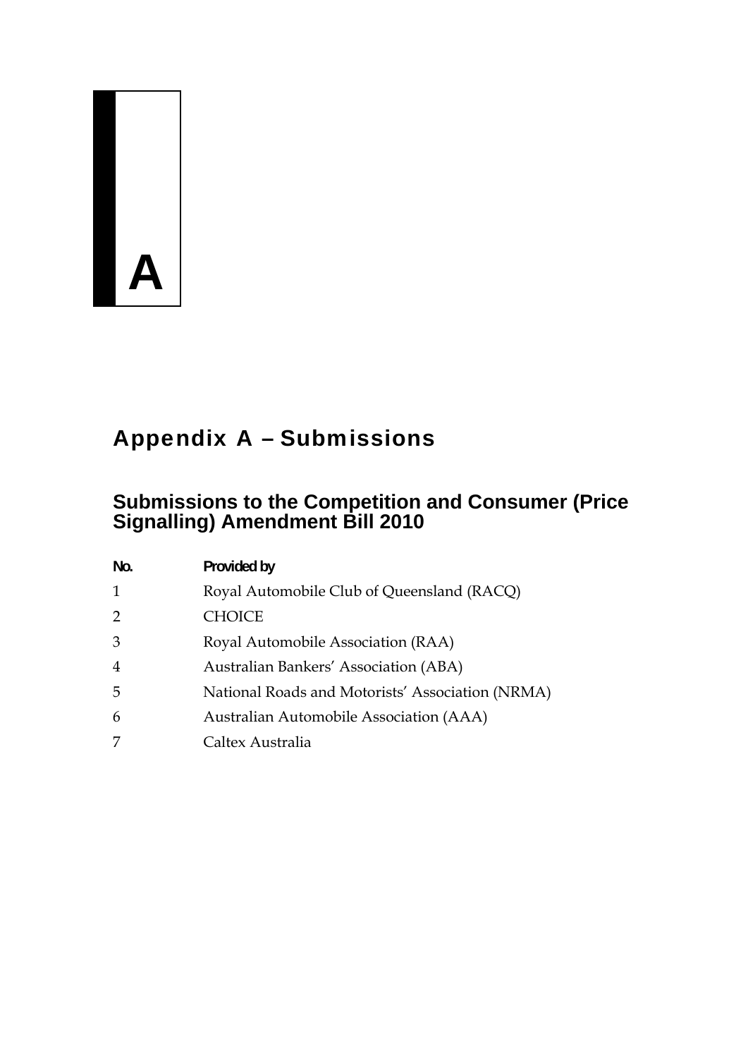A

# Appendix A – Submissions

## Submissions to the Competition and Consumer (Price Signalling) Amendment Bill 2010

| No. | Provided by |
|---|---|
| 1 | Royal Automobile Club of Queensland (RACQ) |
| 2 | CHOICE |
| 3 | Royal Automobile Association (RAA) |
| 4 | Australian Bankers' Association (ABA) |
| 5 | National Roads and Motorists' Association (NRMA) |
| 6 | Australian Automobile Association (AAA) |
| 7 | Caltex Australia |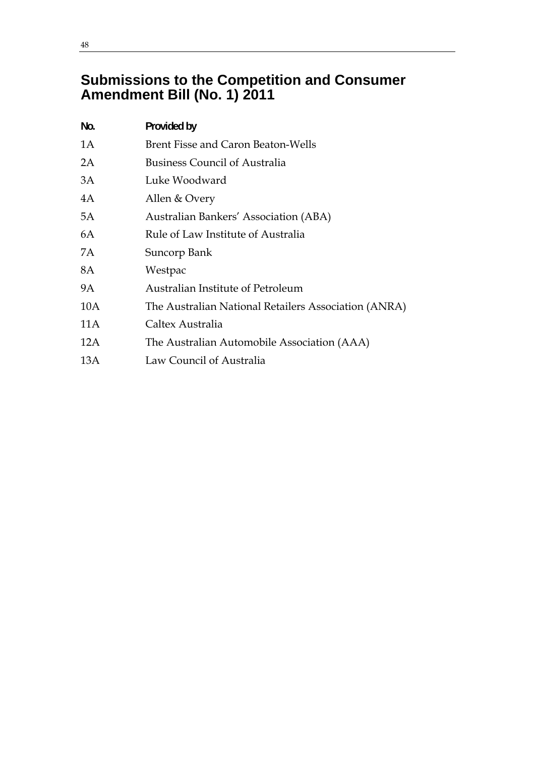## Submissions to the Competition and Consumer Amendment Bill (No. 1) 2011

| No. | Provided by |
| --- | --- |
| 1A | Brent Fisse and Caron Beaton-Wells |
| 2A | Business Council of Australia |
| 3A | Luke Woodward |
| 4A | Allen & Overy |
| 5A | Australian Bankers' Association (ABA) |
| 6A | Rule of Law Institute of Australia |
| 7A | Suncorp Bank |
| 8A | Westpac |
| 9A | Australian Institute of Petroleum |
| 10A | The Australian National Retailers Association (ANRA) |
| 11A | Caltex Australia |
| 12A | The Australian Automobile Association (AAA) |
| 13A | Law Council of Australia |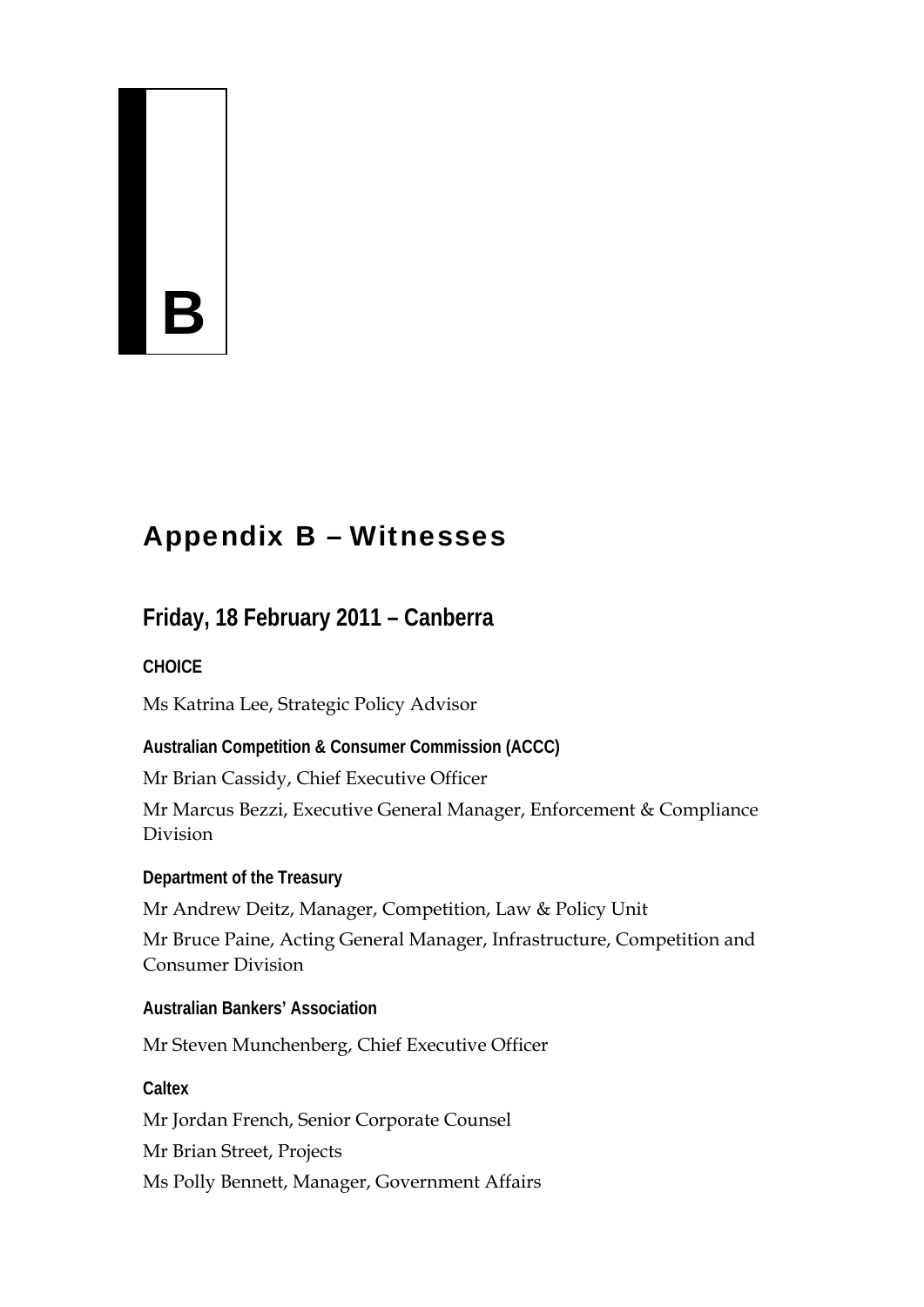# Appendix B – Witnesses

## Friday, 18 February 2011 – Canberra

### CHOICE

Ms Katrina Lee, Strategic Policy Advisor

### Australian Competition & Consumer Commission (ACCC)

Mr Brian Cassidy, Chief Executive Officer

Mr Marcus Bezzi, Executive General Manager, Enforcement & Compliance Division

### Department of the Treasury

Mr Andrew Deitz, Manager, Competition, Law & Policy Unit

Mr Bruce Paine, Acting General Manager, Infrastructure, Competition and Consumer Division

### Australian Bankers' Association

Mr Steven Munchenberg, Chief Executive Officer

### Caltex

Mr Jordan French, Senior Corporate Counsel

Mr Brian Street, Projects

Ms Polly Bennett, Manager, Government Affairs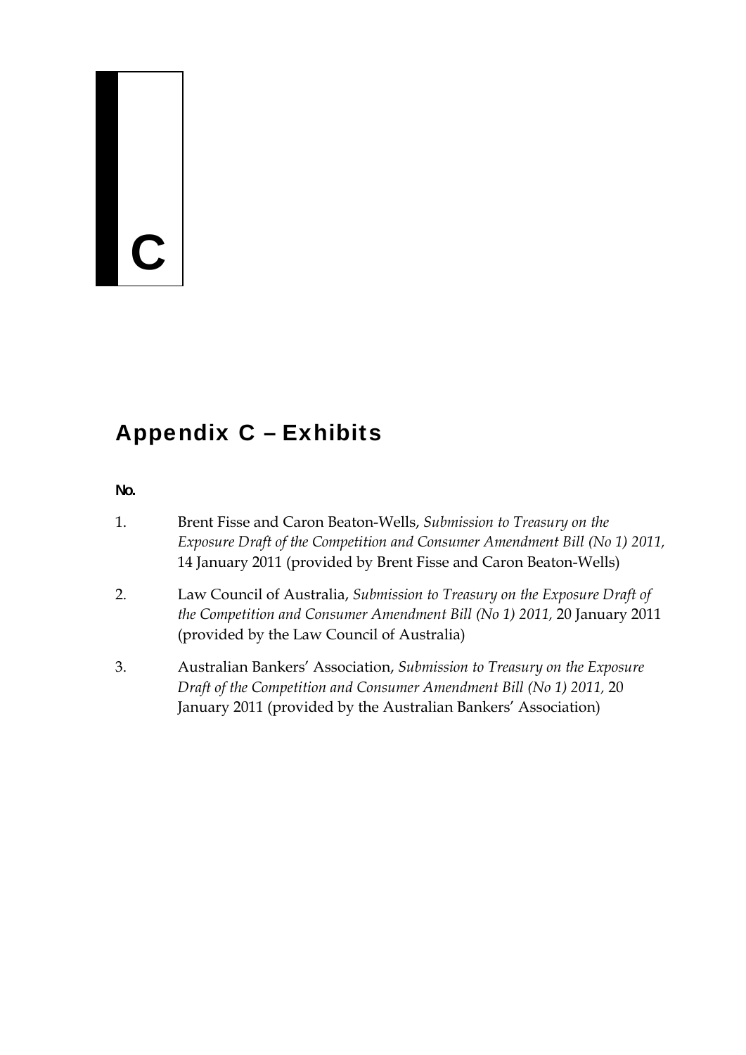# C

## Appendix C – Exhibits

**No.**

1. Brent Fisse and Caron Beaton-Wells, *Submission to Treasury on the Exposure Draft of the Competition and Consumer Amendment Bill (No 1) 2011,* 14 January 2011 (provided by Brent Fisse and Caron Beaton-Wells)

2. Law Council of Australia, *Submission to Treasury on the Exposure Draft of the Competition and Consumer Amendment Bill (No 1) 2011,* 20 January 2011 (provided by the Law Council of Australia)

3. Australian Bankers' Association, *Submission to Treasury on the Exposure Draft of the Competition and Consumer Amendment Bill (No 1) 2011,* 20 January 2011 (provided by the Australian Bankers' Association)